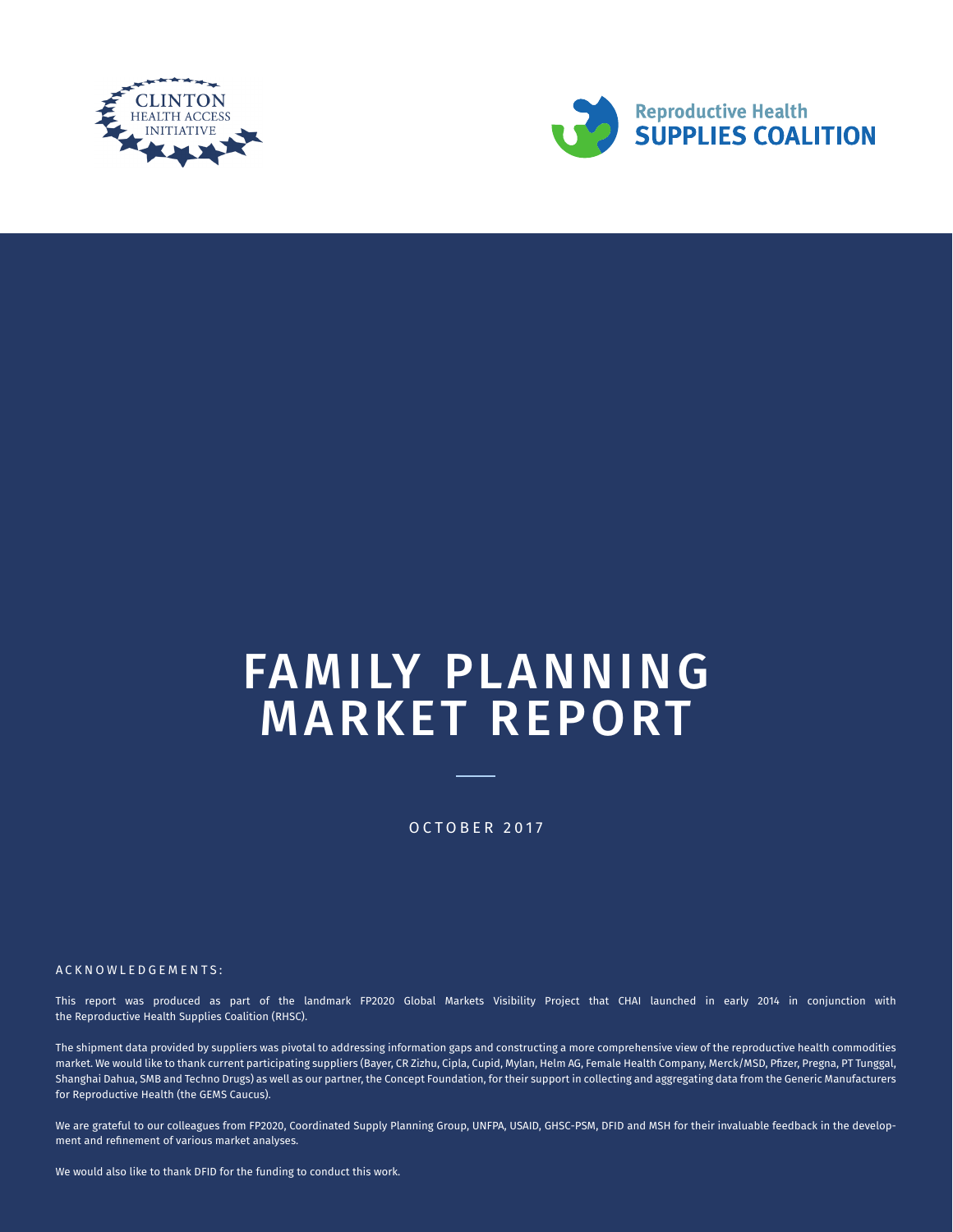CLINTON HEALTH ACCESS INITIATIVE

Reproductive Health SUPPLIES COALITION

# FAMILY PLANNING MARKET REPORT

OCTOBER 2017

## ACKNOWLEDGEMENTS:

This report was produced as part of the landmark FP2020 Global Markets Visibility Project that CHAI launched in early 2014 in conjunction with the Reproductive Health Supplies Coalition (RHSC).

The shipment data provided by suppliers was pivotal to addressing information gaps and constructing a more comprehensive view of the reproductive health commodities market. We would like to thank current participating suppliers (Bayer, CR Zizhu, Cipla, Cupid, Mylan, Helm AG, Female Health Company, Merck/MSD, Pfizer, Pregna, PT Tunggal, Shanghai Dahua, SMB and Techno Drugs) as well as our partner, the Concept Foundation, for their support in collecting and aggregating data from the Generic Manufacturers for Reproductive Health (the GEMS Caucus).

We are grateful to our colleagues from FP2020, Coordinated Supply Planning Group, UNFPA, USAID, GHSC-PSM, DFID and MSH for their invaluable feedback in the development and refinement of various market analyses.

We would also like to thank DFID for the funding to conduct this work.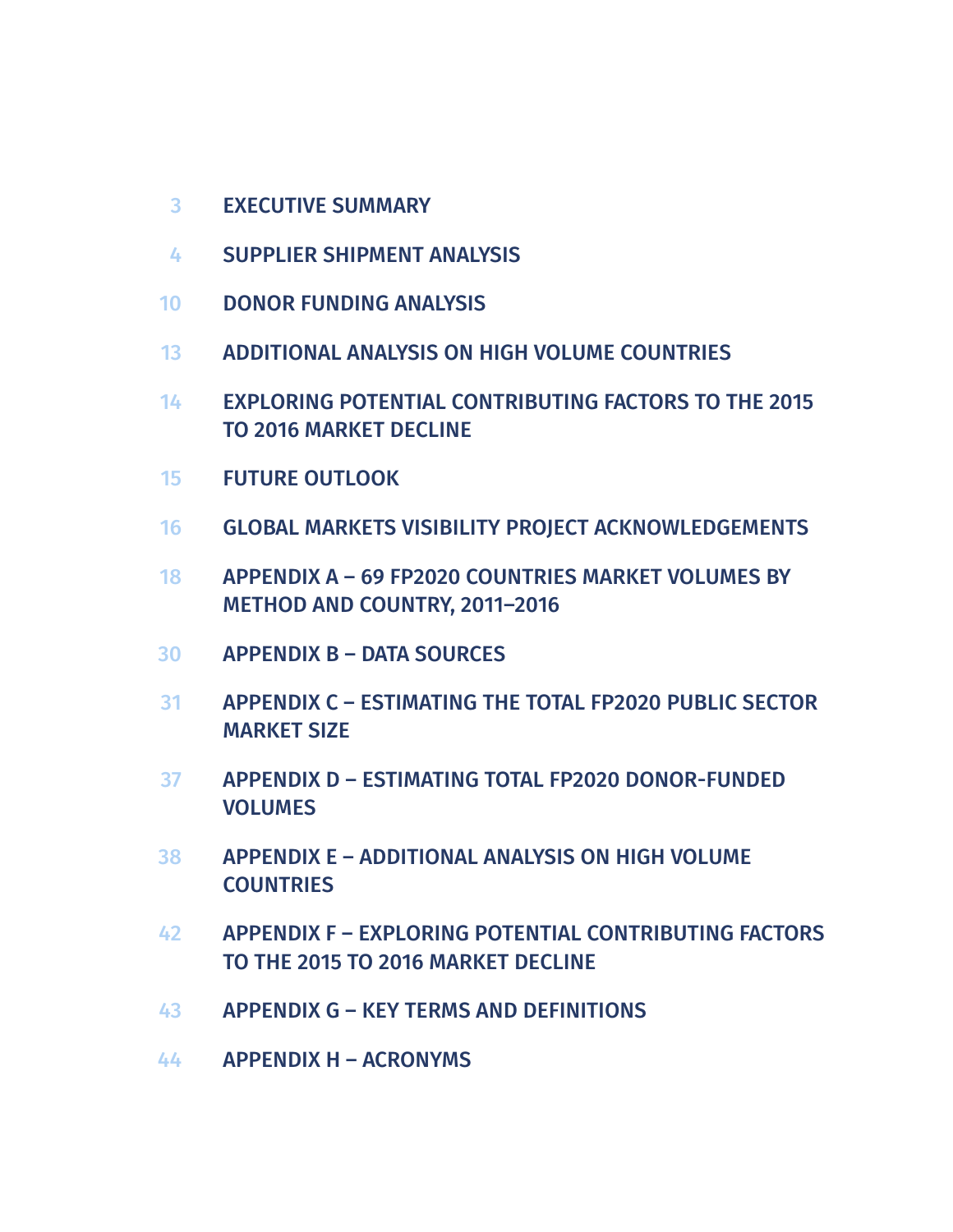| | |
|---|---|
| 3 | EXECUTIVE SUMMARY |
| 4 | SUPPLIER SHIPMENT ANALYSIS |
| 10 | DONOR FUNDING ANALYSIS |
| 13 | ADDITIONAL ANALYSIS ON HIGH VOLUME COUNTRIES |
| 14 | EXPLORING POTENTIAL CONTRIBUTING FACTORS TO THE 2015 TO 2016 MARKET DECLINE |
| 15 | FUTURE OUTLOOK |
| 16 | GLOBAL MARKETS VISIBILITY PROJECT ACKNOWLEDGEMENTS |
| 18 | APPENDIX A – 69 FP2020 COUNTRIES MARKET VOLUMES BY METHOD AND COUNTRY, 2011–2016 |
| 30 | APPENDIX B – DATA SOURCES |
| 31 | APPENDIX C – ESTIMATING THE TOTAL FP2020 PUBLIC SECTOR MARKET SIZE |
| 37 | APPENDIX D – ESTIMATING TOTAL FP2020 DONOR-FUNDED VOLUMES |
| 38 | APPENDIX E – ADDITIONAL ANALYSIS ON HIGH VOLUME COUNTRIES |
| 42 | APPENDIX F – EXPLORING POTENTIAL CONTRIBUTING FACTORS TO THE 2015 TO 2016 MARKET DECLINE |
| 43 | APPENDIX G – KEY TERMS AND DEFINITIONS |
| 44 | APPENDIX H – ACRONYMS |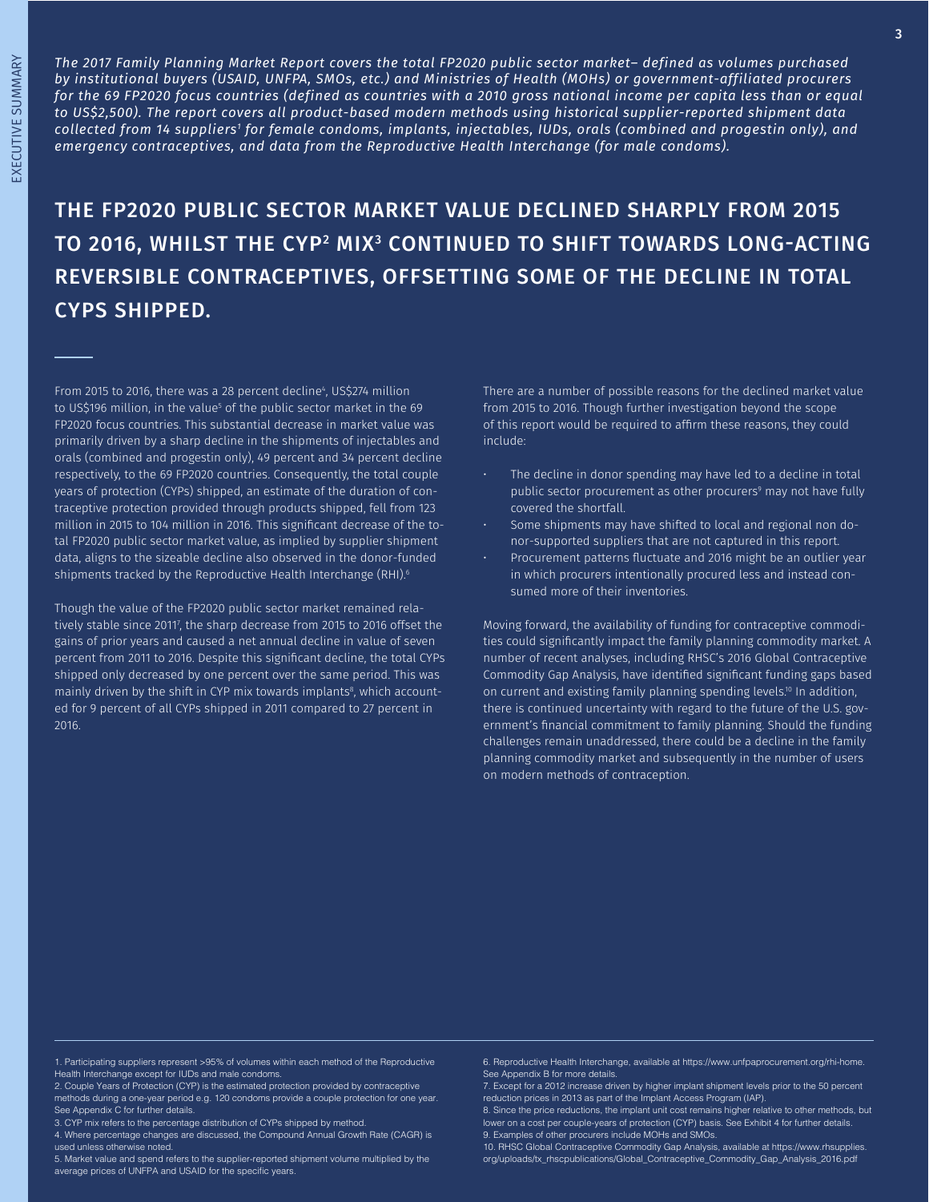*The 2017 Family Planning Market Report covers the total FP2020 public sector market– defined as volumes purchased by institutional buyers (USAID, UNFPA, SMOs, etc.) and Ministries of Health (MOHs) or government-affiliated procurers for the 69 FP2020 focus countries (defined as countries with a 2010 gross national income per capita less than or equal to US$2,500). The report covers all product-based modern methods using historical supplier-reported shipment data collected from 14 suppliers[1] for female condoms, implants, injectables, IUDs, orals (combined and progestin only), and emergency contraceptives, and data from the Reproductive Health Interchange (for male condoms).*

## THE FP2020 PUBLIC SECTOR MARKET VALUE DECLINED SHARPLY FROM 2015 TO 2016, WHILST THE CYP[2] MIX[3] CONTINUED TO SHIFT TOWARDS LONG-ACTING REVERSIBLE CONTRACEPTIVES, OFFSETTING SOME OF THE DECLINE IN TOTAL CYPS SHIPPED.

From 2015 to 2016, there was a 28 percent decline[4], US$274 million to US$196 million, in the value[5] of the public sector market in the 69 FP2020 focus countries. This substantial decrease in market value was primarily driven by a sharp decline in the shipments of injectables and orals (combined and progestin only), 49 percent and 34 percent decline respectively, to the 69 FP2020 countries. Consequently, the total couple years of protection (CYPs) shipped, an estimate of the duration of contraceptive protection provided through products shipped, fell from 123 million in 2015 to 104 million in 2016. This significant decrease of the total FP2020 public sector market value, as implied by supplier shipment data, aligns to the sizeable decline also observed in the donor-funded shipments tracked by the Reproductive Health Interchange (RHI).[6]

Though the value of the FP2020 public sector market remained relatively stable since 2011[7], the sharp decrease from 2015 to 2016 offset the gains of prior years and caused a net annual decline in value of seven percent from 2011 to 2016. Despite this significant decline, the total CYPs shipped only decreased by one percent over the same period. This was mainly driven by the shift in CYP mix towards implants[8], which accounted for 9 percent of all CYPs shipped in 2011 compared to 27 percent in 2016.

There are a number of possible reasons for the declined market value from 2015 to 2016. Though further investigation beyond the scope of this report would be required to affirm these reasons, they could include:

- The decline in donor spending may have led to a decline in total public sector procurement as other procurers[9] may not have fully covered the shortfall.
- Some shipments may have shifted to local and regional non donor-supported suppliers that are not captured in this report.
- Procurement patterns fluctuate and 2016 might be an outlier year in which procurers intentionally procured less and instead consumed more of their inventories.

Moving forward, the availability of funding for contraceptive commodities could significantly impact the family planning commodity market. A number of recent analyses, including RHSC's 2016 Global Contraceptive Commodity Gap Analysis, have identified significant funding gaps based on current and existing family planning spending levels.[10] In addition, there is continued uncertainty with regard to the future of the U.S. government's financial commitment to family planning. Should the funding challenges remain unaddressed, there could be a decline in the family planning commodity market and subsequently in the number of users on modern methods of contraception.

---

1. Participating suppliers represent >95% of volumes within each method of the Reproductive Health Interchange except for IUDs and male condoms.
2. Couple Years of Protection (CYP) is the estimated protection provided by contraceptive methods during a one-year period e.g. 120 condoms provide a couple protection for one year. See Appendix C for further details.
3. CYP mix refers to the percentage distribution of CYPs shipped by method.
4. Where percentage changes are discussed, the Compound Annual Growth Rate (CAGR) is used unless otherwise noted.
5. Market value and spend refers to the supplier-reported shipment volume multiplied by the average prices of UNFPA and USAID for the specific years.
6. Reproductive Health Interchange, available at https://www.unfpaprocurement.org/rhi-home. See Appendix B for more details.
7. Except for a 2012 increase driven by higher implant shipment levels prior to the 50 percent reduction prices in 2013 as part of the Implant Access Program (IAP).
8. Since the price reductions, the implant unit cost remains higher relative to other methods, but lower on a cost per couple-years of protection (CYP) basis. See Exhibit 4 for further details.
9. Examples of other procurers include MOHs and SMOs.
10. RHSC Global Contraceptive Commodity Gap Analysis, available at https://www.rhsupplies.org/uploads/tx_rhscpublications/Global_Contraceptive_Commodity_Gap_Analysis_2016.pdf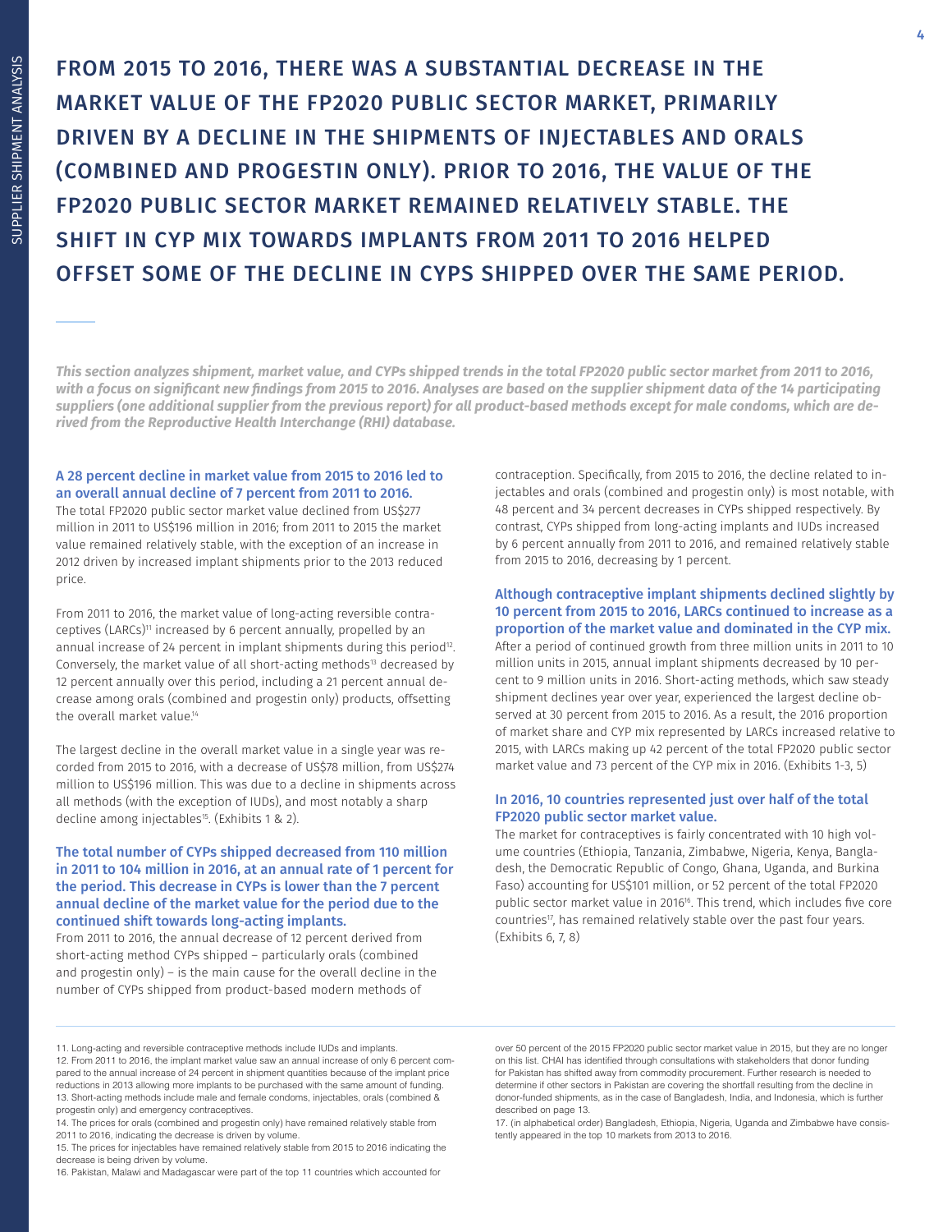# FROM 2015 TO 2016, THERE WAS A SUBSTANTIAL DECREASE IN THE MARKET VALUE OF THE FP2020 PUBLIC SECTOR MARKET, PRIMARILY DRIVEN BY A DECLINE IN THE SHIPMENTS OF INJECTABLES AND ORALS (COMBINED AND PROGESTIN ONLY). PRIOR TO 2016, THE VALUE OF THE FP2020 PUBLIC SECTOR MARKET REMAINED RELATIVELY STABLE. THE SHIFT IN CYP MIX TOWARDS IMPLANTS FROM 2011 TO 2016 HELPED OFFSET SOME OF THE DECLINE IN CYPS SHIPPED OVER THE SAME PERIOD.

***This section analyzes shipment, market value, and CYPs shipped trends in the total FP2020 public sector market from 2011 to 2016, with a focus on significant new findings from 2015 to 2016. Analyses are based on the supplier shipment data of the 14 participating suppliers (one additional supplier from the previous report) for all product-based methods except for male condoms, which are derived from the Reproductive Health Interchange (RHI) database.***

### A 28 percent decline in market value from 2015 to 2016 led to an overall annual decline of 7 percent from 2011 to 2016.

The total FP2020 public sector market value declined from US$277 million in 2011 to US$196 million in 2016; from 2011 to 2015 the market value remained relatively stable, with the exception of an increase in 2012 driven by increased implant shipments prior to the 2013 reduced price.

From 2011 to 2016, the market value of long-acting reversible contraceptives (LARCs)[11] increased by 6 percent annually, propelled by an annual increase of 24 percent in implant shipments during this period[12]. Conversely, the market value of all short-acting methods[13] decreased by 12 percent annually over this period, including a 21 percent annual decrease among orals (combined and progestin only) products, offsetting the overall market value.[14]

The largest decline in the overall market value in a single year was recorded from 2015 to 2016, with a decrease of US$78 million, from US$274 million to US$196 million. This was due to a decline in shipments across all methods (with the exception of IUDs), and most notably a sharp decline among injectables[15]. (Exhibits 1 & 2).

### The total number of CYPs shipped decreased from 110 million in 2011 to 104 million in 2016, at an annual rate of 1 percent for the period. This decrease in CYPs is lower than the 7 percent annual decline of the market value for the period due to the continued shift towards long-acting implants.

From 2011 to 2016, the annual decrease of 12 percent derived from short-acting method CYPs shipped – particularly orals (combined and progestin only) – is the main cause for the overall decline in the number of CYPs shipped from product-based modern methods of contraception. Specifically, from 2015 to 2016, the decline related to injectables and orals (combined and progestin only) is most notable, with 48 percent and 34 percent decreases in CYPs shipped respectively. By contrast, CYPs shipped from long-acting implants and IUDs increased by 6 percent annually from 2011 to 2016, and remained relatively stable from 2015 to 2016, decreasing by 1 percent.

### Although contraceptive implant shipments declined slightly by 10 percent from 2015 to 2016, LARCs continued to increase as a proportion of the market value and dominated in the CYP mix.

After a period of continued growth from three million units in 2011 to 10 million units in 2015, annual implant shipments decreased by 10 percent to 9 million units in 2016. Short-acting methods, which saw steady shipment declines year over year, experienced the largest decline observed at 30 percent from 2015 to 2016. As a result, the 2016 proportion of market share and CYP mix represented by LARCs increased relative to 2015, with LARCs making up 42 percent of the total FP2020 public sector market value and 73 percent of the CYP mix in 2016. (Exhibits 1-3, 5)

### In 2016, 10 countries represented just over half of the total FP2020 public sector market value.

The market for contraceptives is fairly concentrated with 10 high volume countries (Ethiopia, Tanzania, Zimbabwe, Nigeria, Kenya, Bangladesh, the Democratic Republic of Congo, Ghana, Uganda, and Burkina Faso) accounting for US$101 million, or 52 percent of the total FP2020 public sector market value in 2016[16]. This trend, which includes five core countries[17], has remained relatively stable over the past four years. (Exhibits 6, 7, 8)

---

11. Long-acting and reversible contraceptive methods include IUDs and implants.
12. From 2011 to 2016, the implant market value saw an annual increase of only 6 percent compared to the annual increase of 24 percent in shipment quantities because of the implant price reductions in 2013 allowing more implants to be purchased with the same amount of funding.
13. Short-acting methods include male and female condoms, injectables, orals (combined & progestin only) and emergency contraceptives.
14. The prices for orals (combined and progestin only) have remained relatively stable from 2011 to 2016, indicating the decrease is driven by volume.
15. The prices for injectables have remained relatively stable from 2015 to 2016 indicating the decrease is being driven by volume.
16. Pakistan, Malawi and Madagascar were part of the top 11 countries which accounted for over 50 percent of the 2015 FP2020 public sector market value in 2015, but they are no longer on this list. CHAI has identified through consultations with stakeholders that donor funding for Pakistan has shifted away from commodity procurement. Further research is needed to determine if other sectors in Pakistan are covering the shortfall resulting from the decline in donor-funded shipments, as in the case of Bangladesh, India, and Indonesia, which is further described on page 13.
17. (in alphabetical order) Bangladesh, Ethiopia, Nigeria, Uganda and Zimbabwe have consistently appeared in the top 10 markets from 2013 to 2016.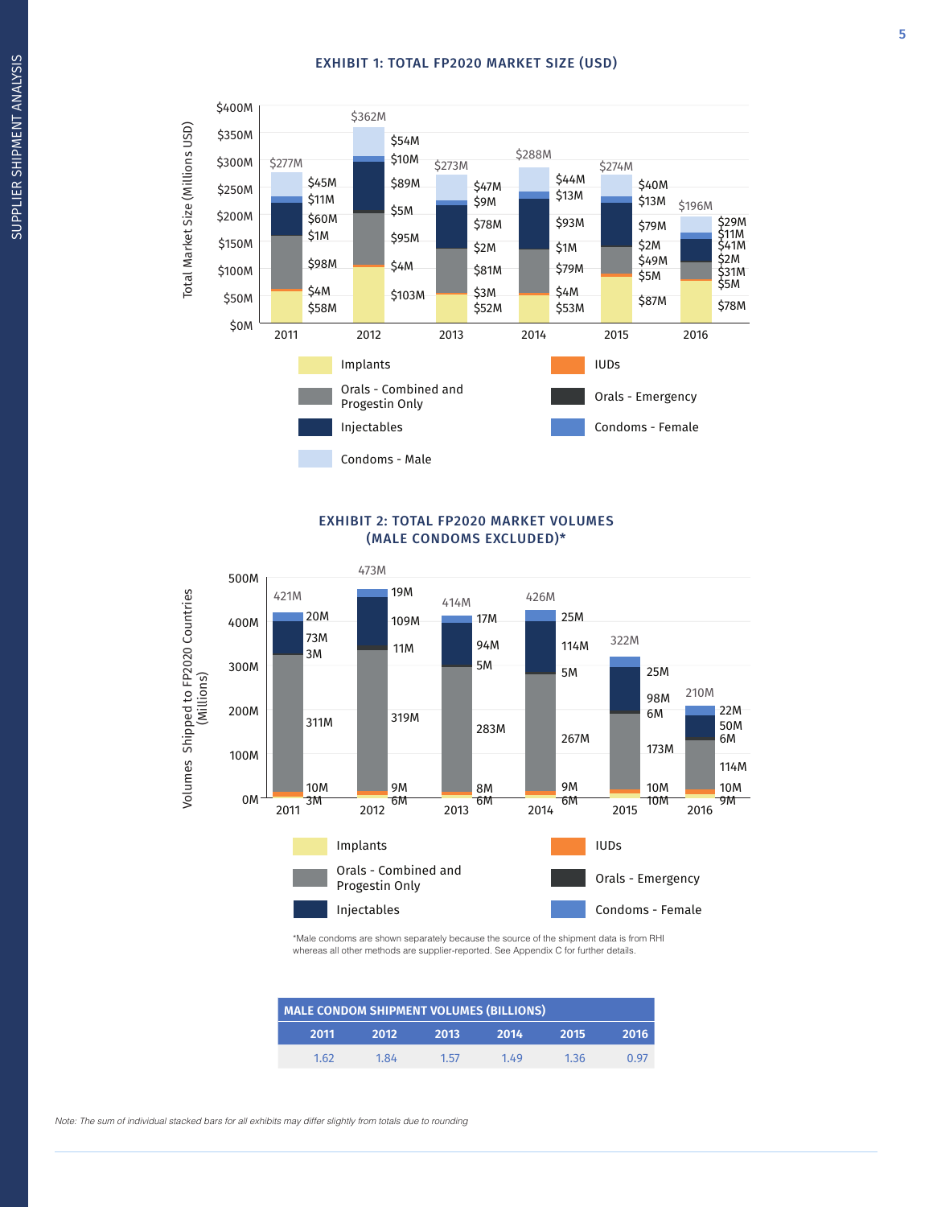### EXHIBIT 1: TOTAL FP2020 MARKET SIZE (USD)

| Year | Total | Implants | IUDs | Orals - Combined and Progestin Only | Orals - Emergency | Injectables | Condoms - Female | Condoms - Male |
|---|---|---|---|---|---|---|---|---|
| 2011 | $277M | $58M | $4M | $98M | $1M | $60M | $11M | $45M |
| 2012 | $362M | $103M | $4M | $95M | $5M | $89M | $10M | $54M |
| 2013 | $273M | $52M | $3M | $81M | $2M | $78M | $9M | $47M |
| 2014 | $288M | $53M | $4M | $79M | $1M | $93M | $13M | $44M |
| 2015 | $274M | $87M | $5M | $49M | $2M | $79M | $13M | $40M |
| 2016 | $196M | $78M | $5M | $31M | $2M | $41M | $11M | $29M |

### EXHIBIT 2: TOTAL FP2020 MARKET VOLUMES (MALE CONDOMS EXCLUDED)*

| Year | Total | Implants | IUDs | Orals - Combined and Progestin Only | Orals - Emergency | Injectables | Condoms - Female |
|---|---|---|---|---|---|---|---|
| 2011 | 421M | 3M | 10M | 311M | 3M | 73M | 20M |
| 2012 | 473M | 6M | 9M | 319M | 11M | 109M | 19M |
| 2013 | 414M | 6M | 8M | 283M | 5M | 94M | 17M |
| 2014 | 426M | 6M | 9M | 267M | 5M | 114M | 25M |
| 2015 | 322M | 10M | 10M | 173M | 6M | 98M | 25M |
| 2016 | 210M | 9M | 10M | 114M | 6M | 50M | 22M |

*Male condoms are shown separately because the source of the shipment data is from RHI whereas all other methods are supplier-reported. See Appendix C for further details.

| MALE CONDOM SHIPMENT VOLUMES (BILLIONS) | | | | | |
|---|---|---|---|---|---|
| 2011 | 2012 | 2013 | 2014 | 2015 | 2016 |
| 1.62 | 1.84 | 1.57 | 1.49 | 1.36 | 0.97 |

*Note: The sum of individual stacked bars for all exhibits may differ slightly from totals due to rounding*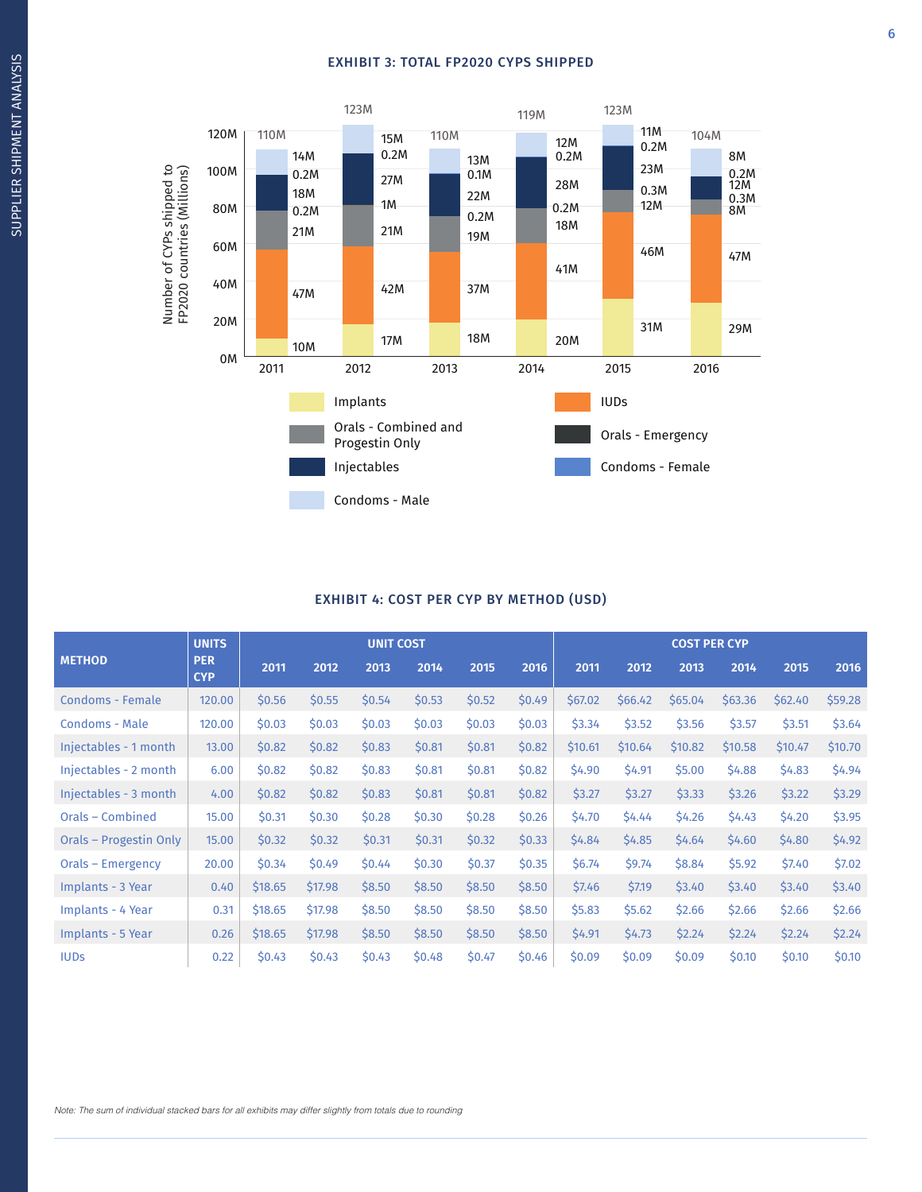### EXHIBIT 3: TOTAL FP2020 CYPS SHIPPED

| Year | Total | Implants | IUDs | Orals - Combined and Progestin Only | Orals - Emergency | Injectables | Condoms - Female | Condoms - Male |
|---|---|---|---|---|---|---|---|---|
| 2011 | 110M | 10M | 47M | 21M | 0.2M | 18M | 0.2M | 14M |
| 2012 | 123M | 17M | 42M | 21M | 1M | 27M | 0.2M | 15M |
| 2013 | 110M | 18M | 37M | 19M | 0.2M | 22M | 0.1M | 13M |
| 2014 | 119M | 20M | 41M | 18M | 0.2M | 28M | 0.2M | 12M |
| 2015 | 123M | 31M | 46M | 12M | 0.3M | 23M | 0.2M | 11M |
| 2016 | 104M | 29M | 47M | 8M | 0.3M | 12M | 0.2M | 8M |

Number of CYPs shipped to FP2020 countries (Millions)

### EXHIBIT 4: COST PER CYP BY METHOD (USD)

| METHOD | UNITS PER CYP | UNIT COST | | | | | | COST PER CYP | | | | | |
|---|---|---|---|---|---|---|---|---|---|---|---|---|---|
| | | 2011 | 2012 | 2013 | 2014 | 2015 | 2016 | 2011 | 2012 | 2013 | 2014 | 2015 | 2016 |
| Condoms - Female | 120.00 | $0.56 | $0.55 | $0.54 | $0.53 | $0.52 | $0.49 | $67.02 | $66.42 | $65.04 | $63.36 | $62.40 | $59.28 |
| Condoms - Male | 120.00 | $0.03 | $0.03 | $0.03 | $0.03 | $0.03 | $0.03 | $3.34 | $3.52 | $3.56 | $3.57 | $3.51 | $3.64 |
| Injectables - 1 month | 13.00 | $0.82 | $0.82 | $0.83 | $0.81 | $0.81 | $0.82 | $10.61 | $10.64 | $10.82 | $10.58 | $10.47 | $10.70 |
| Injectables - 2 month | 6.00 | $0.82 | $0.82 | $0.83 | $0.81 | $0.81 | $0.82 | $4.90 | $4.91 | $5.00 | $4.88 | $4.83 | $4.94 |
| Injectables - 3 month | 4.00 | $0.82 | $0.82 | $0.83 | $0.81 | $0.81 | $0.82 | $3.27 | $3.27 | $3.33 | $3.26 | $3.22 | $3.29 |
| Orals – Combined | 15.00 | $0.31 | $0.30 | $0.28 | $0.30 | $0.28 | $0.26 | $4.70 | $4.44 | $4.26 | $4.43 | $4.20 | $3.95 |
| Orals – Progestin Only | 15.00 | $0.32 | $0.32 | $0.31 | $0.31 | $0.32 | $0.33 | $4.84 | $4.85 | $4.64 | $4.60 | $4.80 | $4.92 |
| Orals – Emergency | 20.00 | $0.34 | $0.49 | $0.44 | $0.30 | $0.37 | $0.35 | $6.74 | $9.74 | $8.84 | $5.92 | $7.40 | $7.02 |
| Implants - 3 Year | 0.40 | $18.65 | $17.98 | $8.50 | $8.50 | $8.50 | $8.50 | $7.46 | $7.19 | $3.40 | $3.40 | $3.40 | $3.40 |
| Implants - 4 Year | 0.31 | $18.65 | $17.98 | $8.50 | $8.50 | $8.50 | $8.50 | $5.83 | $5.62 | $2.66 | $2.66 | $2.66 | $2.66 |
| Implants - 5 Year | 0.26 | $18.65 | $17.98 | $8.50 | $8.50 | $8.50 | $8.50 | $4.91 | $4.73 | $2.24 | $2.24 | $2.24 | $2.24 |
| IUDs | 0.22 | $0.43 | $0.43 | $0.43 | $0.48 | $0.47 | $0.46 | $0.09 | $0.09 | $0.09 | $0.10 | $0.10 | $0.10 |

*Note: The sum of individual stacked bars for all exhibits may differ slightly from totals due to rounding*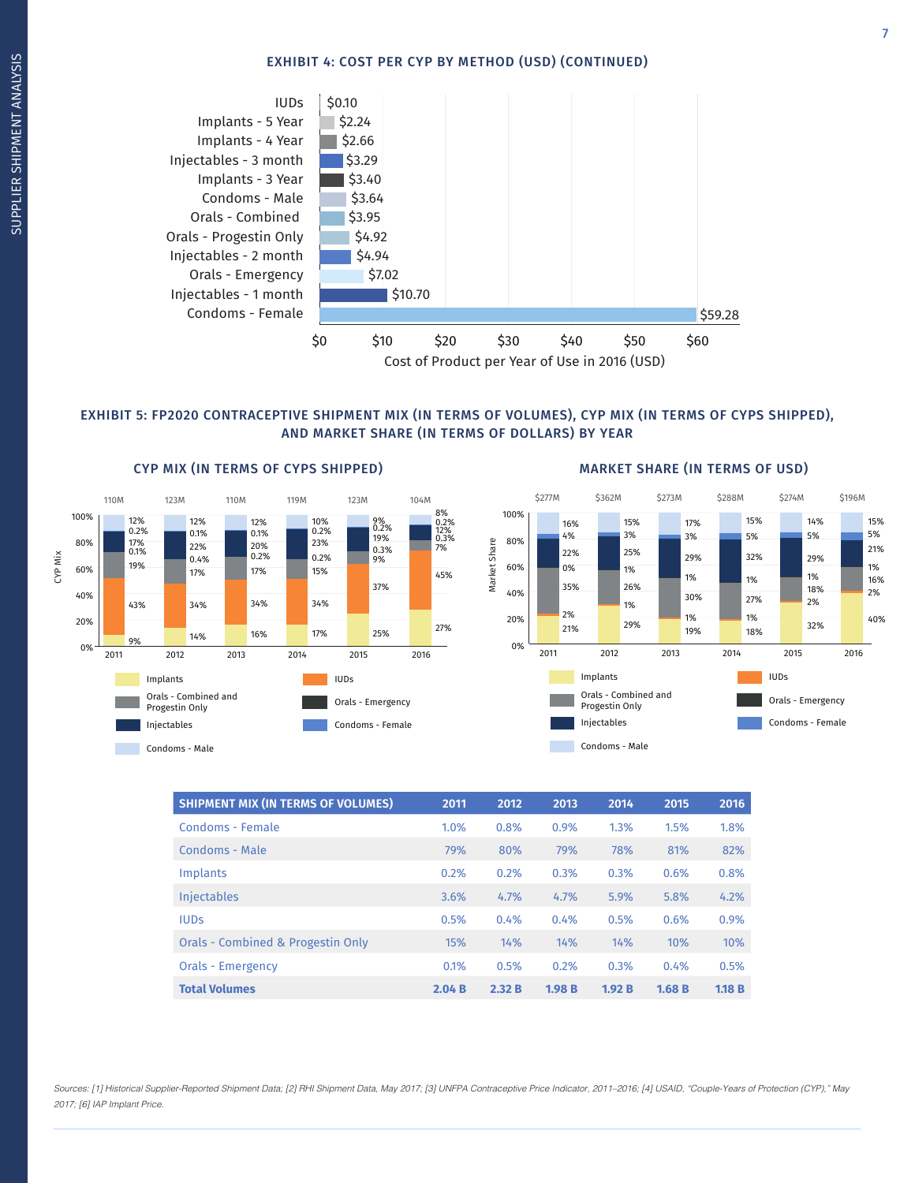### EXHIBIT 4: COST PER CYP BY METHOD (USD) (CONTINUED)

| Method | Cost of Product per Year of Use in 2016 (USD) |
|---|---|
| IUDs | $0.10 |
| Implants - 5 Year | $2.24 |
| Implants - 4 Year | $2.66 |
| Injectables - 3 month | $3.29 |
| Implants - 3 Year | $3.40 |
| Condoms - Male | $3.64 |
| Orals - Combined | $3.95 |
| Orals - Progestin Only | $4.92 |
| Injectables - 2 month | $4.94 |
| Orals - Emergency | $7.02 |
| Injectables - 1 month | $10.70 |
| Condoms - Female | $59.28 |

### EXHIBIT 5: FP2020 CONTRACEPTIVE SHIPMENT MIX (IN TERMS OF VOLUMES), CYP MIX (IN TERMS OF CYPS SHIPPED), AND MARKET SHARE (IN TERMS OF DOLLARS) BY YEAR

#### CYP MIX (IN TERMS OF CYPS SHIPPED)

| | 2011 | 2012 | 2013 | 2014 | 2015 | 2016 |
|---|---|---|---|---|---|---|
| Total CYPs | 110M | 123M | 110M | 119M | 123M | 104M |
| Condoms - Male | 12% | 12% | 12% | 10% | 9% | 8% |
| Condoms - Female | 0.2% | 0.1% | 0.1% | 0.2% | 0.2% | 0.2% |
| Injectables | 17% | 22% | 20% | 23% | 19% | 12% |
| Orals - Emergency | 0.1% | 0.4% | 0.2% | 0.2% | 0.3% | 0.3% |
| Orals - Combined and Progestin Only | 19% | 17% | 17% | 15% | 9% | 7% |
| IUDs | 43% | 34% | 34% | 34% | 37% | 45% |
| Implants | 9% | 14% | 16% | 17% | 25% | 27% |

#### MARKET SHARE (IN TERMS OF USD)

| | 2011 | 2012 | 2013 | 2014 | 2015 | 2016 |
|---|---|---|---|---|---|---|
| Total | $277M | $362M | $273M | $288M | $274M | $196M |
| Condoms - Male | 16% | 15% | 17% | 15% | 14% | 15% |
| Condoms - Female | 4% | 3% | 3% | 5% | 5% | 5% |
| Injectables | 22% | 25% | 29% | 32% | 29% | 21% |
| Orals - Emergency | 0% | 1% | 1% | 1% | 1% | 1% |
| Orals - Combined and Progestin Only | 35% | 26% | 30% | 27% | 18% | 16% |
| IUDs | 2% | 1% | 1% | 1% | 2% | 2% |
| Implants | 21% | 29% | 19% | 18% | 32% | 40% |

| SHIPMENT MIX (IN TERMS OF VOLUMES) | 2011 | 2012 | 2013 | 2014 | 2015 | 2016 |
|---|---|---|---|---|---|---|
| Condoms - Female | 1.0% | 0.8% | 0.9% | 1.3% | 1.5% | 1.8% |
| Condoms - Male | 79% | 80% | 79% | 78% | 81% | 82% |
| Implants | 0.2% | 0.2% | 0.3% | 0.3% | 0.6% | 0.8% |
| Injectables | 3.6% | 4.7% | 4.7% | 5.9% | 5.8% | 4.2% |
| IUDs | 0.5% | 0.4% | 0.4% | 0.5% | 0.6% | 0.9% |
| Orals - Combined & Progestin Only | 15% | 14% | 14% | 14% | 10% | 10% |
| Orals - Emergency | 0.1% | 0.5% | 0.2% | 0.3% | 0.4% | 0.5% |
| **Total Volumes** | **2.04 B** | **2.32 B** | **1.98 B** | **1.92 B** | **1.68 B** | **1.18 B** |

*Sources: [1] Historical Supplier-Reported Shipment Data; [2] RHI Shipment Data, May 2017; [3] UNFPA Contraceptive Price Indicator, 2011–2016; [4] USAID, "Couple-Years of Protection (CYP)," May 2017; [6] IAP Implant Price.*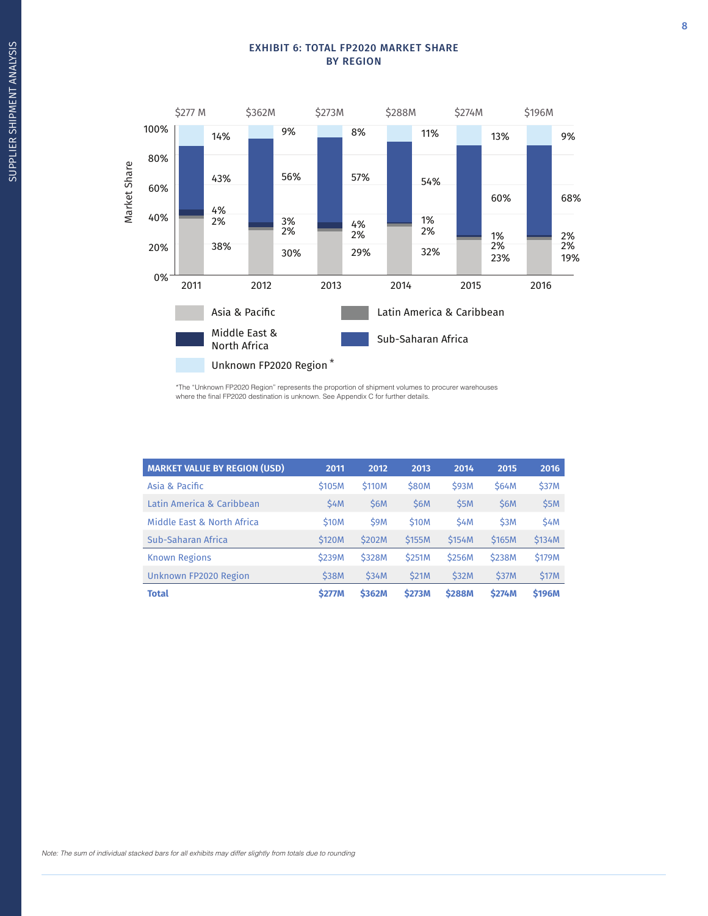### EXHIBIT 6: TOTAL FP2020 MARKET SHARE BY REGION

| Market Share | 2011 | 2012 | 2013 | 2014 | 2015 | 2016 |
|---|---|---|---|---|---|---|
| Total | $277 M | $362M | $273M | $288M | $274M | $196M |
| Unknown FP2020 Region* | 14% | 9% | 8% | 11% | 13% | 9% |
| Sub-Saharan Africa | 43% | 56% | 57% | 54% | 60% | 68% |
| Middle East & North Africa | 4% | 3% | 4% | 1% | 1% | 2% |
| Latin America & Caribbean | 2% | 2% | 2% | 2% | 2% | 2% |
| Asia & Pacific | 38% | 30% | 29% | 32% | 23% | 19% |

*The "Unknown FP2020 Region" represents the proportion of shipment volumes to procurer warehouses where the final FP2020 destination is unknown. See Appendix C for further details.

| MARKET VALUE BY REGION (USD) | 2011 | 2012 | 2013 | 2014 | 2015 | 2016 |
|---|---|---|---|---|---|---|
| Asia & Pacific | $105M | $110M | $80M | $93M | $64M | $37M |
| Latin America & Caribbean | $4M | $6M | $6M | $5M | $6M | $5M |
| Middle East & North Africa | $10M | $9M | $10M | $4M | $3M | $4M |
| Sub-Saharan Africa | $120M | $202M | $155M | $154M | $165M | $134M |
| Known Regions | $239M | $328M | $251M | $256M | $238M | $179M |
| Unknown FP2020 Region | $38M | $34M | $21M | $32M | $37M | $17M |
| **Total** | **$277M** | **$362M** | **$273M** | **$288M** | **$274M** | **$196M** |

*Note: The sum of individual stacked bars for all exhibits may differ slightly from totals due to rounding*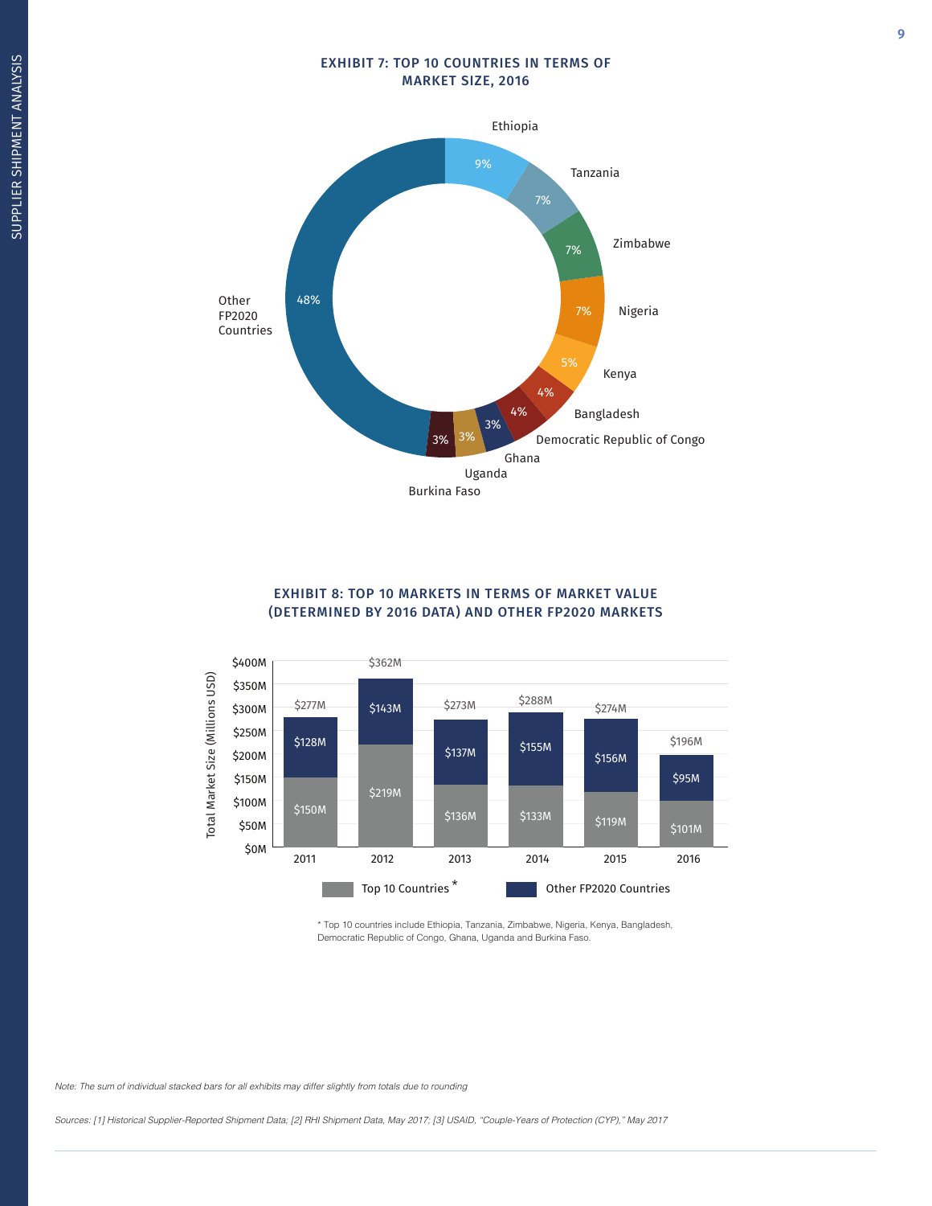## EXHIBIT 7: TOP 10 COUNTRIES IN TERMS OF MARKET SIZE, 2016

| Country | Share |
| --- | --- |
| Ethiopia | 9% |
| Tanzania | 7% |
| Zimbabwe | 7% |
| Nigeria | 7% |
| Kenya | 5% |
| Bangladesh | 4% |
| Democratic Republic of Congo | 4% |
| Ghana | 3% |
| Uganda | 3% |
| Burkina Faso | 3% |
| Other FP2020 Countries | 48% |

## EXHIBIT 8: TOP 10 MARKETS IN TERMS OF MARKET VALUE (DETERMINED BY 2016 DATA) AND OTHER FP2020 MARKETS

Total Market Size (Millions USD)

| Year | Top 10 Countries* | Other FP2020 Countries | Total |
| --- | --- | --- | --- |
| 2011 | $150M | $128M | $277M |
| 2012 | $219M | $143M | $362M |
| 2013 | $136M | $137M | $273M |
| 2014 | $133M | $155M | $288M |
| 2015 | $119M | $156M | $274M |
| 2016 | $101M | $95M | $196M |

\* Top 10 countries include Ethiopia, Tanzania, Zimbabwe, Nigeria, Kenya, Bangladesh, Democratic Republic of Congo, Ghana, Uganda and Burkina Faso.

*Note: The sum of individual stacked bars for all exhibits may differ slightly from totals due to rounding*

*Sources: [1] Historical Supplier-Reported Shipment Data; [2] RHI Shipment Data, May 2017; [3] USAID, "Couple-Years of Protection (CYP)," May 2017*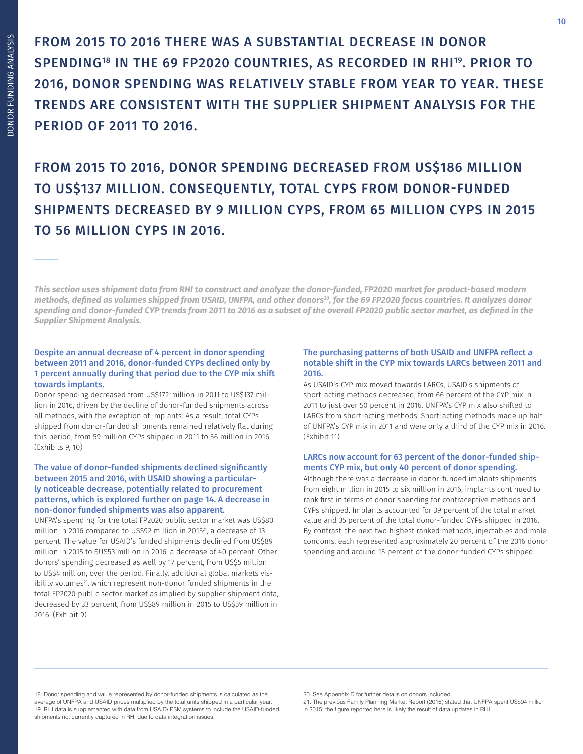# FROM 2015 TO 2016 THERE WAS A SUBSTANTIAL DECREASE IN DONOR SPENDING[18] IN THE 69 FP2020 COUNTRIES, AS RECORDED IN RHI[19]. PRIOR TO 2016, DONOR SPENDING WAS RELATIVELY STABLE FROM YEAR TO YEAR. THESE TRENDS ARE CONSISTENT WITH THE SUPPLIER SHIPMENT ANALYSIS FOR THE PERIOD OF 2011 TO 2016.

# FROM 2015 TO 2016, DONOR SPENDING DECREASED FROM US$186 MILLION TO US$137 MILLION. CONSEQUENTLY, TOTAL CYPS FROM DONOR-FUNDED SHIPMENTS DECREASED BY 9 MILLION CYPS, FROM 65 MILLION CYPS IN 2015 TO 56 MILLION CYPS IN 2016.

***This section uses shipment data from RHI to construct and analyze the donor-funded, FP2020 market for product-based modern methods, defined as volumes shipped from USAID, UNFPA, and other donors[20], for the 69 FP2020 focus countries. It analyzes donor spending and donor-funded CYP trends from 2011 to 2016 as a subset of the overall FP2020 public sector market, as defined in the Supplier Shipment Analysis.***

### Despite an annual decrease of 4 percent in donor spending between 2011 and 2016, donor-funded CYPs declined only by 1 percent annually during that period due to the CYP mix shift towards implants.

Donor spending decreased from US$172 million in 2011 to US$137 million in 2016, driven by the decline of donor-funded shipments across all methods, with the exception of implants. As a result, total CYPs shipped from donor-funded shipments remained relatively flat during this period, from 59 million CYPs shipped in 2011 to 56 million in 2016. (Exhibits 9, 10)

### The value of donor-funded shipments declined significantly between 2015 and 2016, with USAID showing a particularly noticeable decrease, potentially related to procurement patterns, which is explored further on page 14. A decrease in non-donor funded shipments was also apparent.

UNFPA's spending for the total FP2020 public sector market was US$80 million in 2016 compared to US$92 million in 2015[21], a decrease of 13 percent. The value for USAID's funded shipments declined from US$89 million in 2015 to $US53 million in 2016, a decrease of 40 percent. Other donors' spending decreased as well by 17 percent, from US$5 million to US$4 million, over the period. Finally, additional global markets visibility volumes[21], which represent non-donor funded shipments in the total FP2020 public sector market as implied by supplier shipment data, decreased by 33 percent, from US$89 million in 2015 to US$59 million in 2016. (Exhibit 9)

### The purchasing patterns of both USAID and UNFPA reflect a notable shift in the CYP mix towards LARCs between 2011 and 2016.

As USAID's CYP mix moved towards LARCs, USAID's shipments of short-acting methods decreased, from 66 percent of the CYP mix in 2011 to just over 50 percent in 2016. UNFPA's CYP mix also shifted to LARCs from short-acting methods. Short-acting methods made up half of UNFPA's CYP mix in 2011 and were only a third of the CYP mix in 2016. (Exhibit 11)

### LARCs now account for 63 percent of the donor-funded shipments CYP mix, but only 40 percent of donor spending.

Although there was a decrease in donor-funded implants shipments from eight million in 2015 to six million in 2016, implants continued to rank first in terms of donor spending for contraceptive methods and CYPs shipped. Implants accounted for 39 percent of the total market value and 35 percent of the total donor-funded CYPs shipped in 2016. By contrast, the next two highest ranked methods, injectables and male condoms, each represented approximately 20 percent of the 2016 donor spending and around 15 percent of the donor-funded CYPs shipped.

---

18. Donor spending and value represented by donor-funded shipments is calculated as the average of UNFPA and USAID prices multiplied by the total units shipped in a particular year.
19. RHI data is supplemented with data from USAID/ PSM systems to include the USAID-funded shipments not currently captured in RHI due to data integration issues.
20. See Appendix D for further details on donors included.
21. The previous Family Planning Market Report (2016) stated that UNFPA spent US$94 million in 2015; the figure reported here is likely the result of data updates in RHI.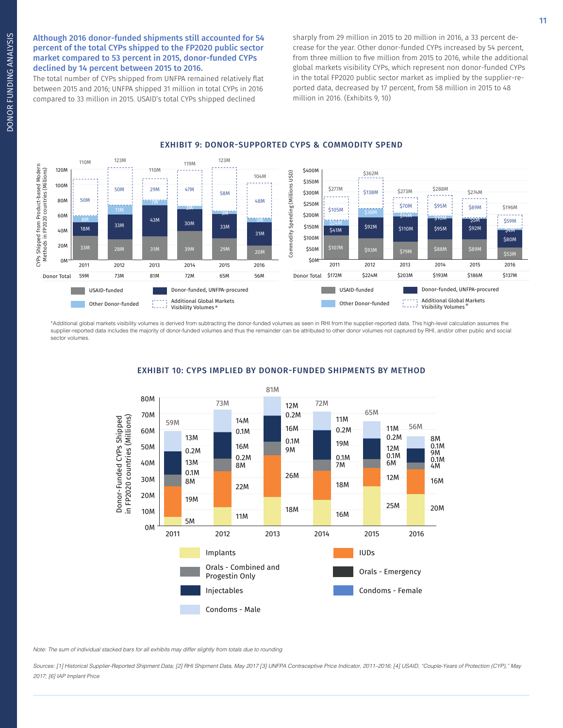**Although 2016 donor-funded shipments still accounted for 54 percent of the total CYPs shipped to the FP2020 public sector market compared to 53 percent in 2015, donor-funded CYPs declined by 14 percent between 2015 to 2016.**

The total number of CYPs shipped from UNFPA remained relatively flat between 2015 and 2016; UNFPA shipped 31 million in total CYPs in 2016 compared to 33 million in 2015. USAID's total CYPs shipped declined sharply from 29 million in 2015 to 20 million in 2016, a 33 percent decrease for the year. Other donor-funded CYPs increased by 54 percent, from three million to five million from 2015 to 2016, while the additional global markets visibility CYPs, which represent non donor-funded CYPs in the total FP2020 public sector market as implied by the supplier-reported data, decreased by 17 percent, from 58 million in 2015 to 48 million in 2016. (Exhibits 9, 10)

## EXHIBIT 9: DONOR-SUPPORTED CYPS & COMMODITY SPEND

CYPs Shipped from Product-based Modern Methods in FP2020 countries (Millions)

| | 2011 | 2012 | 2013 | 2014 | 2015 | 2016 |
|---|---|---|---|---|---|---|
| USAID-funded | 33M | 28M | 31M | 39M | 29M | 20M |
| Donor-funded, UNFPA-procured | 18M | 33M | 43M | 30M | 33M | 31M |
| Other Donor-funded | 8M | 11M | 7M | 3M | 3M | 5M |
| Additional Global Markets Visibility Volumes* | 50M | 50M | 29M | 47M | 58M | 48M |
| Total | 110M | 123M | 110M | 119M | 123M | 104M |
| Donor Total | 59M | 73M | 81M | 72M | 65M | 56M |

Commodity Spending (Millions USD)

| | 2011 | 2012 | 2013 | 2014 | 2015 | 2016 |
|---|---|---|---|---|---|---|
| USAID-funded | $107M | $93M | $79M | $88M | $89M | $53M |
| Donor-funded, UNFPA-procured | $41M | $92M | $110M | $95M | $92M | $80M |
| Other Donor-funded | $24M | $38M | $14M | $10M | $5M | $4M |
| Additional Global Markets Visibility Volumes* | $105M | $138M | $70M | $95M | $89M | $59M |
| Total | $277M | $362M | $273M | $288M | $274M | $196M |
| Donor Total | $172M | $224M | $203M | $193M | $186M | $137M |

*Additional global markets visibility volumes is derived from subtracting the donor-funded volumes as seen in RHI from the supplier-reported data. This high-level calculation assumes the supplier-reported data includes the majority of donor-funded volumes and thus the remainder can be attributed to other donor volumes not captured by RHI, and/or other public and social sector volumes.

## EXHIBIT 10: CYPS IMPLIED BY DONOR-FUNDED SHIPMENTS BY METHOD

Donor-Funded CYPs Shipped in FP2020 countries (Millions)

| | 2011 | 2012 | 2013 | 2014 | 2015 | 2016 |
|---|---|---|---|---|---|---|
| Implants | 5M | 11M | 18M | 16M | 25M | 20M |
| IUDs | 19M | 22M | 26M | 18M | 12M | 16M |
| Orals - Combined and Progestin Only | 8M | 8M | 9M | 7M | 6M | 4M |
| Orals - Emergency | 0.1M | 0.2M | 0.1M | 0.1M | 0.1M | 0.1M |
| Injectables | 13M | 16M | 16M | 19M | 12M | 9M |
| Condoms - Female | 0.2M | 0.1M | 0.2M | 0.2M | 0.2M | 0.1M |
| Condoms - Male | 13M | 14M | 12M | 11M | 11M | 8M |
| Total | 59M | 73M | 81M | 72M | 65M | 56M |

*Note: The sum of individual stacked bars for all exhibits may differ slightly from totals due to rounding*

*Sources: [1] Historical Supplier-Reported Shipment Data; [2] RHI Shipment Data, May 2017 [3] UNFPA Contraceptive Price Indicator, 2011–2016; [4] USAID, "Couple-Years of Protection (CYP)," May 2017; [6] IAP Implant Price*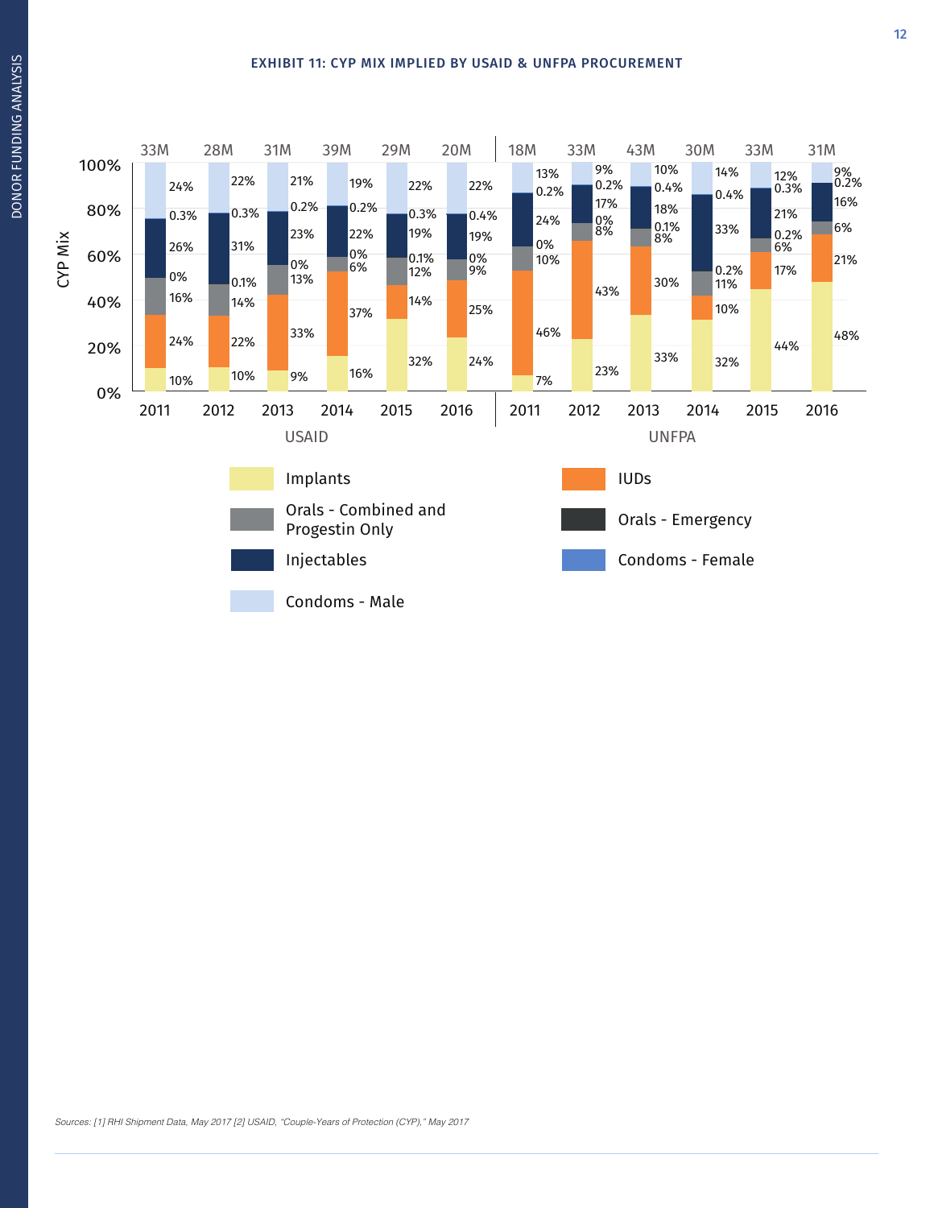EXHIBIT 11: CYP MIX IMPLIED BY USAID & UNFPA PROCUREMENT

| | USAID 2011 | USAID 2012 | USAID 2013 | USAID 2014 | USAID 2015 | USAID 2016 | UNFPA 2011 | UNFPA 2012 | UNFPA 2013 | UNFPA 2014 | UNFPA 2015 | UNFPA 2016 |
|---|---|---|---|---|---|---|---|---|---|---|---|---|
| Total CYP | 33M | 28M | 31M | 39M | 29M | 20M | 18M | 33M | 43M | 30M | 33M | 31M |
| Condoms - Male | 24% | 22% | 21% | 19% | 22% | 22% | 13% | 9% | 10% | 14% | 12% | 9% |
| Condoms - Female | 0.3% | 0.3% | 0.2% | 0.2% | 0.3% | 0.4% | 0.2% | 0.2% | 0.4% | 0.4% | 0.3% | 0.2% |
| Injectables | 26% | 31% | 23% | 22% | 19% | 19% | 24% | 17% | 18% | 33% | 21% | 16% |
| Orals - Emergency | 0% | 0.1% | 0% | 0% | 0.1% | 0% | 0% | 0% | 0.1% | 0.2% | 0.2% | |
| Orals - Combined and Progestin Only | 16% | 14% | 13% | 6% | 12% | 9% | 10% | 8% | 8% | 11% | 6% | 6% |
| IUDs | 24% | 22% | 33% | 37% | 14% | 25% | 46% | 43% | 30% | 10% | 17% | 21% |
| Implants | 10% | 10% | 9% | 16% | 32% | 24% | 7% | 23% | 33% | 32% | 44% | 48% |

Sources: [1] RHI Shipment Data, May 2017 [2] USAID, "Couple-Years of Protection (CYP)," May 2017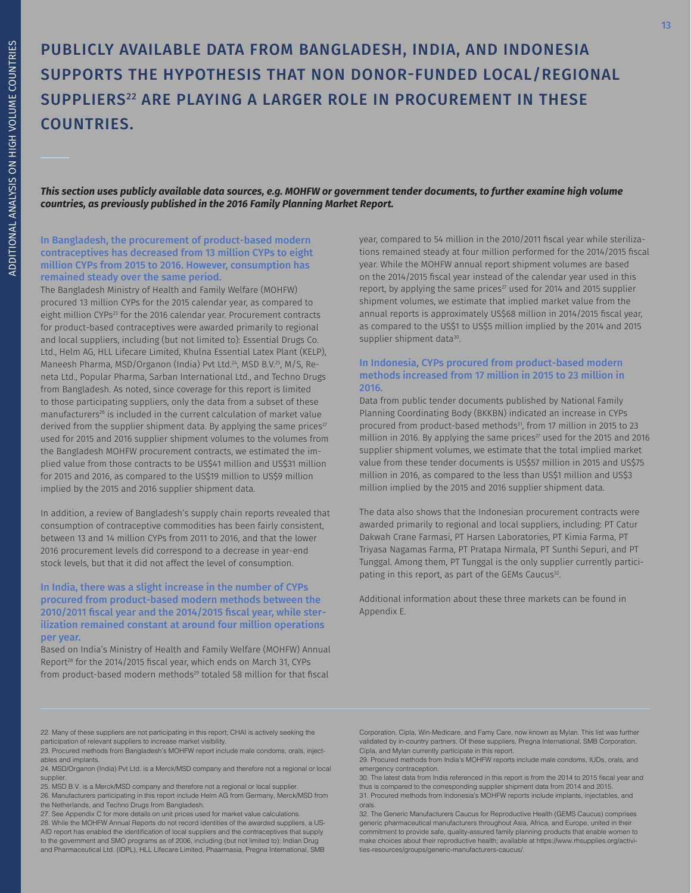# PUBLICLY AVAILABLE DATA FROM BANGLADESH, INDIA, AND INDONESIA SUPPORTS THE HYPOTHESIS THAT NON DONOR-FUNDED LOCAL/REGIONAL SUPPLIERS[22] ARE PLAYING A LARGER ROLE IN PROCUREMENT IN THESE COUNTRIES.

***This section uses publicly available data sources, e.g. MOHFW or government tender documents, to further examine high volume countries, as previously published in the 2016 Family Planning Market Report.***

### In Bangladesh, the procurement of product-based modern contraceptives has decreased from 13 million CYPs to eight million CYPs from 2015 to 2016. However, consumption has remained steady over the same period.

The Bangladesh Ministry of Health and Family Welfare (MOHFW) procured 13 million CYPs for the 2015 calendar year, as compared to eight million CYPs[23] for the 2016 calendar year. Procurement contracts for product-based contraceptives were awarded primarily to regional and local suppliers, including (but not limited to): Essential Drugs Co. Ltd., Helm AG, HLL Lifecare Limited, Khulna Essential Latex Plant (KELP), Maneesh Pharma, MSD/Organon (India) Pvt Ltd.[24], MSD B.V.[25], M/S, Reneta Ltd., Popular Pharma, Sarban International Ltd., and Techno Drugs from Bangladesh. As noted, since coverage for this report is limited to those participating suppliers, only the data from a subset of these manufacturers[26] is included in the current calculation of market value derived from the supplier shipment data. By applying the same prices[27] used for 2015 and 2016 supplier shipment volumes to the volumes from the Bangladesh MOHFW procurement contracts, we estimated the implied value from those contracts to be US$41 million and US$31 million for 2015 and 2016, as compared to the US$19 million to US$9 million implied by the 2015 and 2016 supplier shipment data.

In addition, a review of Bangladesh's supply chain reports revealed that consumption of contraceptive commodities has been fairly consistent, between 13 and 14 million CYPs from 2011 to 2016, and that the lower 2016 procurement levels did correspond to a decrease in year-end stock levels, but that it did not affect the level of consumption.

### In India, there was a slight increase in the number of CYPs procured from product-based modern methods between the 2010/2011 fiscal year and the 2014/2015 fiscal year, while sterilization remained constant at around four million operations per year.

Based on India's Ministry of Health and Family Welfare (MOHFW) Annual Report[28] for the 2014/2015 fiscal year, which ends on March 31, CYPs from product-based modern methods[29] totaled 58 million for that fiscal year, compared to 54 million in the 2010/2011 fiscal year while sterilizations remained steady at four million performed for the 2014/2015 fiscal year. While the MOHFW annual report shipment volumes are based on the 2014/2015 fiscal year instead of the calendar year used in this report, by applying the same prices[27] used for 2014 and 2015 supplier shipment volumes, we estimate that implied market value from the annual reports is approximately US$68 million in 2014/2015 fiscal year, as compared to the US$1 to US$5 million implied by the 2014 and 2015 supplier shipment data[30].

### In Indonesia, CYPs procured from product-based modern methods increased from 17 million in 2015 to 23 million in 2016.

Data from public tender documents published by National Family Planning Coordinating Body (BKKBN) indicated an increase in CYPs procured from product-based methods[31], from 17 million in 2015 to 23 million in 2016. By applying the same prices[27] used for the 2015 and 2016 supplier shipment volumes, we estimate that the total implied market value from these tender documents is US$57 million in 2015 and US$75 million in 2016, as compared to the less than US$1 million and US$3 million implied by the 2015 and 2016 supplier shipment data.

The data also shows that the Indonesian procurement contracts were awarded primarily to regional and local suppliers, including: PT Catur Dakwah Crane Farmasi, PT Harsen Laboratories, PT Kimia Farma, PT Triyasa Nagamas Farma, PT Pratapa Nirmala, PT Sunthi Sepuri, and PT Tunggal. Among them, PT Tunggal is the only supplier currently participating in this report, as part of the GEMs Caucus[32].

Additional information about these three markets can be found in Appendix E.

---

22. Many of these suppliers are not participating in this report; CHAI is actively seeking the participation of relevant suppliers to increase market visibility.
23. Procured methods from Bangladesh's MOHFW report include male condoms, orals, injectables and implants.
24. MSD/Organon (India) Pvt Ltd. is a Merck/MSD company and therefore not a regional or local supplier.
25. MSD B.V. is a Merck/MSD company and therefore not a regional or local supplier.
26. Manufacturers participating in this report include Helm AG from Germany, Merck/MSD from the Netherlands, and Techno Drugs from Bangladesh.
27. See Appendix C for more details on unit prices used for market value calculations.
28. While the MOHFW Annual Reports do not record identities of the awarded suppliers, a USAID report has enabled the identification of local suppliers and the contraceptives that supply to the government and SMO programs as of 2006, including (but not limited to): Indian Drug and Pharmaceutical Ltd. (IDPL), HLL Lifecare Limited, Phaarmasia, Pregna International, SMB Corporation, Cipla, Win-Medicare, and Famy Care, now known as Mylan. This list was further validated by in-country partners. Of these suppliers, Pregna International, SMB Corporation, Cipla, and Mylan currently participate in this report.
29. Procured methods from India's MOHFW reports include male condoms, IUDs, orals, and emergency contraception.
30. The latest data from India referenced in this report is from the 2014 to 2015 fiscal year and thus is compared to the corresponding supplier shipment data from 2014 and 2015.
31. Procured methods from Indonesia's MOHFW reports include implants, injectables, and orals.
32. The Generic Manufacturers Caucus for Reproductive Health (GEMS Caucus) comprises generic pharmaceutical manufacturers throughout Asia, Africa, and Europe, united in their commitment to provide safe, quality-assured family planning products that enable women to make choices about their reproductive health; available at https://www.rhsupplies.org/activities-resources/groups/generic-manufacturers-caucus/.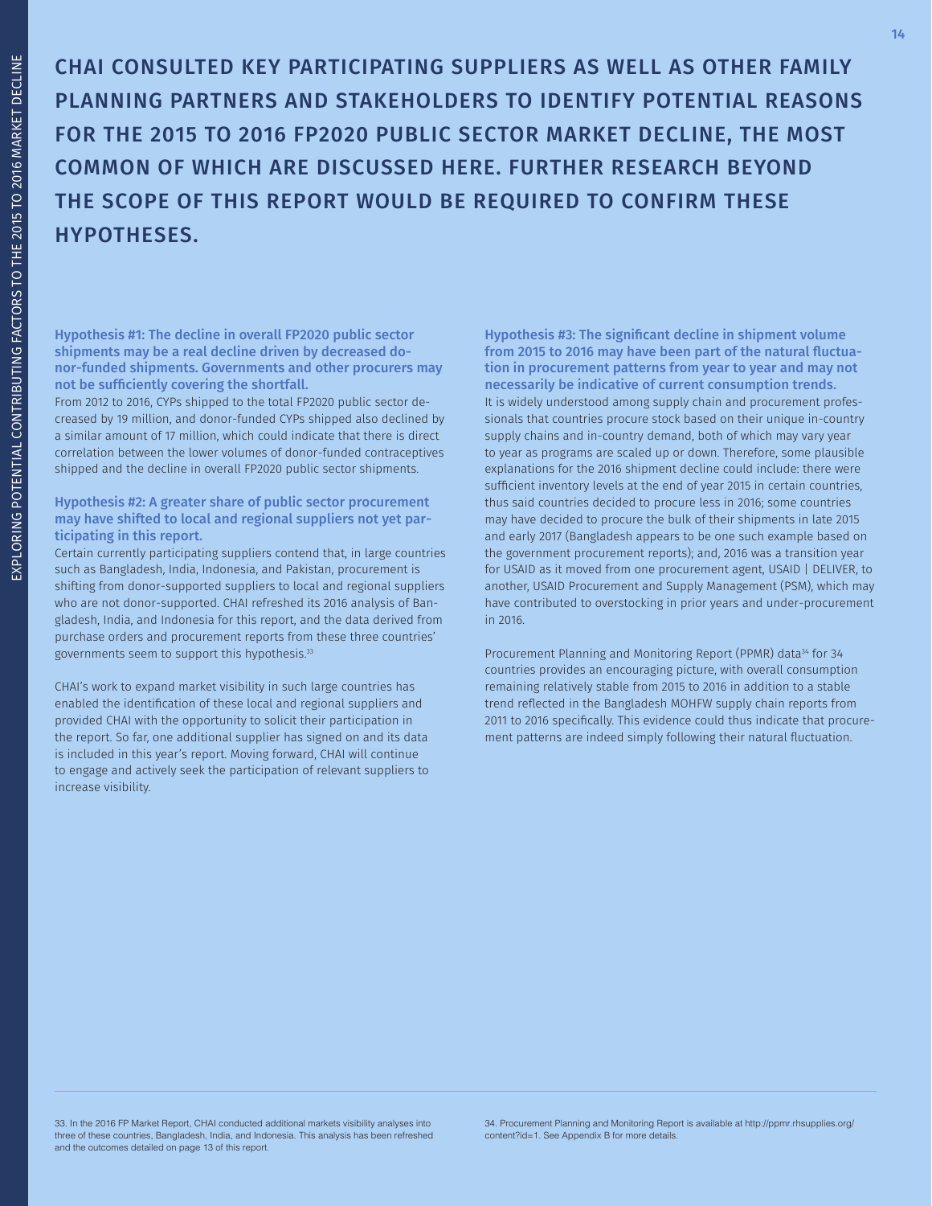# CHAI CONSULTED KEY PARTICIPATING SUPPLIERS AS WELL AS OTHER FAMILY PLANNING PARTNERS AND STAKEHOLDERS TO IDENTIFY POTENTIAL REASONS FOR THE 2015 TO 2016 FP2020 PUBLIC SECTOR MARKET DECLINE, THE MOST COMMON OF WHICH ARE DISCUSSED HERE. FURTHER RESEARCH BEYOND THE SCOPE OF THIS REPORT WOULD BE REQUIRED TO CONFIRM THESE HYPOTHESES.

### Hypothesis #1: The decline in overall FP2020 public sector shipments may be a real decline driven by decreased donor-funded shipments. Governments and other procurers may not be sufficiently covering the shortfall.

From 2012 to 2016, CYPs shipped to the total FP2020 public sector decreased by 19 million, and donor-funded CYPs shipped also declined by a similar amount of 17 million, which could indicate that there is direct correlation between the lower volumes of donor-funded contraceptives shipped and the decline in overall FP2020 public sector shipments.

### Hypothesis #2: A greater share of public sector procurement may have shifted to local and regional suppliers not yet participating in this report.

Certain currently participating suppliers contend that, in large countries such as Bangladesh, India, Indonesia, and Pakistan, procurement is shifting from donor-supported suppliers to local and regional suppliers who are not donor-supported. CHAI refreshed its 2016 analysis of Bangladesh, India, and Indonesia for this report, and the data derived from purchase orders and procurement reports from these three countries' governments seem to support this hypothesis.[33]

CHAI's work to expand market visibility in such large countries has enabled the identification of these local and regional suppliers and provided CHAI with the opportunity to solicit their participation in the report. So far, one additional supplier has signed on and its data is included in this year's report. Moving forward, CHAI will continue to engage and actively seek the participation of relevant suppliers to increase visibility.

### Hypothesis #3: The significant decline in shipment volume from 2015 to 2016 may have been part of the natural fluctuation in procurement patterns from year to year and may not necessarily be indicative of current consumption trends.

It is widely understood among supply chain and procurement professionals that countries procure stock based on their unique in-country supply chains and in-country demand, both of which may vary year to year as programs are scaled up or down. Therefore, some plausible explanations for the 2016 shipment decline could include: there were sufficient inventory levels at the end of year 2015 in certain countries, thus said countries decided to procure less in 2016; some countries may have decided to procure the bulk of their shipments in late 2015 and early 2017 (Bangladesh appears to be one such example based on the government procurement reports); and, 2016 was a transition year for USAID as it moved from one procurement agent, USAID | DELIVER, to another, USAID Procurement and Supply Management (PSM), which may have contributed to overstocking in prior years and under-procurement in 2016.

Procurement Planning and Monitoring Report (PPMR) data[34] for 34 countries provides an encouraging picture, with overall consumption remaining relatively stable from 2015 to 2016 in addition to a stable trend reflected in the Bangladesh MOHFW supply chain reports from 2011 to 2016 specifically. This evidence could thus indicate that procurement patterns are indeed simply following their natural fluctuation.

---

33. In the 2016 FP Market Report, CHAI conducted additional markets visibility analyses into three of these countries, Bangladesh, India, and Indonesia. This analysis has been refreshed and the outcomes detailed on page 13 of this report.

34. Procurement Planning and Monitoring Report is available at http://ppmr.rhsupplies.org/content?id=1. See Appendix B for more details.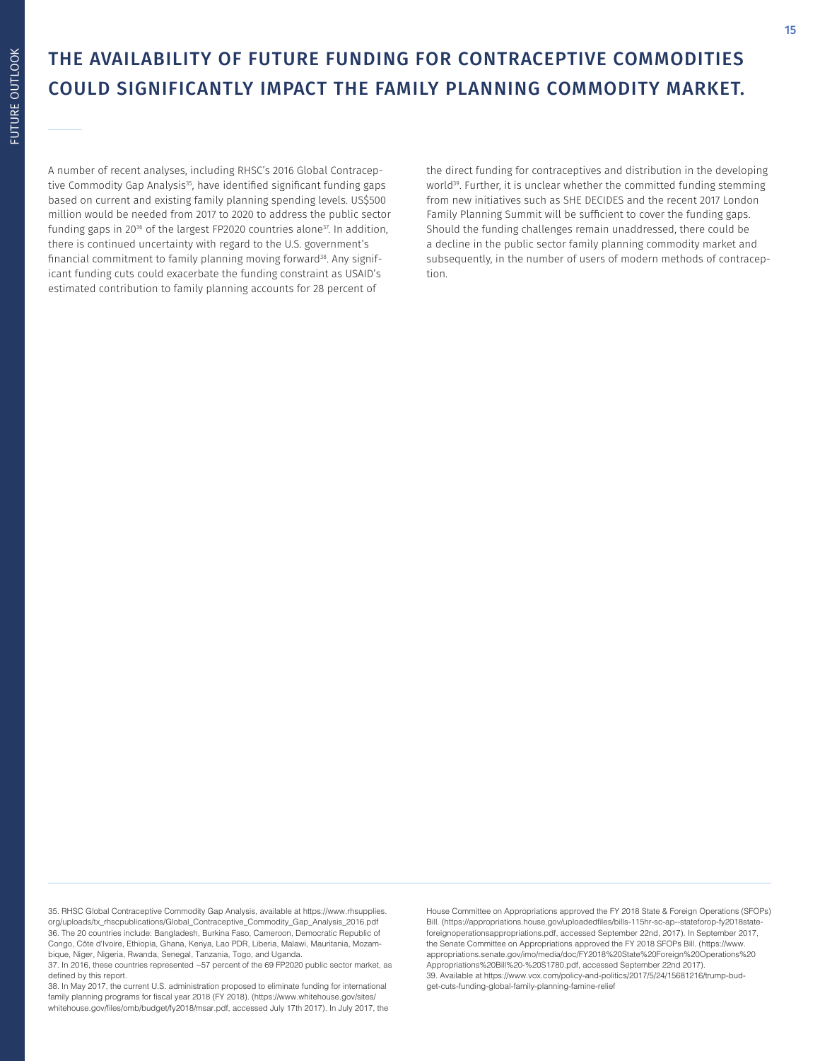# THE AVAILABILITY OF FUTURE FUNDING FOR CONTRACEPTIVE COMMODITIES COULD SIGNIFICANTLY IMPACT THE FAMILY PLANNING COMMODITY MARKET.

A number of recent analyses, including RHSC's 2016 Global Contraceptive Commodity Gap Analysis[35], have identified significant funding gaps based on current and existing family planning spending levels. US$500 million would be needed from 2017 to 2020 to address the public sector funding gaps in 20[36] of the largest FP2020 countries alone[37]. In addition, there is continued uncertainty with regard to the U.S. government's financial commitment to family planning moving forward[38]. Any significant funding cuts could exacerbate the funding constraint as USAID's estimated contribution to family planning accounts for 28 percent of the direct funding for contraceptives and distribution in the developing world[39]. Further, it is unclear whether the committed funding stemming from new initiatives such as SHE DECIDES and the recent 2017 London Family Planning Summit will be sufficient to cover the funding gaps. Should the funding challenges remain unaddressed, there could be a decline in the public sector family planning commodity market and subsequently, in the number of users of modern methods of contraception.

---

35. RHSC Global Contraceptive Commodity Gap Analysis, available at https://www.rhsupplies.org/uploads/tx_rhscpublications/Global_Contraceptive_Commodity_Gap_Analysis_2016.pdf

36. The 20 countries include: Bangladesh, Burkina Faso, Cameroon, Democratic Republic of Congo, Côte d'Ivoire, Ethiopia, Ghana, Kenya, Lao PDR, Liberia, Malawi, Mauritania, Mozambique, Niger, Nigeria, Rwanda, Senegal, Tanzania, Togo, and Uganda.

37. In 2016, these countries represented ~57 percent of the 69 FP2020 public sector market, as defined by this report.

38. In May 2017, the current U.S. administration proposed to eliminate funding for international family planning programs for fiscal year 2018 (FY 2018). (https://www.whitehouse.gov/sites/whitehouse.gov/files/omb/budget/fy2018/msar.pdf, accessed July 17th 2017). In July 2017, the House Committee on Appropriations approved the FY 2018 State & Foreign Operations (SFOPs) Bill. (https://appropriations.house.gov/uploadedfiles/bills-115hr-sc-ap--stateforop-fy2018state-foreignoperationsappropriations.pdf, accessed September 22nd, 2017). In September 2017, the Senate Committee on Appropriations approved the FY 2018 SFOPs Bill. (https://www.appropriations.senate.gov/imo/media/doc/FY2018%20State%20Foreign%20Operations%20Appropriations%20Bill%20-%20S1780.pdf, accessed September 22nd 2017).

39. Available at https://www.vox.com/policy-and-politics/2017/5/24/15681216/trump-budget-cuts-funding-global-family-planning-famine-relief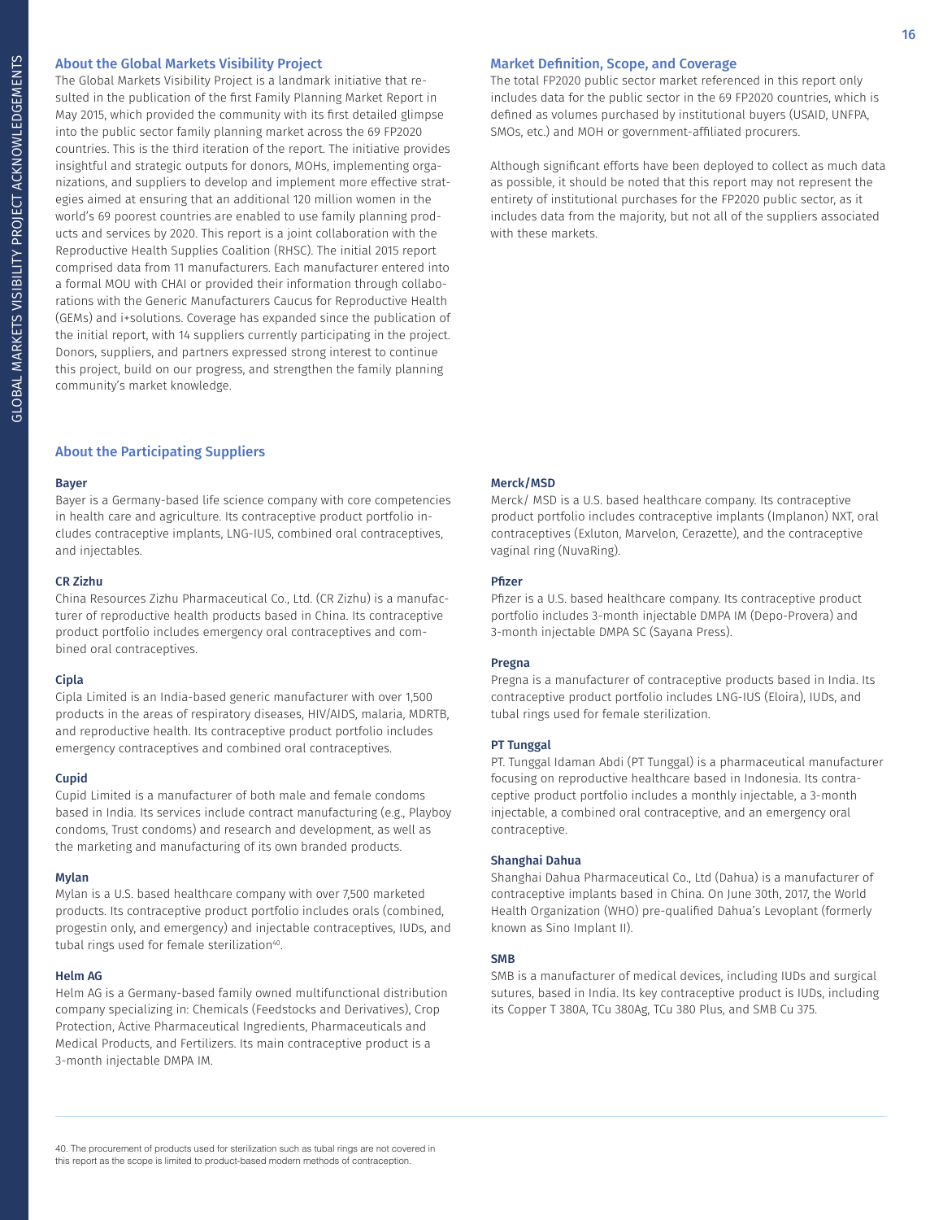## About the Global Markets Visibility Project

The Global Markets Visibility Project is a landmark initiative that resulted in the publication of the first Family Planning Market Report in May 2015, which provided the community with its first detailed glimpse into the public sector family planning market across the 69 FP2020 countries. This is the third iteration of the report. The initiative provides insightful and strategic outputs for donors, MOHs, implementing organizations, and suppliers to develop and implement more effective strategies aimed at ensuring that an additional 120 million women in the world's 69 poorest countries are enabled to use family planning products and services by 2020. This report is a joint collaboration with the Reproductive Health Supplies Coalition (RHSC). The initial 2015 report comprised data from 11 manufacturers. Each manufacturer entered into a formal MOU with CHAI or provided their information through collaborations with the Generic Manufacturers Caucus for Reproductive Health (GEMs) and i+solutions. Coverage has expanded since the publication of the initial report, with 14 suppliers currently participating in the project. Donors, suppliers, and partners expressed strong interest to continue this project, build on our progress, and strengthen the family planning community's market knowledge.

## Market Definition, Scope, and Coverage

The total FP2020 public sector market referenced in this report only includes data for the public sector in the 69 FP2020 countries, which is defined as volumes purchased by institutional buyers (USAID, UNFPA, SMOs, etc.) and MOH or government-affiliated procurers.

Although significant efforts have been deployed to collect as much data as possible, it should be noted that this report may not represent the entirety of institutional purchases for the FP2020 public sector, as it includes data from the majority, but not all of the suppliers associated with these markets.

## About the Participating Suppliers

### Bayer

Bayer is a Germany-based life science company with core competencies in health care and agriculture. Its contraceptive product portfolio includes contraceptive implants, LNG-IUS, combined oral contraceptives, and injectables.

### CR Zizhu

China Resources Zizhu Pharmaceutical Co., Ltd. (CR Zizhu) is a manufacturer of reproductive health products based in China. Its contraceptive product portfolio includes emergency oral contraceptives and combined oral contraceptives.

### Cipla

Cipla Limited is an India-based generic manufacturer with over 1,500 products in the areas of respiratory diseases, HIV/AIDS, malaria, MDRTB, and reproductive health. Its contraceptive product portfolio includes emergency contraceptives and combined oral contraceptives.

### Cupid

Cupid Limited is a manufacturer of both male and female condoms based in India. Its services include contract manufacturing (e.g., Playboy condoms, Trust condoms) and research and development, as well as the marketing and manufacturing of its own branded products.

### Mylan

Mylan is a U.S. based healthcare company with over 7,500 marketed products. Its contraceptive product portfolio includes orals (combined, progestin only, and emergency) and injectable contraceptives, IUDs, and tubal rings used for female sterilization[40].

### Helm AG

Helm AG is a Germany-based family owned multifunctional distribution company specializing in: Chemicals (Feedstocks and Derivatives), Crop Protection, Active Pharmaceutical Ingredients, Pharmaceuticals and Medical Products, and Fertilizers. Its main contraceptive product is a 3-month injectable DMPA IM.

### Merck/MSD

Merck/ MSD is a U.S. based healthcare company. Its contraceptive product portfolio includes contraceptive implants (Implanon) NXT, oral contraceptives (Exluton, Marvelon, Cerazette), and the contraceptive vaginal ring (NuvaRing).

### Pfizer

Pfizer is a U.S. based healthcare company. Its contraceptive product portfolio includes 3-month injectable DMPA IM (Depo-Provera) and 3-month injectable DMPA SC (Sayana Press).

### Pregna

Pregna is a manufacturer of contraceptive products based in India. Its contraceptive product portfolio includes LNG-IUS (Eloira), IUDs, and tubal rings used for female sterilization.

### PT Tunggal

PT. Tunggal Idaman Abdi (PT Tunggal) is a pharmaceutical manufacturer focusing on reproductive healthcare based in Indonesia. Its contraceptive product portfolio includes a monthly injectable, a 3-month injectable, a combined oral contraceptive, and an emergency oral contraceptive.

### Shanghai Dahua

Shanghai Dahua Pharmaceutical Co., Ltd (Dahua) is a manufacturer of contraceptive implants based in China. On June 30th, 2017, the World Health Organization (WHO) pre-qualified Dahua's Levoplant (formerly known as Sino Implant II).

### SMB

SMB is a manufacturer of medical devices, including IUDs and surgical sutures, based in India. Its key contraceptive product is IUDs, including its Copper T 380A, TCu 380Ag, TCu 380 Plus, and SMB Cu 375.

---

40. The procurement of products used for sterilization such as tubal rings are not covered in this report as the scope is limited to product-based modern methods of contraception.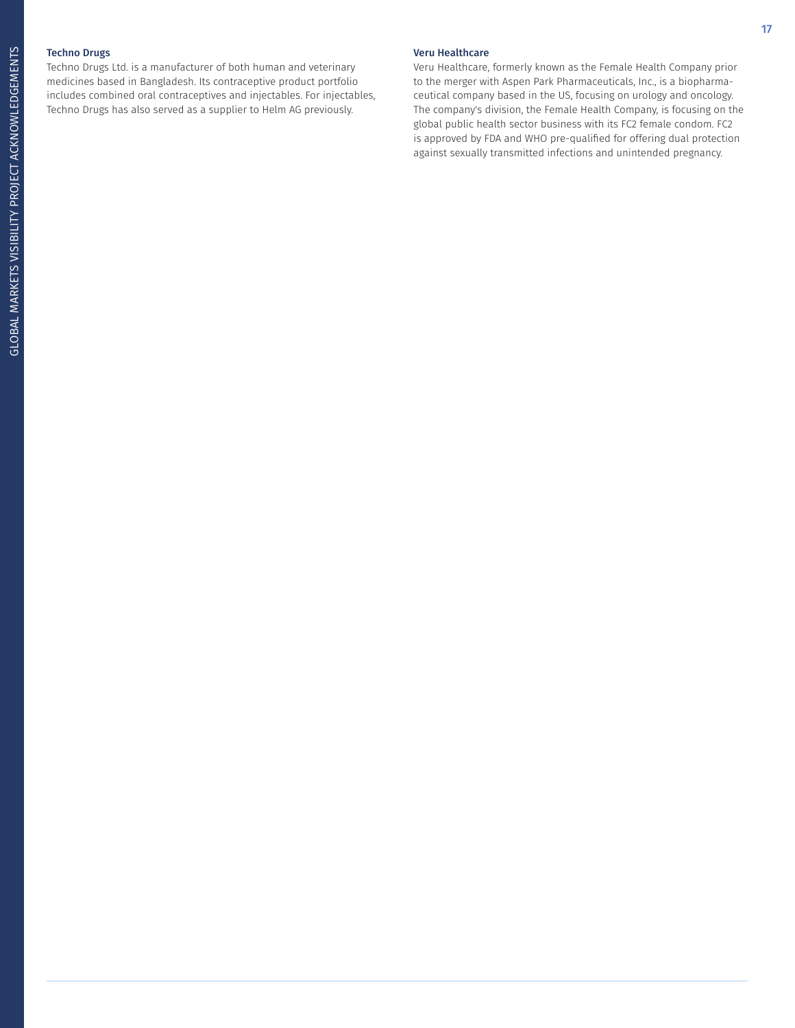### Techno Drugs

Techno Drugs Ltd. is a manufacturer of both human and veterinary medicines based in Bangladesh. Its contraceptive product portfolio includes combined oral contraceptives and injectables. For injectables, Techno Drugs has also served as a supplier to Helm AG previously.

### Veru Healthcare

Veru Healthcare, formerly known as the Female Health Company prior to the merger with Aspen Park Pharmaceuticals, Inc., is a biopharmaceutical company based in the US, focusing on urology and oncology. The company's division, the Female Health Company, is focusing on the global public health sector business with its FC2 female condom. FC2 is approved by FDA and WHO pre-qualified for offering dual protection against sexually transmitted infections and unintended pregnancy.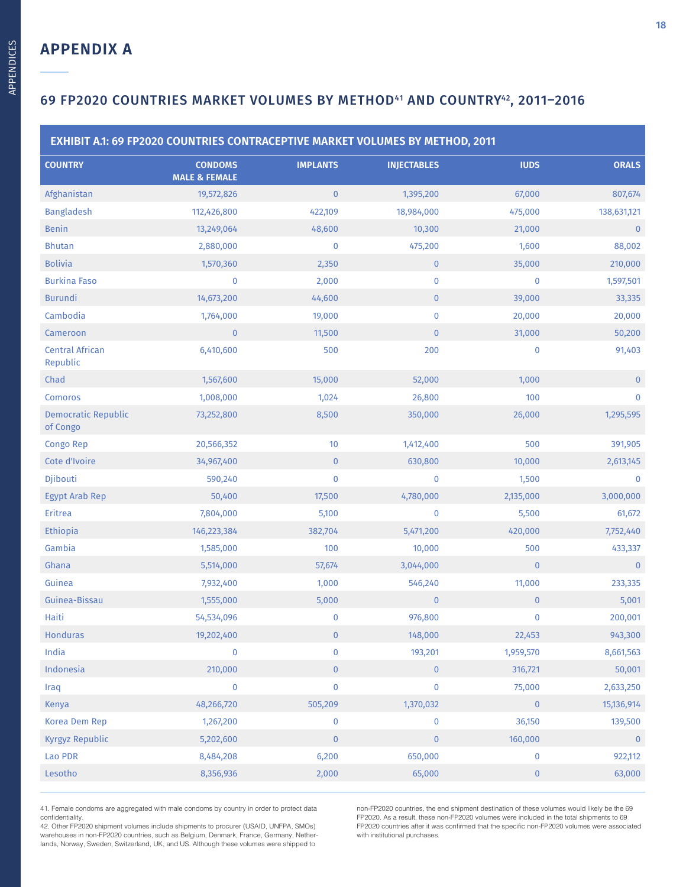## APPENDIX A

### 69 FP2020 COUNTRIES MARKET VOLUMES BY METHOD[41] AND COUNTRY[42], 2011–2016

**EXHIBIT A.1: 69 FP2020 COUNTRIES CONTRACEPTIVE MARKET VOLUMES BY METHOD, 2011**

| COUNTRY | CONDOMS MALE & FEMALE | IMPLANTS | INJECTABLES | IUDS | ORALS |
|---|---|---|---|---|---|
| Afghanistan | 19,572,826 | 0 | 1,395,200 | 67,000 | 807,674 |
| Bangladesh | 112,426,800 | 422,109 | 18,984,000 | 475,000 | 138,631,121 |
| Benin | 13,249,064 | 48,600 | 10,300 | 21,000 | 0 |
| Bhutan | 2,880,000 | 0 | 475,200 | 1,600 | 88,002 |
| Bolivia | 1,570,360 | 2,350 | 0 | 35,000 | 210,000 |
| Burkina Faso | 0 | 2,000 | 0 | 0 | 1,597,501 |
| Burundi | 14,673,200 | 44,600 | 0 | 39,000 | 33,335 |
| Cambodia | 1,764,000 | 19,000 | 0 | 20,000 | 20,000 |
| Cameroon | 0 | 11,500 | 0 | 31,000 | 50,200 |
| Central African Republic | 6,410,600 | 500 | 200 | 0 | 91,403 |
| Chad | 1,567,600 | 15,000 | 52,000 | 1,000 | 0 |
| Comoros | 1,008,000 | 1,024 | 26,800 | 100 | 0 |
| Democratic Republic of Congo | 73,252,800 | 8,500 | 350,000 | 26,000 | 1,295,595 |
| Congo Rep | 20,566,352 | 10 | 1,412,400 | 500 | 391,905 |
| Cote d'Ivoire | 34,967,400 | 0 | 630,800 | 10,000 | 2,613,145 |
| Djibouti | 590,240 | 0 | 0 | 1,500 | 0 |
| Egypt Arab Rep | 50,400 | 17,500 | 4,780,000 | 2,135,000 | 3,000,000 |
| Eritrea | 7,804,000 | 5,100 | 0 | 5,500 | 61,672 |
| Ethiopia | 146,223,384 | 382,704 | 5,471,200 | 420,000 | 7,752,440 |
| Gambia | 1,585,000 | 100 | 10,000 | 500 | 433,337 |
| Ghana | 5,514,000 | 57,674 | 3,044,000 | 0 | 0 |
| Guinea | 7,932,400 | 1,000 | 546,240 | 11,000 | 233,335 |
| Guinea-Bissau | 1,555,000 | 5,000 | 0 | 0 | 5,001 |
| Haiti | 54,534,096 | 0 | 976,800 | 0 | 200,001 |
| Honduras | 19,202,400 | 0 | 148,000 | 22,453 | 943,300 |
| India | 0 | 0 | 193,201 | 1,959,570 | 8,661,563 |
| Indonesia | 210,000 | 0 | 0 | 316,721 | 50,001 |
| Iraq | 0 | 0 | 0 | 75,000 | 2,633,250 |
| Kenya | 48,266,720 | 505,209 | 1,370,032 | 0 | 15,136,914 |
| Korea Dem Rep | 1,267,200 | 0 | 0 | 36,150 | 139,500 |
| Kyrgyz Republic | 5,202,600 | 0 | 0 | 160,000 | 0 |
| Lao PDR | 8,484,208 | 6,200 | 650,000 | 0 | 922,112 |
| Lesotho | 8,356,936 | 2,000 | 65,000 | 0 | 63,000 |

41. Female condoms are aggregated with male condoms by country in order to protect data confidentiality.
42. Other FP2020 shipment volumes include shipments to procurer (USAID, UNFPA, SMOs) warehouses in non-FP2020 countries, such as Belgium, Denmark, France, Germany, Netherlands, Norway, Sweden, Switzerland, UK, and US. Although these volumes were shipped to non-FP2020 countries, the end shipment destination of these volumes would likely be the 69 FP2020. As a result, these non-FP2020 volumes were included in the total shipments to 69 FP2020 countries after it was confirmed that the specific non-FP2020 volumes were associated with institutional purchases.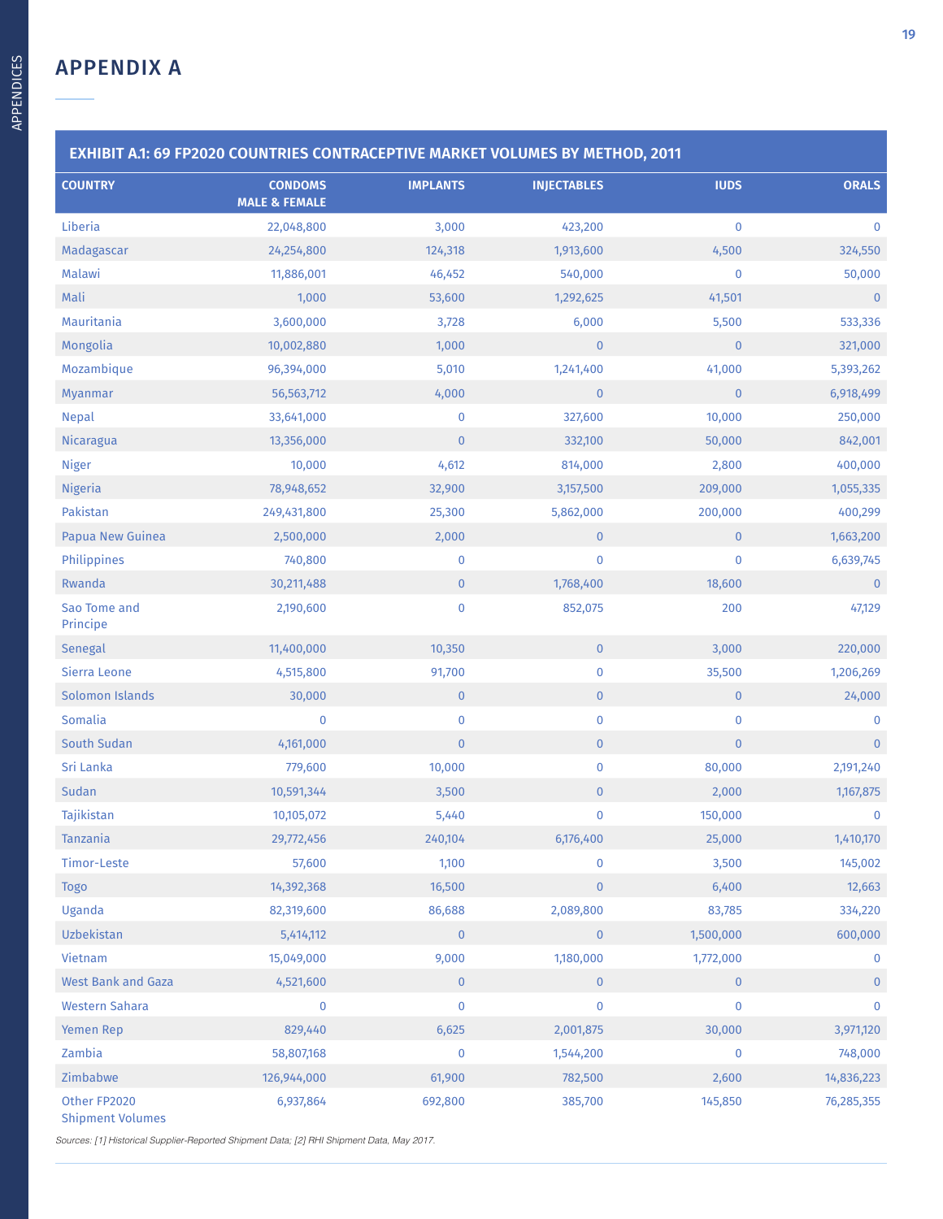# APPENDIX A

| EXHIBIT A.1: 69 FP2020 COUNTRIES CONTRACEPTIVE MARKET VOLUMES BY METHOD, 2011 | | | | | |
|---|---|---|---|---|---|
| COUNTRY | CONDOMS MALE & FEMALE | IMPLANTS | INJECTABLES | IUDS | ORALS |
| Liberia | 22,048,800 | 3,000 | 423,200 | 0 | 0 |
| Madagascar | 24,254,800 | 124,318 | 1,913,600 | 4,500 | 324,550 |
| Malawi | 11,886,001 | 46,452 | 540,000 | 0 | 50,000 |
| Mali | 1,000 | 53,600 | 1,292,625 | 41,501 | 0 |
| Mauritania | 3,600,000 | 3,728 | 6,000 | 5,500 | 533,336 |
| Mongolia | 10,002,880 | 1,000 | 0 | 0 | 321,000 |
| Mozambique | 96,394,000 | 5,010 | 1,241,400 | 41,000 | 5,393,262 |
| Myanmar | 56,563,712 | 4,000 | 0 | 0 | 6,918,499 |
| Nepal | 33,641,000 | 0 | 327,600 | 10,000 | 250,000 |
| Nicaragua | 13,356,000 | 0 | 332,100 | 50,000 | 842,001 |
| Niger | 10,000 | 4,612 | 814,000 | 2,800 | 400,000 |
| Nigeria | 78,948,652 | 32,900 | 3,157,500 | 209,000 | 1,055,335 |
| Pakistan | 249,431,800 | 25,300 | 5,862,000 | 200,000 | 400,299 |
| Papua New Guinea | 2,500,000 | 2,000 | 0 | 0 | 1,663,200 |
| Philippines | 740,800 | 0 | 0 | 0 | 6,639,745 |
| Rwanda | 30,211,488 | 0 | 1,768,400 | 18,600 | 0 |
| Sao Tome and Principe | 2,190,600 | 0 | 852,075 | 200 | 47,129 |
| Senegal | 11,400,000 | 10,350 | 0 | 3,000 | 220,000 |
| Sierra Leone | 4,515,800 | 91,700 | 0 | 35,500 | 1,206,269 |
| Solomon Islands | 30,000 | 0 | 0 | 0 | 24,000 |
| Somalia | 0 | 0 | 0 | 0 | 0 |
| South Sudan | 4,161,000 | 0 | 0 | 0 | 0 |
| Sri Lanka | 779,600 | 10,000 | 0 | 80,000 | 2,191,240 |
| Sudan | 10,591,344 | 3,500 | 0 | 2,000 | 1,167,875 |
| Tajikistan | 10,105,072 | 5,440 | 0 | 150,000 | 0 |
| Tanzania | 29,772,456 | 240,104 | 6,176,400 | 25,000 | 1,410,170 |
| Timor-Leste | 57,600 | 1,100 | 0 | 3,500 | 145,002 |
| Togo | 14,392,368 | 16,500 | 0 | 6,400 | 12,663 |
| Uganda | 82,319,600 | 86,688 | 2,089,800 | 83,785 | 334,220 |
| Uzbekistan | 5,414,112 | 0 | 0 | 1,500,000 | 600,000 |
| Vietnam | 15,049,000 | 9,000 | 1,180,000 | 1,772,000 | 0 |
| West Bank and Gaza | 4,521,600 | 0 | 0 | 0 | 0 |
| Western Sahara | 0 | 0 | 0 | 0 | 0 |
| Yemen Rep | 829,440 | 6,625 | 2,001,875 | 30,000 | 3,971,120 |
| Zambia | 58,807,168 | 0 | 1,544,200 | 0 | 748,000 |
| Zimbabwe | 126,944,000 | 61,900 | 782,500 | 2,600 | 14,836,223 |
| Other FP2020 Shipment Volumes | 6,937,864 | 692,800 | 385,700 | 145,850 | 76,285,355 |

*Sources: [1] Historical Supplier-Reported Shipment Data; [2] RHI Shipment Data, May 2017.*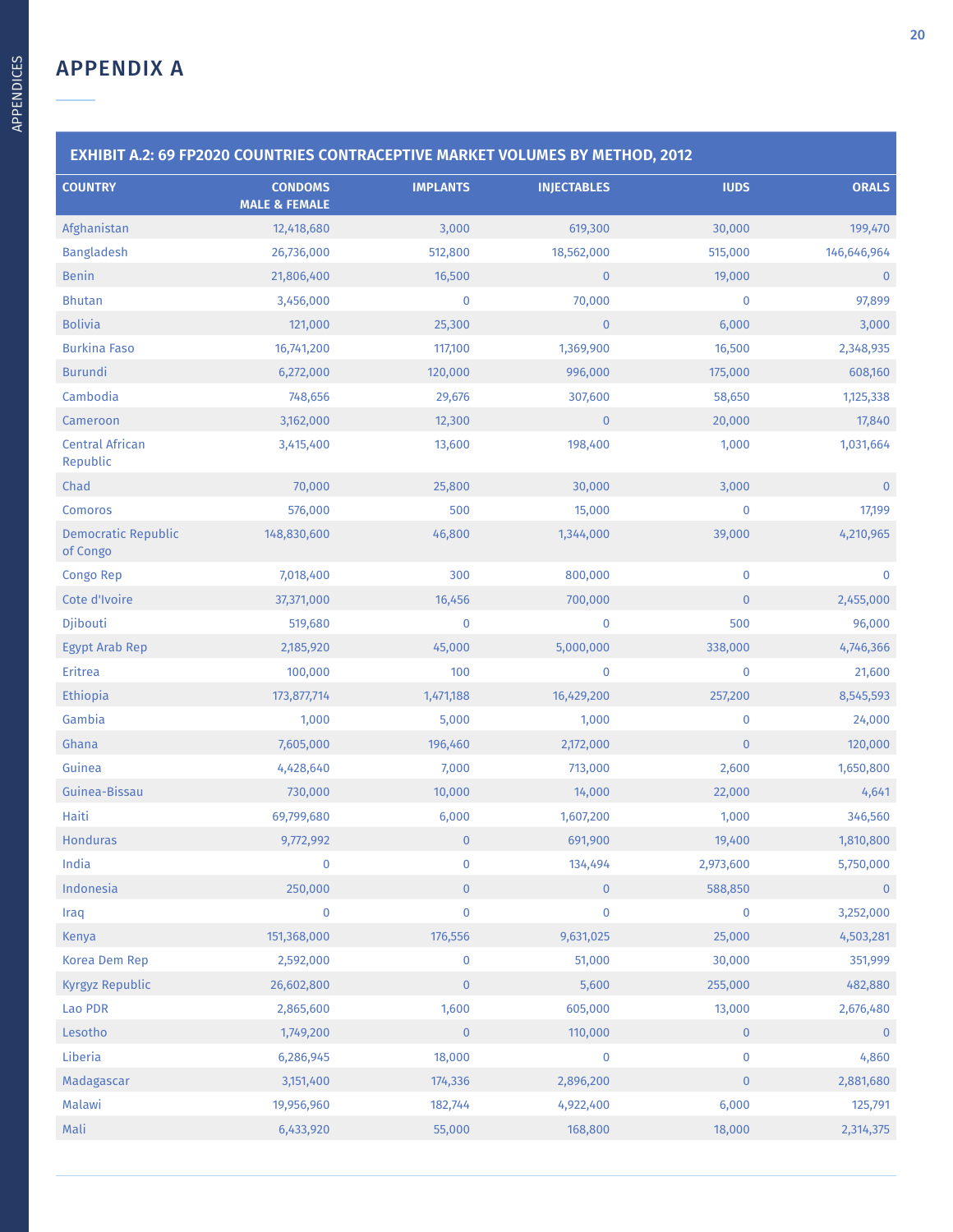## APPENDIX A

| EXHIBIT A.2: 69 FP2020 COUNTRIES CONTRACEPTIVE MARKET VOLUMES BY METHOD, 2012 | | | | | |
|---|---|---|---|---|---|
| COUNTRY | CONDOMS MALE & FEMALE | IMPLANTS | INJECTABLES | IUDS | ORALS |
| Afghanistan | 12,418,680 | 3,000 | 619,300 | 30,000 | 199,470 |
| Bangladesh | 26,736,000 | 512,800 | 18,562,000 | 515,000 | 146,646,964 |
| Benin | 21,806,400 | 16,500 | 0 | 19,000 | 0 |
| Bhutan | 3,456,000 | 0 | 70,000 | 0 | 97,899 |
| Bolivia | 121,000 | 25,300 | 0 | 6,000 | 3,000 |
| Burkina Faso | 16,741,200 | 117,100 | 1,369,900 | 16,500 | 2,348,935 |
| Burundi | 6,272,000 | 120,000 | 996,000 | 175,000 | 608,160 |
| Cambodia | 748,656 | 29,676 | 307,600 | 58,650 | 1,125,338 |
| Cameroon | 3,162,000 | 12,300 | 0 | 20,000 | 17,840 |
| Central African Republic | 3,415,400 | 13,600 | 198,400 | 1,000 | 1,031,664 |
| Chad | 70,000 | 25,800 | 30,000 | 3,000 | 0 |
| Comoros | 576,000 | 500 | 15,000 | 0 | 17,199 |
| Democratic Republic of Congo | 148,830,600 | 46,800 | 1,344,000 | 39,000 | 4,210,965 |
| Congo Rep | 7,018,400 | 300 | 800,000 | 0 | 0 |
| Cote d'Ivoire | 37,371,000 | 16,456 | 700,000 | 0 | 2,455,000 |
| Djibouti | 519,680 | 0 | 0 | 500 | 96,000 |
| Egypt Arab Rep | 2,185,920 | 45,000 | 5,000,000 | 338,000 | 4,746,366 |
| Eritrea | 100,000 | 100 | 0 | 0 | 21,600 |
| Ethiopia | 173,877,714 | 1,471,188 | 16,429,200 | 257,200 | 8,545,593 |
| Gambia | 1,000 | 5,000 | 1,000 | 0 | 24,000 |
| Ghana | 7,605,000 | 196,460 | 2,172,000 | 0 | 120,000 |
| Guinea | 4,428,640 | 7,000 | 713,000 | 2,600 | 1,650,800 |
| Guinea-Bissau | 730,000 | 10,000 | 14,000 | 22,000 | 4,641 |
| Haiti | 69,799,680 | 6,000 | 1,607,200 | 1,000 | 346,560 |
| Honduras | 9,772,992 | 0 | 691,900 | 19,400 | 1,810,800 |
| India | 0 | 0 | 134,494 | 2,973,600 | 5,750,000 |
| Indonesia | 250,000 | 0 | 0 | 588,850 | 0 |
| Iraq | 0 | 0 | 0 | 0 | 3,252,000 |
| Kenya | 151,368,000 | 176,556 | 9,631,025 | 25,000 | 4,503,281 |
| Korea Dem Rep | 2,592,000 | 0 | 51,000 | 30,000 | 351,999 |
| Kyrgyz Republic | 26,602,800 | 0 | 5,600 | 255,000 | 482,880 |
| Lao PDR | 2,865,600 | 1,600 | 605,000 | 13,000 | 2,676,480 |
| Lesotho | 1,749,200 | 0 | 110,000 | 0 | 0 |
| Liberia | 6,286,945 | 18,000 | 0 | 0 | 4,860 |
| Madagascar | 3,151,400 | 174,336 | 2,896,200 | 0 | 2,881,680 |
| Malawi | 19,956,960 | 182,744 | 4,922,400 | 6,000 | 125,791 |
| Mali | 6,433,920 | 55,000 | 168,800 | 18,000 | 2,314,375 |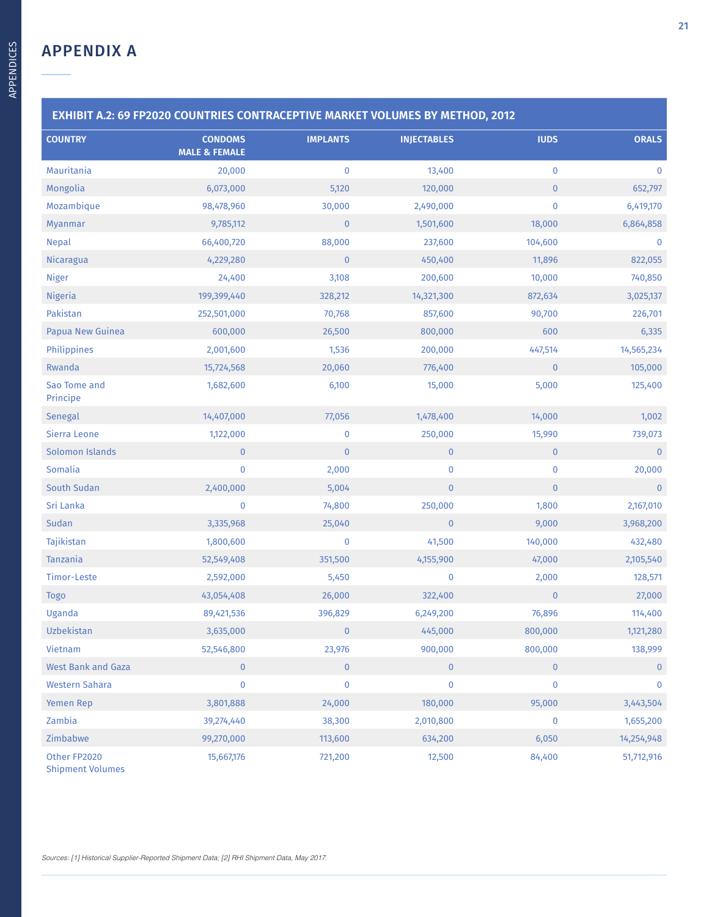## APPENDIX A

| EXHIBIT A.2: 69 FP2020 COUNTRIES CONTRACEPTIVE MARKET VOLUMES BY METHOD, 2012 | | | | | |
|---|---|---|---|---|---|
| **COUNTRY** | **CONDOMS MALE & FEMALE** | **IMPLANTS** | **INJECTABLES** | **IUDS** | **ORALS** |
| Mauritania | 20,000 | 0 | 13,400 | 0 | 0 |
| Mongolia | 6,073,000 | 5,120 | 120,000 | 0 | 652,797 |
| Mozambique | 98,478,960 | 30,000 | 2,490,000 | 0 | 6,419,170 |
| Myanmar | 9,785,112 | 0 | 1,501,600 | 18,000 | 6,864,858 |
| Nepal | 66,400,720 | 88,000 | 237,600 | 104,600 | 0 |
| Nicaragua | 4,229,280 | 0 | 450,400 | 11,896 | 822,055 |
| Niger | 24,400 | 3,108 | 200,600 | 10,000 | 740,850 |
| Nigeria | 199,399,440 | 328,212 | 14,321,300 | 872,634 | 3,025,137 |
| Pakistan | 252,501,000 | 70,768 | 857,600 | 90,700 | 226,701 |
| Papua New Guinea | 600,000 | 26,500 | 800,000 | 600 | 6,335 |
| Philippines | 2,001,600 | 1,536 | 200,000 | 447,514 | 14,565,234 |
| Rwanda | 15,724,568 | 20,060 | 776,400 | 0 | 105,000 |
| Sao Tome and Principe | 1,682,600 | 6,100 | 15,000 | 5,000 | 125,400 |
| Senegal | 14,407,000 | 77,056 | 1,478,400 | 14,000 | 1,002 |
| Sierra Leone | 1,122,000 | 0 | 250,000 | 15,990 | 739,073 |
| Solomon Islands | 0 | 0 | 0 | 0 | 0 |
| Somalia | 0 | 2,000 | 0 | 0 | 20,000 |
| South Sudan | 2,400,000 | 5,004 | 0 | 0 | 0 |
| Sri Lanka | 0 | 74,800 | 250,000 | 1,800 | 2,167,010 |
| Sudan | 3,335,968 | 25,040 | 0 | 9,000 | 3,968,200 |
| Tajikistan | 1,800,600 | 0 | 41,500 | 140,000 | 432,480 |
| Tanzania | 52,549,408 | 351,500 | 4,155,900 | 47,000 | 2,105,540 |
| Timor-Leste | 2,592,000 | 5,450 | 0 | 2,000 | 128,571 |
| Togo | 43,054,408 | 26,000 | 322,400 | 0 | 27,000 |
| Uganda | 89,421,536 | 396,829 | 6,249,200 | 76,896 | 114,400 |
| Uzbekistan | 3,635,000 | 0 | 445,000 | 800,000 | 1,121,280 |
| Vietnam | 52,546,800 | 23,976 | 900,000 | 800,000 | 138,999 |
| West Bank and Gaza | 0 | 0 | 0 | 0 | 0 |
| Western Sahara | 0 | 0 | 0 | 0 | 0 |
| Yemen Rep | 3,801,888 | 24,000 | 180,000 | 95,000 | 3,443,504 |
| Zambia | 39,274,440 | 38,300 | 2,010,800 | 0 | 1,655,200 |
| Zimbabwe | 99,270,000 | 113,600 | 634,200 | 6,050 | 14,254,948 |
| Other FP2020 Shipment Volumes | 15,667,176 | 721,200 | 12,500 | 84,400 | 51,712,916 |

*Sources: [1] Historical Supplier-Reported Shipment Data; [2] RHI Shipment Data, May 2017.*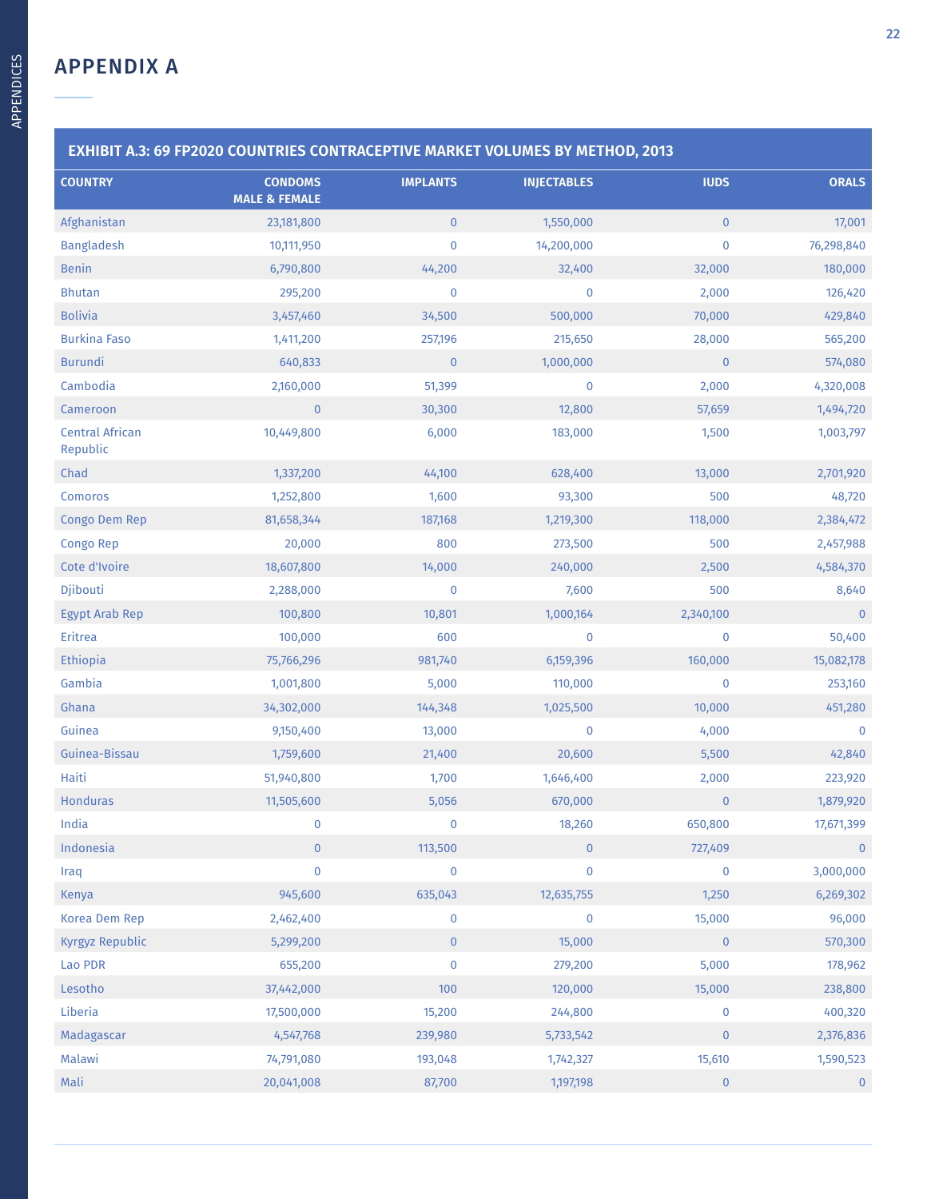# APPENDIX A

| EXHIBIT A.3: 69 FP2020 COUNTRIES CONTRACEPTIVE MARKET VOLUMES BY METHOD, 2013 | | | | | |
|---|---|---|---|---|---|
| COUNTRY | CONDOMS MALE & FEMALE | IMPLANTS | INJECTABLES | IUDS | ORALS |
| Afghanistan | 23,181,800 | 0 | 1,550,000 | 0 | 17,001 |
| Bangladesh | 10,111,950 | 0 | 14,200,000 | 0 | 76,298,840 |
| Benin | 6,790,800 | 44,200 | 32,400 | 32,000 | 180,000 |
| Bhutan | 295,200 | 0 | 0 | 2,000 | 126,420 |
| Bolivia | 3,457,460 | 34,500 | 500,000 | 70,000 | 429,840 |
| Burkina Faso | 1,411,200 | 257,196 | 215,650 | 28,000 | 565,200 |
| Burundi | 640,833 | 0 | 1,000,000 | 0 | 574,080 |
| Cambodia | 2,160,000 | 51,399 | 0 | 2,000 | 4,320,008 |
| Cameroon | 0 | 30,300 | 12,800 | 57,659 | 1,494,720 |
| Central African Republic | 10,449,800 | 6,000 | 183,000 | 1,500 | 1,003,797 |
| Chad | 1,337,200 | 44,100 | 628,400 | 13,000 | 2,701,920 |
| Comoros | 1,252,800 | 1,600 | 93,300 | 500 | 48,720 |
| Congo Dem Rep | 81,658,344 | 187,168 | 1,219,300 | 118,000 | 2,384,472 |
| Congo Rep | 20,000 | 800 | 273,500 | 500 | 2,457,988 |
| Cote d'Ivoire | 18,607,800 | 14,000 | 240,000 | 2,500 | 4,584,370 |
| Djibouti | 2,288,000 | 0 | 7,600 | 500 | 8,640 |
| Egypt Arab Rep | 100,800 | 10,801 | 1,000,164 | 2,340,100 | 0 |
| Eritrea | 100,000 | 600 | 0 | 0 | 50,400 |
| Ethiopia | 75,766,296 | 981,740 | 6,159,396 | 160,000 | 15,082,178 |
| Gambia | 1,001,800 | 5,000 | 110,000 | 0 | 253,160 |
| Ghana | 34,302,000 | 144,348 | 1,025,500 | 10,000 | 451,280 |
| Guinea | 9,150,400 | 13,000 | 0 | 4,000 | 0 |
| Guinea-Bissau | 1,759,600 | 21,400 | 20,600 | 5,500 | 42,840 |
| Haiti | 51,940,800 | 1,700 | 1,646,400 | 2,000 | 223,920 |
| Honduras | 11,505,600 | 5,056 | 670,000 | 0 | 1,879,920 |
| India | 0 | 0 | 18,260 | 650,800 | 17,671,399 |
| Indonesia | 0 | 113,500 | 0 | 727,409 | 0 |
| Iraq | 0 | 0 | 0 | 0 | 3,000,000 |
| Kenya | 945,600 | 635,043 | 12,635,755 | 1,250 | 6,269,302 |
| Korea Dem Rep | 2,462,400 | 0 | 0 | 15,000 | 96,000 |
| Kyrgyz Republic | 5,299,200 | 0 | 15,000 | 0 | 570,300 |
| Lao PDR | 655,200 | 0 | 279,200 | 5,000 | 178,962 |
| Lesotho | 37,442,000 | 100 | 120,000 | 15,000 | 238,800 |
| Liberia | 17,500,000 | 15,200 | 244,800 | 0 | 400,320 |
| Madagascar | 4,547,768 | 239,980 | 5,733,542 | 0 | 2,376,836 |
| Malawi | 74,791,080 | 193,048 | 1,742,327 | 15,610 | 1,590,523 |
| Mali | 20,041,008 | 87,700 | 1,197,198 | 0 | 0 |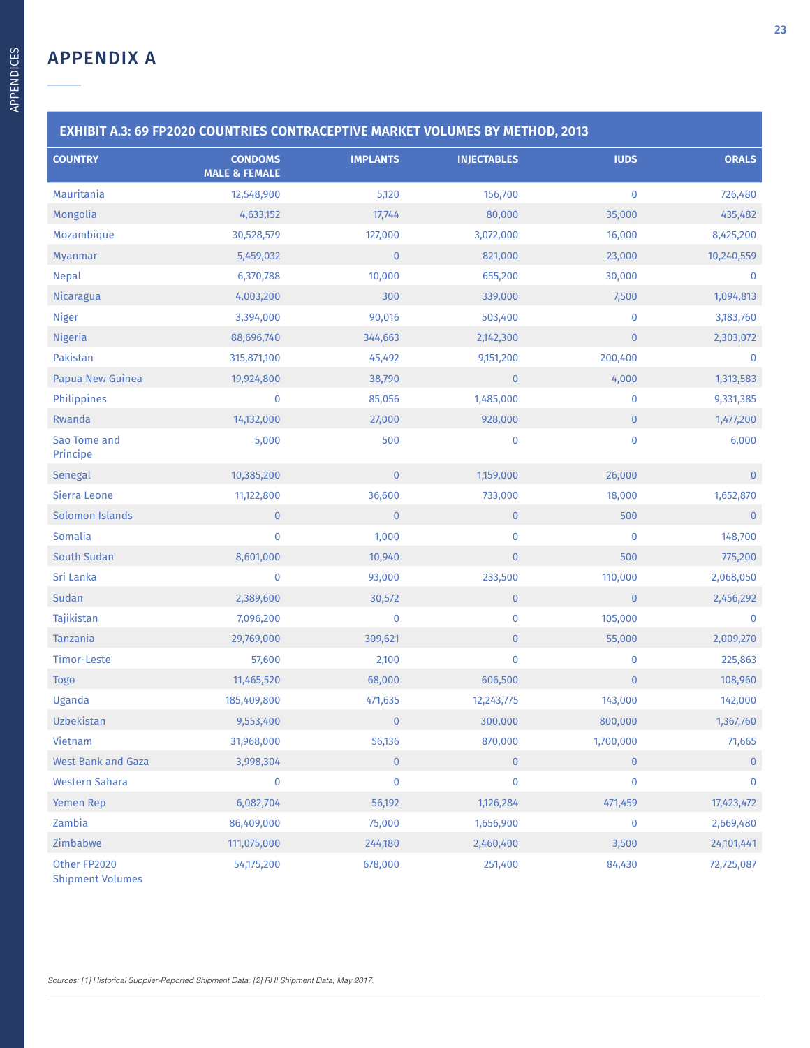## APPENDIX A

| EXHIBIT A.3: 69 FP2020 COUNTRIES CONTRACEPTIVE MARKET VOLUMES BY METHOD, 2013 | | | | | |
|---|---|---|---|---|---|
| COUNTRY | CONDOMS MALE & FEMALE | IMPLANTS | INJECTABLES | IUDS | ORALS |
| Mauritania | 12,548,900 | 5,120 | 156,700 | 0 | 726,480 |
| Mongolia | 4,633,152 | 17,744 | 80,000 | 35,000 | 435,482 |
| Mozambique | 30,528,579 | 127,000 | 3,072,000 | 16,000 | 8,425,200 |
| Myanmar | 5,459,032 | 0 | 821,000 | 23,000 | 10,240,559 |
| Nepal | 6,370,788 | 10,000 | 655,200 | 30,000 | 0 |
| Nicaragua | 4,003,200 | 300 | 339,000 | 7,500 | 1,094,813 |
| Niger | 3,394,000 | 90,016 | 503,400 | 0 | 3,183,760 |
| Nigeria | 88,696,740 | 344,663 | 2,142,300 | 0 | 2,303,072 |
| Pakistan | 315,871,100 | 45,492 | 9,151,200 | 200,400 | 0 |
| Papua New Guinea | 19,924,800 | 38,790 | 0 | 4,000 | 1,313,583 |
| Philippines | 0 | 85,056 | 1,485,000 | 0 | 9,331,385 |
| Rwanda | 14,132,000 | 27,000 | 928,000 | 0 | 1,477,200 |
| Sao Tome and Principe | 5,000 | 500 | 0 | 0 | 6,000 |
| Senegal | 10,385,200 | 0 | 1,159,000 | 26,000 | 0 |
| Sierra Leone | 11,122,800 | 36,600 | 733,000 | 18,000 | 1,652,870 |
| Solomon Islands | 0 | 0 | 0 | 500 | 0 |
| Somalia | 0 | 1,000 | 0 | 0 | 148,700 |
| South Sudan | 8,601,000 | 10,940 | 0 | 500 | 775,200 |
| Sri Lanka | 0 | 93,000 | 233,500 | 110,000 | 2,068,050 |
| Sudan | 2,389,600 | 30,572 | 0 | 0 | 2,456,292 |
| Tajikistan | 7,096,200 | 0 | 0 | 105,000 | 0 |
| Tanzania | 29,769,000 | 309,621 | 0 | 55,000 | 2,009,270 |
| Timor-Leste | 57,600 | 2,100 | 0 | 0 | 225,863 |
| Togo | 11,465,520 | 68,000 | 606,500 | 0 | 108,960 |
| Uganda | 185,409,800 | 471,635 | 12,243,775 | 143,000 | 142,000 |
| Uzbekistan | 9,553,400 | 0 | 300,000 | 800,000 | 1,367,760 |
| Vietnam | 31,968,000 | 56,136 | 870,000 | 1,700,000 | 71,665 |
| West Bank and Gaza | 3,998,304 | 0 | 0 | 0 | 0 |
| Western Sahara | 0 | 0 | 0 | 0 | 0 |
| Yemen Rep | 6,082,704 | 56,192 | 1,126,284 | 471,459 | 17,423,472 |
| Zambia | 86,409,000 | 75,000 | 1,656,900 | 0 | 2,669,480 |
| Zimbabwe | 111,075,000 | 244,180 | 2,460,400 | 3,500 | 24,101,441 |
| Other FP2020 Shipment Volumes | 54,175,200 | 678,000 | 251,400 | 84,430 | 72,725,087 |

*Sources: [1] Historical Supplier-Reported Shipment Data; [2] RHI Shipment Data, May 2017.*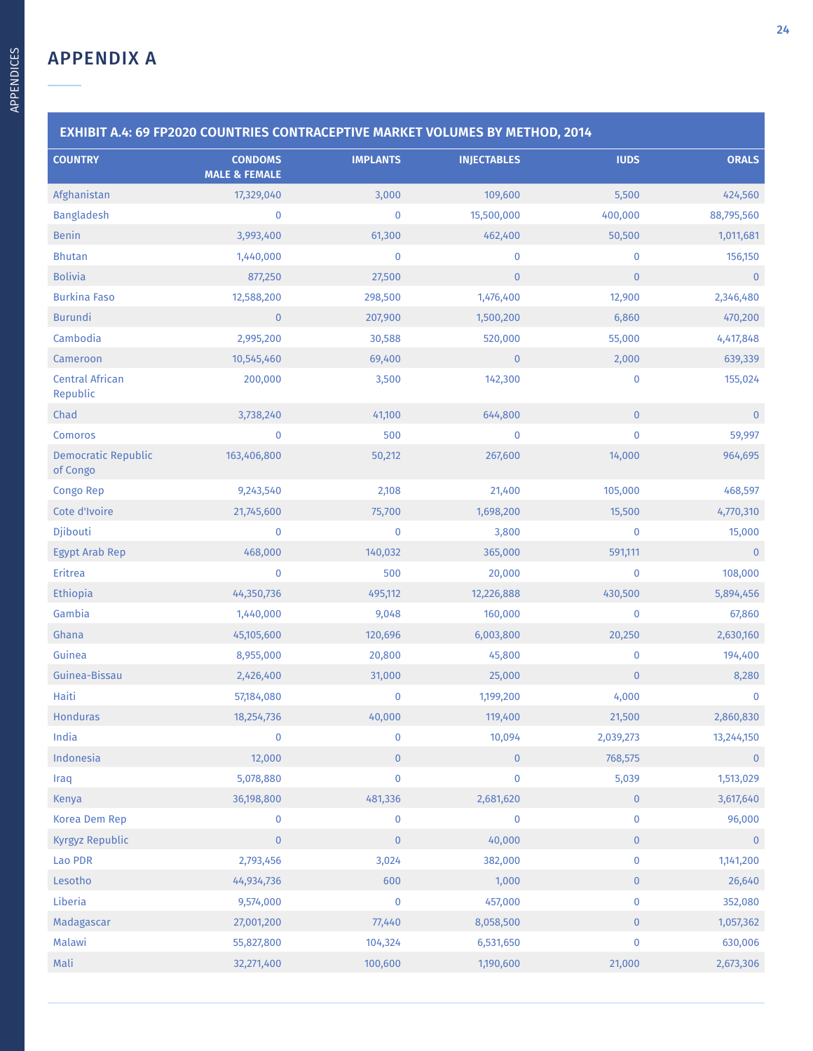# APPENDIX A

**EXHIBIT A.4: 69 FP2020 COUNTRIES CONTRACEPTIVE MARKET VOLUMES BY METHOD, 2014**

| COUNTRY | CONDOMS MALE & FEMALE | IMPLANTS | INJECTABLES | IUDS | ORALS |
|---|---|---|---|---|---|
| Afghanistan | 17,329,040 | 3,000 | 109,600 | 5,500 | 424,560 |
| Bangladesh | 0 | 0 | 15,500,000 | 400,000 | 88,795,560 |
| Benin | 3,993,400 | 61,300 | 462,400 | 50,500 | 1,011,681 |
| Bhutan | 1,440,000 | 0 | 0 | 0 | 156,150 |
| Bolivia | 877,250 | 27,500 | 0 | 0 | 0 |
| Burkina Faso | 12,588,200 | 298,500 | 1,476,400 | 12,900 | 2,346,480 |
| Burundi | 0 | 207,900 | 1,500,200 | 6,860 | 470,200 |
| Cambodia | 2,995,200 | 30,588 | 520,000 | 55,000 | 4,417,848 |
| Cameroon | 10,545,460 | 69,400 | 0 | 2,000 | 639,339 |
| Central African Republic | 200,000 | 3,500 | 142,300 | 0 | 155,024 |
| Chad | 3,738,240 | 41,100 | 644,800 | 0 | 0 |
| Comoros | 0 | 500 | 0 | 0 | 59,997 |
| Democratic Republic of Congo | 163,406,800 | 50,212 | 267,600 | 14,000 | 964,695 |
| Congo Rep | 9,243,540 | 2,108 | 21,400 | 105,000 | 468,597 |
| Cote d'Ivoire | 21,745,600 | 75,700 | 1,698,200 | 15,500 | 4,770,310 |
| Djibouti | 0 | 0 | 3,800 | 0 | 15,000 |
| Egypt Arab Rep | 468,000 | 140,032 | 365,000 | 591,111 | 0 |
| Eritrea | 0 | 500 | 20,000 | 0 | 108,000 |
| Ethiopia | 44,350,736 | 495,112 | 12,226,888 | 430,500 | 5,894,456 |
| Gambia | 1,440,000 | 9,048 | 160,000 | 0 | 67,860 |
| Ghana | 45,105,600 | 120,696 | 6,003,800 | 20,250 | 2,630,160 |
| Guinea | 8,955,000 | 20,800 | 45,800 | 0 | 194,400 |
| Guinea-Bissau | 2,426,400 | 31,000 | 25,000 | 0 | 8,280 |
| Haiti | 57,184,080 | 0 | 1,199,200 | 4,000 | 0 |
| Honduras | 18,254,736 | 40,000 | 119,400 | 21,500 | 2,860,830 |
| India | 0 | 0 | 10,094 | 2,039,273 | 13,244,150 |
| Indonesia | 12,000 | 0 | 0 | 768,575 | 0 |
| Iraq | 5,078,880 | 0 | 0 | 5,039 | 1,513,029 |
| Kenya | 36,198,800 | 481,336 | 2,681,620 | 0 | 3,617,640 |
| Korea Dem Rep | 0 | 0 | 0 | 0 | 96,000 |
| Kyrgyz Republic | 0 | 0 | 40,000 | 0 | 0 |
| Lao PDR | 2,793,456 | 3,024 | 382,000 | 0 | 1,141,200 |
| Lesotho | 44,934,736 | 600 | 1,000 | 0 | 26,640 |
| Liberia | 9,574,000 | 0 | 457,000 | 0 | 352,080 |
| Madagascar | 27,001,200 | 77,440 | 8,058,500 | 0 | 1,057,362 |
| Malawi | 55,827,800 | 104,324 | 6,531,650 | 0 | 630,006 |
| Mali | 32,271,400 | 100,600 | 1,190,600 | 21,000 | 2,673,306 |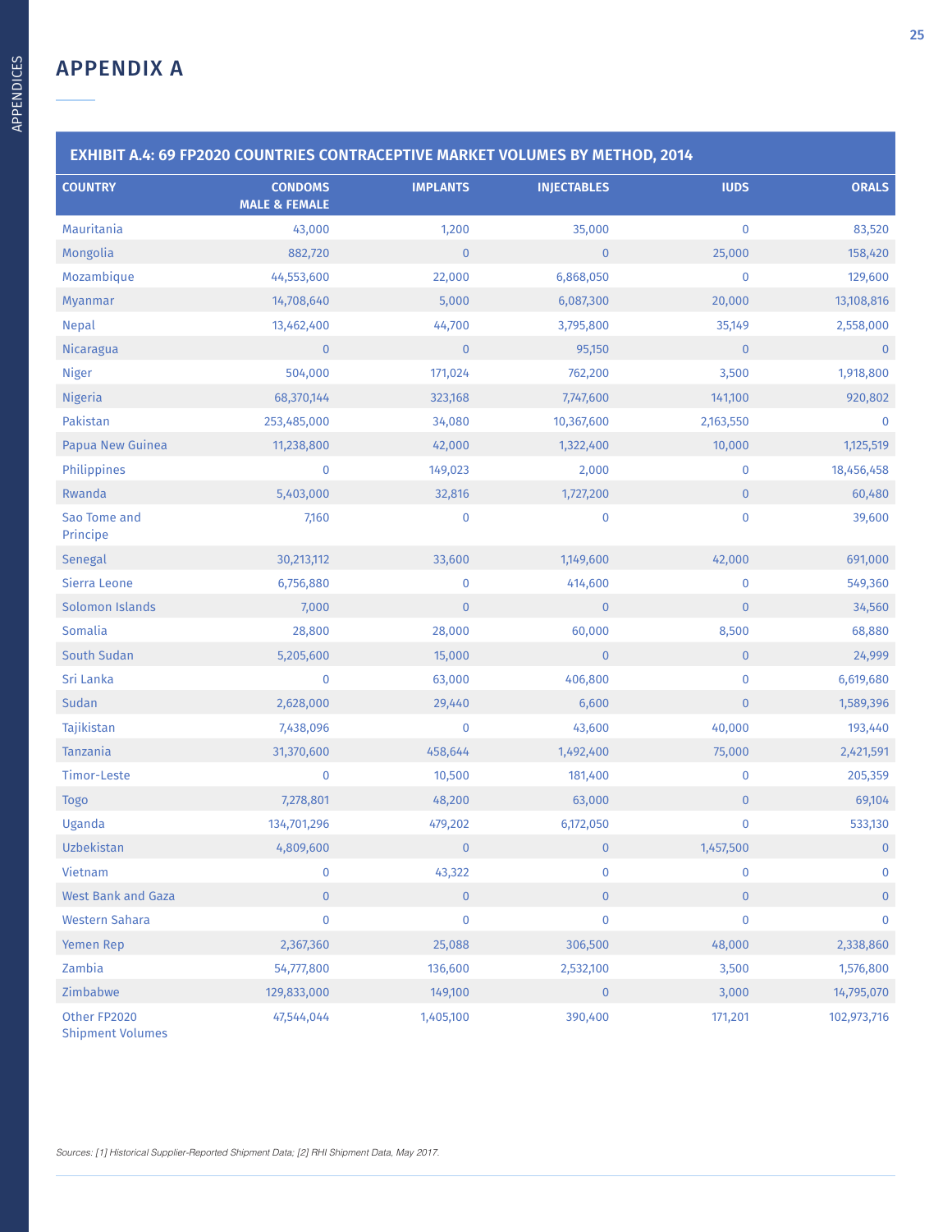## APPENDIX A

| EXHIBIT A.4: 69 FP2020 COUNTRIES CONTRACEPTIVE MARKET VOLUMES BY METHOD, 2014 | | | | | |
|---|---|---|---|---|---|
| COUNTRY | CONDOMS MALE & FEMALE | IMPLANTS | INJECTABLES | IUDS | ORALS |
| Mauritania | 43,000 | 1,200 | 35,000 | 0 | 83,520 |
| Mongolia | 882,720 | 0 | 0 | 25,000 | 158,420 |
| Mozambique | 44,553,600 | 22,000 | 6,868,050 | 0 | 129,600 |
| Myanmar | 14,708,640 | 5,000 | 6,087,300 | 20,000 | 13,108,816 |
| Nepal | 13,462,400 | 44,700 | 3,795,800 | 35,149 | 2,558,000 |
| Nicaragua | 0 | 0 | 95,150 | 0 | 0 |
| Niger | 504,000 | 171,024 | 762,200 | 3,500 | 1,918,800 |
| Nigeria | 68,370,144 | 323,168 | 7,747,600 | 141,100 | 920,802 |
| Pakistan | 253,485,000 | 34,080 | 10,367,600 | 2,163,550 | 0 |
| Papua New Guinea | 11,238,800 | 42,000 | 1,322,400 | 10,000 | 1,125,519 |
| Philippines | 0 | 149,023 | 2,000 | 0 | 18,456,458 |
| Rwanda | 5,403,000 | 32,816 | 1,727,200 | 0 | 60,480 |
| Sao Tome and Principe | 7,160 | 0 | 0 | 0 | 39,600 |
| Senegal | 30,213,112 | 33,600 | 1,149,600 | 42,000 | 691,000 |
| Sierra Leone | 6,756,880 | 0 | 414,600 | 0 | 549,360 |
| Solomon Islands | 7,000 | 0 | 0 | 0 | 34,560 |
| Somalia | 28,800 | 28,000 | 60,000 | 8,500 | 68,880 |
| South Sudan | 5,205,600 | 15,000 | 0 | 0 | 24,999 |
| Sri Lanka | 0 | 63,000 | 406,800 | 0 | 6,619,680 |
| Sudan | 2,628,000 | 29,440 | 6,600 | 0 | 1,589,396 |
| Tajikistan | 7,438,096 | 0 | 43,600 | 40,000 | 193,440 |
| Tanzania | 31,370,600 | 458,644 | 1,492,400 | 75,000 | 2,421,591 |
| Timor-Leste | 0 | 10,500 | 181,400 | 0 | 205,359 |
| Togo | 7,278,801 | 48,200 | 63,000 | 0 | 69,104 |
| Uganda | 134,701,296 | 479,202 | 6,172,050 | 0 | 533,130 |
| Uzbekistan | 4,809,600 | 0 | 0 | 1,457,500 | 0 |
| Vietnam | 0 | 43,322 | 0 | 0 | 0 |
| West Bank and Gaza | 0 | 0 | 0 | 0 | 0 |
| Western Sahara | 0 | 0 | 0 | 0 | 0 |
| Yemen Rep | 2,367,360 | 25,088 | 306,500 | 48,000 | 2,338,860 |
| Zambia | 54,777,800 | 136,600 | 2,532,100 | 3,500 | 1,576,800 |
| Zimbabwe | 129,833,000 | 149,100 | 0 | 3,000 | 14,795,070 |
| Other FP2020 Shipment Volumes | 47,544,044 | 1,405,100 | 390,400 | 171,201 | 102,973,716 |

*Sources: [1] Historical Supplier-Reported Shipment Data; [2] RHI Shipment Data, May 2017.*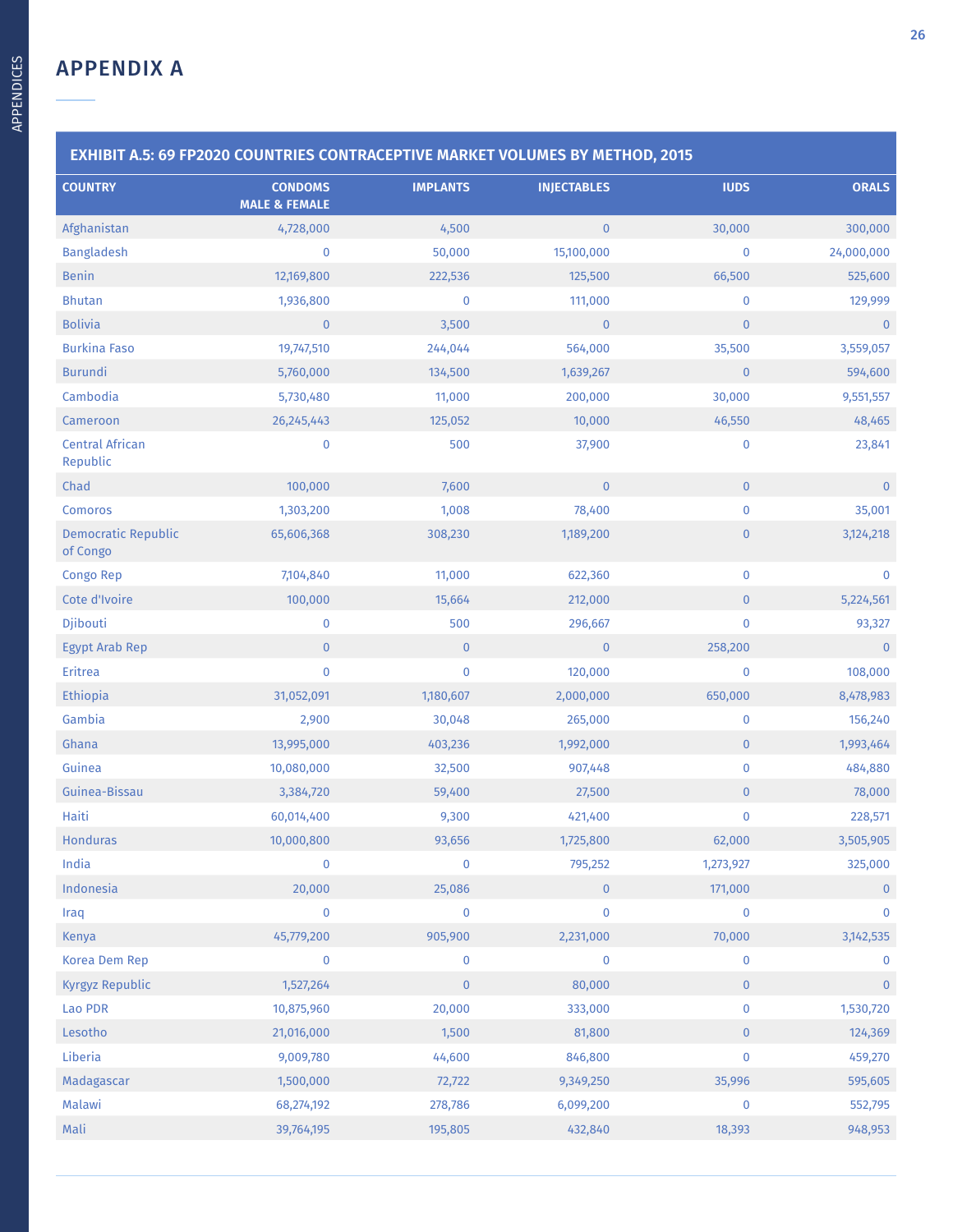## APPENDIX A

**EXHIBIT A.5: 69 FP2020 COUNTRIES CONTRACEPTIVE MARKET VOLUMES BY METHOD, 2015**

| COUNTRY | CONDOMS MALE & FEMALE | IMPLANTS | INJECTABLES | IUDS | ORALS |
|---|---|---|---|---|---|
| Afghanistan | 4,728,000 | 4,500 | 0 | 30,000 | 300,000 |
| Bangladesh | 0 | 50,000 | 15,100,000 | 0 | 24,000,000 |
| Benin | 12,169,800 | 222,536 | 125,500 | 66,500 | 525,600 |
| Bhutan | 1,936,800 | 0 | 111,000 | 0 | 129,999 |
| Bolivia | 0 | 3,500 | 0 | 0 | 0 |
| Burkina Faso | 19,747,510 | 244,044 | 564,000 | 35,500 | 3,559,057 |
| Burundi | 5,760,000 | 134,500 | 1,639,267 | 0 | 594,600 |
| Cambodia | 5,730,480 | 11,000 | 200,000 | 30,000 | 9,551,557 |
| Cameroon | 26,245,443 | 125,052 | 10,000 | 46,550 | 48,465 |
| Central African Republic | 0 | 500 | 37,900 | 0 | 23,841 |
| Chad | 100,000 | 7,600 | 0 | 0 | 0 |
| Comoros | 1,303,200 | 1,008 | 78,400 | 0 | 35,001 |
| Democratic Republic of Congo | 65,606,368 | 308,230 | 1,189,200 | 0 | 3,124,218 |
| Congo Rep | 7,104,840 | 11,000 | 622,360 | 0 | 0 |
| Cote d'Ivoire | 100,000 | 15,664 | 212,000 | 0 | 5,224,561 |
| Djibouti | 0 | 500 | 296,667 | 0 | 93,327 |
| Egypt Arab Rep | 0 | 0 | 0 | 258,200 | 0 |
| Eritrea | 0 | 0 | 120,000 | 0 | 108,000 |
| Ethiopia | 31,052,091 | 1,180,607 | 2,000,000 | 650,000 | 8,478,983 |
| Gambia | 2,900 | 30,048 | 265,000 | 0 | 156,240 |
| Ghana | 13,995,000 | 403,236 | 1,992,000 | 0 | 1,993,464 |
| Guinea | 10,080,000 | 32,500 | 907,448 | 0 | 484,880 |
| Guinea-Bissau | 3,384,720 | 59,400 | 27,500 | 0 | 78,000 |
| Haiti | 60,014,400 | 9,300 | 421,400 | 0 | 228,571 |
| Honduras | 10,000,800 | 93,656 | 1,725,800 | 62,000 | 3,505,905 |
| India | 0 | 0 | 795,252 | 1,273,927 | 325,000 |
| Indonesia | 20,000 | 25,086 | 0 | 171,000 | 0 |
| Iraq | 0 | 0 | 0 | 0 | 0 |
| Kenya | 45,779,200 | 905,900 | 2,231,000 | 70,000 | 3,142,535 |
| Korea Dem Rep | 0 | 0 | 0 | 0 | 0 |
| Kyrgyz Republic | 1,527,264 | 0 | 80,000 | 0 | 0 |
| Lao PDR | 10,875,960 | 20,000 | 333,000 | 0 | 1,530,720 |
| Lesotho | 21,016,000 | 1,500 | 81,800 | 0 | 124,369 |
| Liberia | 9,009,780 | 44,600 | 846,800 | 0 | 459,270 |
| Madagascar | 1,500,000 | 72,722 | 9,349,250 | 35,996 | 595,605 |
| Malawi | 68,274,192 | 278,786 | 6,099,200 | 0 | 552,795 |
| Mali | 39,764,195 | 195,805 | 432,840 | 18,393 | 948,953 |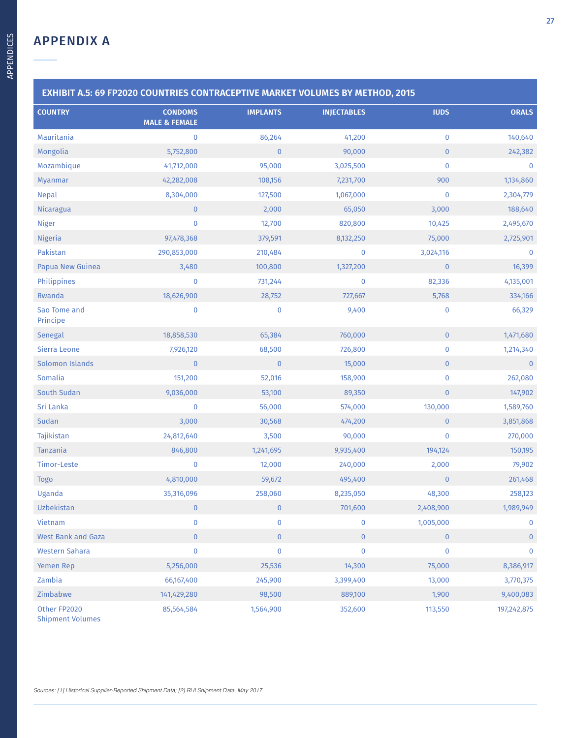## APPENDIX A

**EXHIBIT A.5: 69 FP2020 COUNTRIES CONTRACEPTIVE MARKET VOLUMES BY METHOD, 2015**

| COUNTRY | CONDOMS MALE & FEMALE | IMPLANTS | INJECTABLES | IUDS | ORALS |
|---|---|---|---|---|---|
| Mauritania | 0 | 86,264 | 41,200 | 0 | 140,640 |
| Mongolia | 5,752,800 | 0 | 90,000 | 0 | 242,382 |
| Mozambique | 41,712,000 | 95,000 | 3,025,500 | 0 | 0 |
| Myanmar | 42,282,008 | 108,156 | 7,231,700 | 900 | 1,134,860 |
| Nepal | 8,304,000 | 127,500 | 1,067,000 | 0 | 2,304,779 |
| Nicaragua | 0 | 2,000 | 65,050 | 3,000 | 188,640 |
| Niger | 0 | 12,700 | 820,800 | 10,425 | 2,495,670 |
| Nigeria | 97,478,368 | 379,591 | 8,132,250 | 75,000 | 2,725,901 |
| Pakistan | 290,853,000 | 210,484 | 0 | 3,024,116 | 0 |
| Papua New Guinea | 3,480 | 100,800 | 1,327,200 | 0 | 16,399 |
| Philippines | 0 | 731,244 | 0 | 82,336 | 4,135,001 |
| Rwanda | 18,626,900 | 28,752 | 727,667 | 5,768 | 334,166 |
| Sao Tome and Principe | 0 | 0 | 9,400 | 0 | 66,329 |
| Senegal | 18,858,530 | 65,384 | 760,000 | 0 | 1,471,680 |
| Sierra Leone | 7,926,120 | 68,500 | 726,800 | 0 | 1,214,340 |
| Solomon Islands | 0 | 0 | 15,000 | 0 | 0 |
| Somalia | 151,200 | 52,016 | 158,900 | 0 | 262,080 |
| South Sudan | 9,036,000 | 53,100 | 89,350 | 0 | 147,902 |
| Sri Lanka | 0 | 56,000 | 574,000 | 130,000 | 1,589,760 |
| Sudan | 3,000 | 30,568 | 474,200 | 0 | 3,851,868 |
| Tajikistan | 24,812,640 | 3,500 | 90,000 | 0 | 270,000 |
| Tanzania | 846,800 | 1,241,695 | 9,935,400 | 194,124 | 150,195 |
| Timor-Leste | 0 | 12,000 | 240,000 | 2,000 | 79,902 |
| Togo | 4,810,000 | 59,672 | 495,400 | 0 | 261,468 |
| Uganda | 35,316,096 | 258,060 | 8,235,050 | 48,300 | 258,123 |
| Uzbekistan | 0 | 0 | 701,600 | 2,408,900 | 1,989,949 |
| Vietnam | 0 | 0 | 0 | 1,005,000 | 0 |
| West Bank and Gaza | 0 | 0 | 0 | 0 | 0 |
| Western Sahara | 0 | 0 | 0 | 0 | 0 |
| Yemen Rep | 5,256,000 | 25,536 | 14,300 | 75,000 | 8,386,917 |
| Zambia | 66,167,400 | 245,900 | 3,399,400 | 13,000 | 3,770,375 |
| Zimbabwe | 141,429,280 | 98,500 | 889,100 | 1,900 | 9,400,083 |
| Other FP2020 Shipment Volumes | 85,564,584 | 1,564,900 | 352,600 | 113,550 | 197,242,875 |

*Sources: [1] Historical Supplier-Reported Shipment Data; [2] RHI Shipment Data, May 2017.*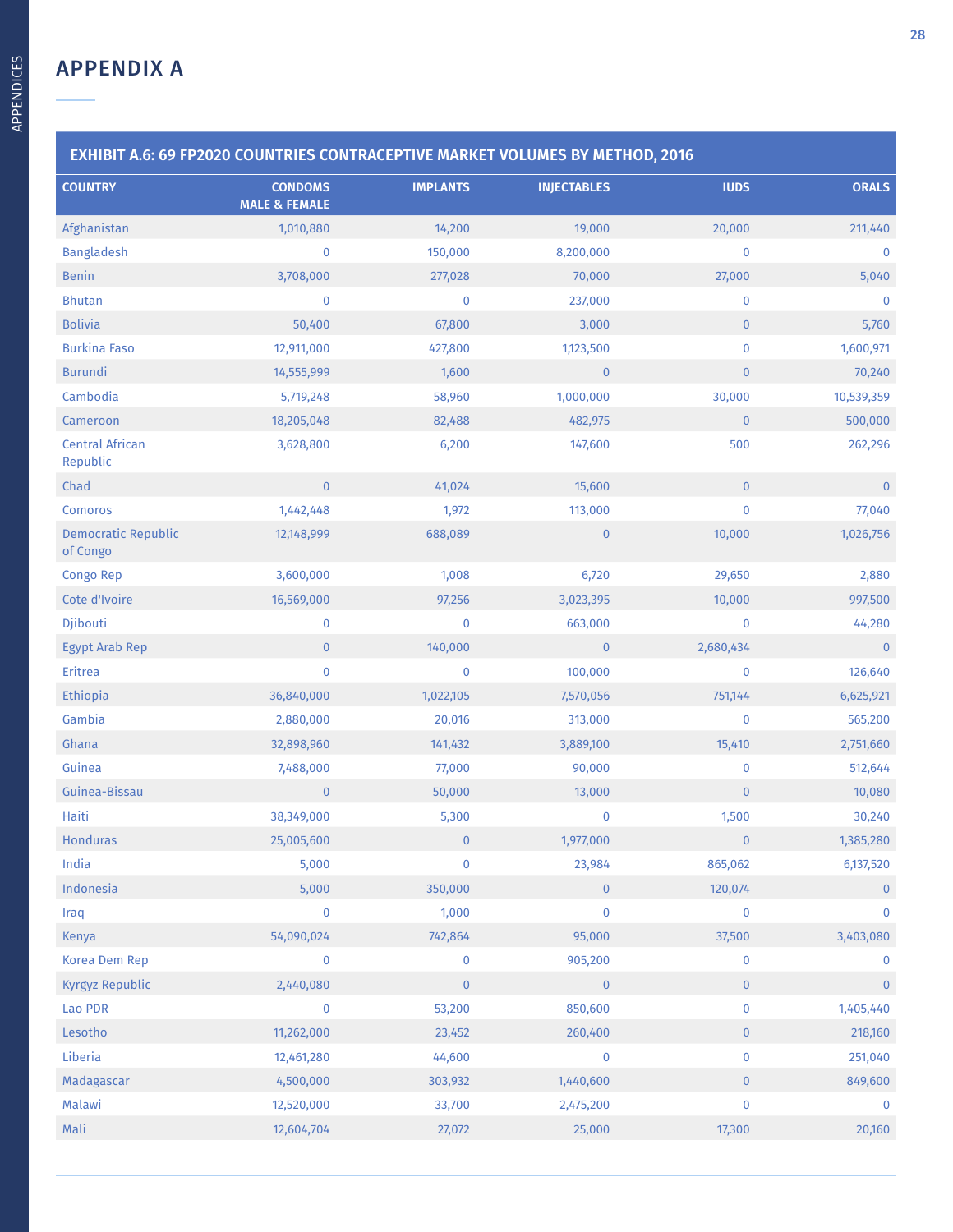## APPENDIX A

**EXHIBIT A.6: 69 FP2020 COUNTRIES CONTRACEPTIVE MARKET VOLUMES BY METHOD, 2016**

| COUNTRY | CONDOMS MALE & FEMALE | IMPLANTS | INJECTABLES | IUDS | ORALS |
|---|---|---|---|---|---|
| Afghanistan | 1,010,880 | 14,200 | 19,000 | 20,000 | 211,440 |
| Bangladesh | 0 | 150,000 | 8,200,000 | 0 | 0 |
| Benin | 3,708,000 | 277,028 | 70,000 | 27,000 | 5,040 |
| Bhutan | 0 | 0 | 237,000 | 0 | 0 |
| Bolivia | 50,400 | 67,800 | 3,000 | 0 | 5,760 |
| Burkina Faso | 12,911,000 | 427,800 | 1,123,500 | 0 | 1,600,971 |
| Burundi | 14,555,999 | 1,600 | 0 | 0 | 70,240 |
| Cambodia | 5,719,248 | 58,960 | 1,000,000 | 30,000 | 10,539,359 |
| Cameroon | 18,205,048 | 82,488 | 482,975 | 0 | 500,000 |
| Central African Republic | 3,628,800 | 6,200 | 147,600 | 500 | 262,296 |
| Chad | 0 | 41,024 | 15,600 | 0 | 0 |
| Comoros | 1,442,448 | 1,972 | 113,000 | 0 | 77,040 |
| Democratic Republic of Congo | 12,148,999 | 688,089 | 0 | 10,000 | 1,026,756 |
| Congo Rep | 3,600,000 | 1,008 | 6,720 | 29,650 | 2,880 |
| Cote d'Ivoire | 16,569,000 | 97,256 | 3,023,395 | 10,000 | 997,500 |
| Djibouti | 0 | 0 | 663,000 | 0 | 44,280 |
| Egypt Arab Rep | 0 | 140,000 | 0 | 2,680,434 | 0 |
| Eritrea | 0 | 0 | 100,000 | 0 | 126,640 |
| Ethiopia | 36,840,000 | 1,022,105 | 7,570,056 | 751,144 | 6,625,921 |
| Gambia | 2,880,000 | 20,016 | 313,000 | 0 | 565,200 |
| Ghana | 32,898,960 | 141,432 | 3,889,100 | 15,410 | 2,751,660 |
| Guinea | 7,488,000 | 77,000 | 90,000 | 0 | 512,644 |
| Guinea-Bissau | 0 | 50,000 | 13,000 | 0 | 10,080 |
| Haiti | 38,349,000 | 5,300 | 0 | 1,500 | 30,240 |
| Honduras | 25,005,600 | 0 | 1,977,000 | 0 | 1,385,280 |
| India | 5,000 | 0 | 23,984 | 865,062 | 6,137,520 |
| Indonesia | 5,000 | 350,000 | 0 | 120,074 | 0 |
| Iraq | 0 | 1,000 | 0 | 0 | 0 |
| Kenya | 54,090,024 | 742,864 | 95,000 | 37,500 | 3,403,080 |
| Korea Dem Rep | 0 | 0 | 905,200 | 0 | 0 |
| Kyrgyz Republic | 2,440,080 | 0 | 0 | 0 | 0 |
| Lao PDR | 0 | 53,200 | 850,600 | 0 | 1,405,440 |
| Lesotho | 11,262,000 | 23,452 | 260,400 | 0 | 218,160 |
| Liberia | 12,461,280 | 44,600 | 0 | 0 | 251,040 |
| Madagascar | 4,500,000 | 303,932 | 1,440,600 | 0 | 849,600 |
| Malawi | 12,520,000 | 33,700 | 2,475,200 | 0 | 0 |
| Mali | 12,604,704 | 27,072 | 25,000 | 17,300 | 20,160 |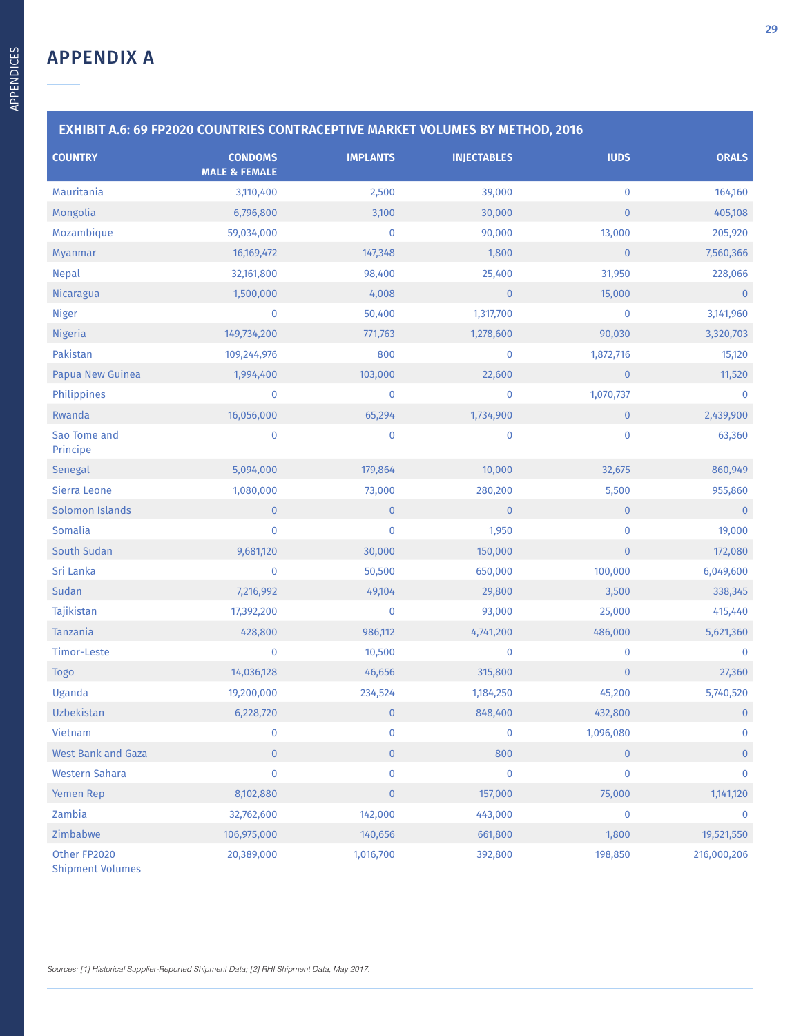# APPENDIX A

**EXHIBIT A.6: 69 FP2020 COUNTRIES CONTRACEPTIVE MARKET VOLUMES BY METHOD, 2016**

| COUNTRY | CONDOMS MALE & FEMALE | IMPLANTS | INJECTABLES | IUDS | ORALS |
|---|---|---|---|---|---|
| Mauritania | 3,110,400 | 2,500 | 39,000 | 0 | 164,160 |
| Mongolia | 6,796,800 | 3,100 | 30,000 | 0 | 405,108 |
| Mozambique | 59,034,000 | 0 | 90,000 | 13,000 | 205,920 |
| Myanmar | 16,169,472 | 147,348 | 1,800 | 0 | 7,560,366 |
| Nepal | 32,161,800 | 98,400 | 25,400 | 31,950 | 228,066 |
| Nicaragua | 1,500,000 | 4,008 | 0 | 15,000 | 0 |
| Niger | 0 | 50,400 | 1,317,700 | 0 | 3,141,960 |
| Nigeria | 149,734,200 | 771,763 | 1,278,600 | 90,030 | 3,320,703 |
| Pakistan | 109,244,976 | 800 | 0 | 1,872,716 | 15,120 |
| Papua New Guinea | 1,994,400 | 103,000 | 22,600 | 0 | 11,520 |
| Philippines | 0 | 0 | 0 | 1,070,737 | 0 |
| Rwanda | 16,056,000 | 65,294 | 1,734,900 | 0 | 2,439,900 |
| Sao Tome and Principe | 0 | 0 | 0 | 0 | 63,360 |
| Senegal | 5,094,000 | 179,864 | 10,000 | 32,675 | 860,949 |
| Sierra Leone | 1,080,000 | 73,000 | 280,200 | 5,500 | 955,860 |
| Solomon Islands | 0 | 0 | 0 | 0 | 0 |
| Somalia | 0 | 0 | 1,950 | 0 | 19,000 |
| South Sudan | 9,681,120 | 30,000 | 150,000 | 0 | 172,080 |
| Sri Lanka | 0 | 50,500 | 650,000 | 100,000 | 6,049,600 |
| Sudan | 7,216,992 | 49,104 | 29,800 | 3,500 | 338,345 |
| Tajikistan | 17,392,200 | 0 | 93,000 | 25,000 | 415,440 |
| Tanzania | 428,800 | 986,112 | 4,741,200 | 486,000 | 5,621,360 |
| Timor-Leste | 0 | 10,500 | 0 | 0 | 0 |
| Togo | 14,036,128 | 46,656 | 315,800 | 0 | 27,360 |
| Uganda | 19,200,000 | 234,524 | 1,184,250 | 45,200 | 5,740,520 |
| Uzbekistan | 6,228,720 | 0 | 848,400 | 432,800 | 0 |
| Vietnam | 0 | 0 | 0 | 1,096,080 | 0 |
| West Bank and Gaza | 0 | 0 | 800 | 0 | 0 |
| Western Sahara | 0 | 0 | 0 | 0 | 0 |
| Yemen Rep | 8,102,880 | 0 | 157,000 | 75,000 | 1,141,120 |
| Zambia | 32,762,600 | 142,000 | 443,000 | 0 | 0 |
| Zimbabwe | 106,975,000 | 140,656 | 661,800 | 1,800 | 19,521,550 |
| Other FP2020 Shipment Volumes | 20,389,000 | 1,016,700 | 392,800 | 198,850 | 216,000,206 |

*Sources: [1] Historical Supplier-Reported Shipment Data; [2] RHI Shipment Data, May 2017.*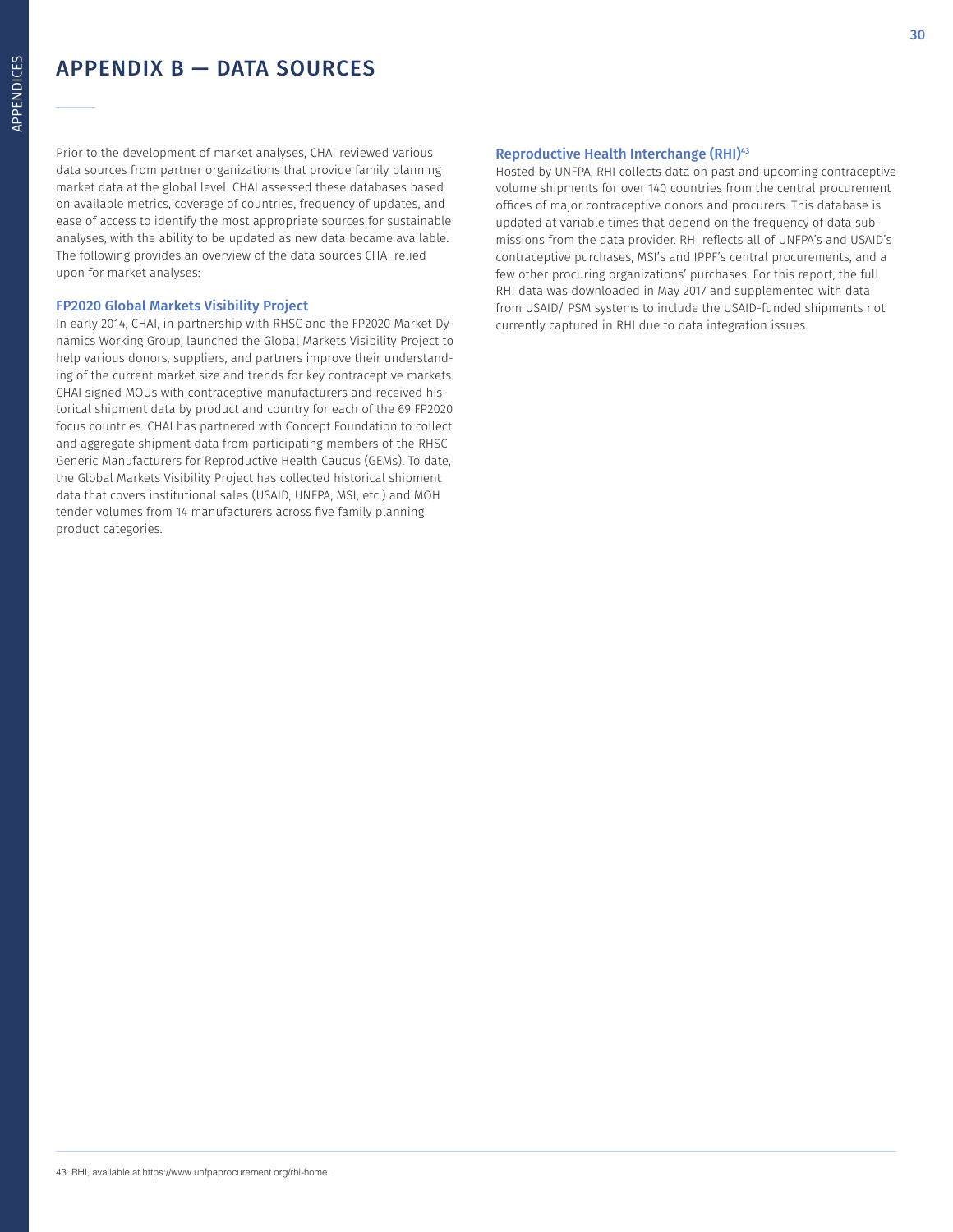# APPENDIX B — DATA SOURCES

Prior to the development of market analyses, CHAI reviewed various data sources from partner organizations that provide family planning market data at the global level. CHAI assessed these databases based on available metrics, coverage of countries, frequency of updates, and ease of access to identify the most appropriate sources for sustainable analyses, with the ability to be updated as new data became available. The following provides an overview of the data sources CHAI relied upon for market analyses:

### FP2020 Global Markets Visibility Project

In early 2014, CHAI, in partnership with RHSC and the FP2020 Market Dynamics Working Group, launched the Global Markets Visibility Project to help various donors, suppliers, and partners improve their understanding of the current market size and trends for key contraceptive markets. CHAI signed MOUs with contraceptive manufacturers and received historical shipment data by product and country for each of the 69 FP2020 focus countries. CHAI has partnered with Concept Foundation to collect and aggregate shipment data from participating members of the RHSC Generic Manufacturers for Reproductive Health Caucus (GEMs). To date, the Global Markets Visibility Project has collected historical shipment data that covers institutional sales (USAID, UNFPA, MSI, etc.) and MOH tender volumes from 14 manufacturers across five family planning product categories.

### Reproductive Health Interchange (RHI)[43]

Hosted by UNFPA, RHI collects data on past and upcoming contraceptive volume shipments for over 140 countries from the central procurement offices of major contraceptive donors and procurers. This database is updated at variable times that depend on the frequency of data submissions from the data provider. RHI reflects all of UNFPA's and USAID's contraceptive purchases, MSI's and IPPF's central procurements, and a few other procuring organizations' purchases. For this report, the full RHI data was downloaded in May 2017 and supplemented with data from USAID/ PSM systems to include the USAID-funded shipments not currently captured in RHI due to data integration issues.

---

43. RHI, available at https://www.unfpaprocurement.org/rhi-home.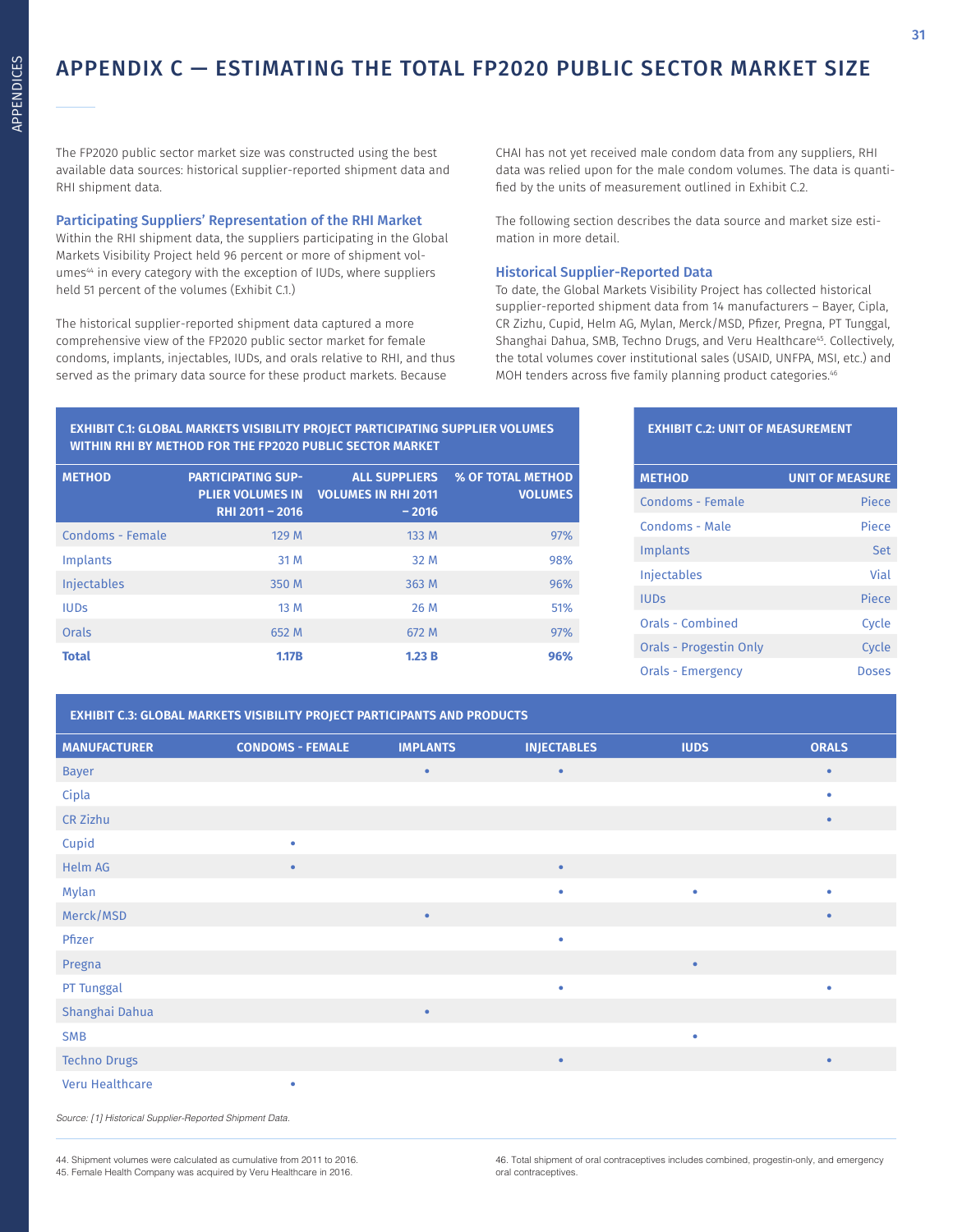# APPENDIX C — ESTIMATING THE TOTAL FP2020 PUBLIC SECTOR MARKET SIZE

The FP2020 public sector market size was constructed using the best available data sources: historical supplier-reported shipment data and RHI shipment data.

### Participating Suppliers' Representation of the RHI Market

Within the RHI shipment data, the suppliers participating in the Global Markets Visibility Project held 96 percent or more of shipment volumes[44] in every category with the exception of IUDs, where suppliers held 51 percent of the volumes (Exhibit C.1.)

The historical supplier-reported shipment data captured a more comprehensive view of the FP2020 public sector market for female condoms, implants, injectables, IUDs, and orals relative to RHI, and thus served as the primary data source for these product markets. Because CHAI has not yet received male condom data from any suppliers, RHI data was relied upon for the male condom volumes. The data is quantified by the units of measurement outlined in Exhibit C.2.

The following section describes the data source and market size estimation in more detail.

### Historical Supplier-Reported Data

To date, the Global Markets Visibility Project has collected historical supplier-reported shipment data from 14 manufacturers – Bayer, Cipla, CR Zizhu, Cupid, Helm AG, Mylan, Merck/MSD, Pfizer, Pregna, PT Tunggal, Shanghai Dahua, SMB, Techno Drugs, and Veru Healthcare[45]. Collectively, the total volumes cover institutional sales (USAID, UNFPA, MSI, etc.) and MOH tenders across five family planning product categories.[46]

**EXHIBIT C.1: GLOBAL MARKETS VISIBILITY PROJECT PARTICIPATING SUPPLIER VOLUMES WITHIN RHI BY METHOD FOR THE FP2020 PUBLIC SECTOR MARKET**

| METHOD | PARTICIPATING SUPPLIER VOLUMES IN RHI 2011 – 2016 | ALL SUPPLIERS VOLUMES IN RHI 2011 – 2016 | % OF TOTAL METHOD VOLUMES |
|---|---|---|---|
| Condoms - Female | 129 M | 133 M | 97% |
| Implants | 31 M | 32 M | 98% |
| Injectables | 350 M | 363 M | 96% |
| IUDs | 13 M | 26 M | 51% |
| Orals | 652 M | 672 M | 97% |
| **Total** | **1.17B** | **1.23 B** | **96%** |

**EXHIBIT C.2: UNIT OF MEASUREMENT**

| METHOD | UNIT OF MEASURE |
|---|---|
| Condoms - Female | Piece |
| Condoms - Male | Piece |
| Implants | Set |
| Injectables | Vial |
| IUDs | Piece |
| Orals - Combined | Cycle |
| Orals - Progestin Only | Cycle |
| Orals - Emergency | Doses |

**EXHIBIT C.3: GLOBAL MARKETS VISIBILITY PROJECT PARTICIPANTS AND PRODUCTS**

| MANUFACTURER | CONDOMS - FEMALE | IMPLANTS | INJECTABLES | IUDS | ORALS |
|---|---|---|---|---|---|
| Bayer | | • | • | | • |
| Cipla | | | | | • |
| CR Zizhu | | | | | • |
| Cupid | • | | | | |
| Helm AG | • | | • | | |
| Mylan | | | • | • | • |
| Merck/MSD | | • | | | • |
| Pfizer | | | • | | |
| Pregna | | | | • | |
| PT Tunggal | | | • | | • |
| Shanghai Dahua | | • | | | |
| SMB | | | | • | |
| Techno Drugs | | | • | | • |
| Veru Healthcare | • | | | | |

*Source: [1] Historical Supplier-Reported Shipment Data.*

44. Shipment volumes were calculated as cumulative from 2011 to 2016.
45. Female Health Company was acquired by Veru Healthcare in 2016.
46. Total shipment of oral contraceptives includes combined, progestin-only, and emergency oral contraceptives.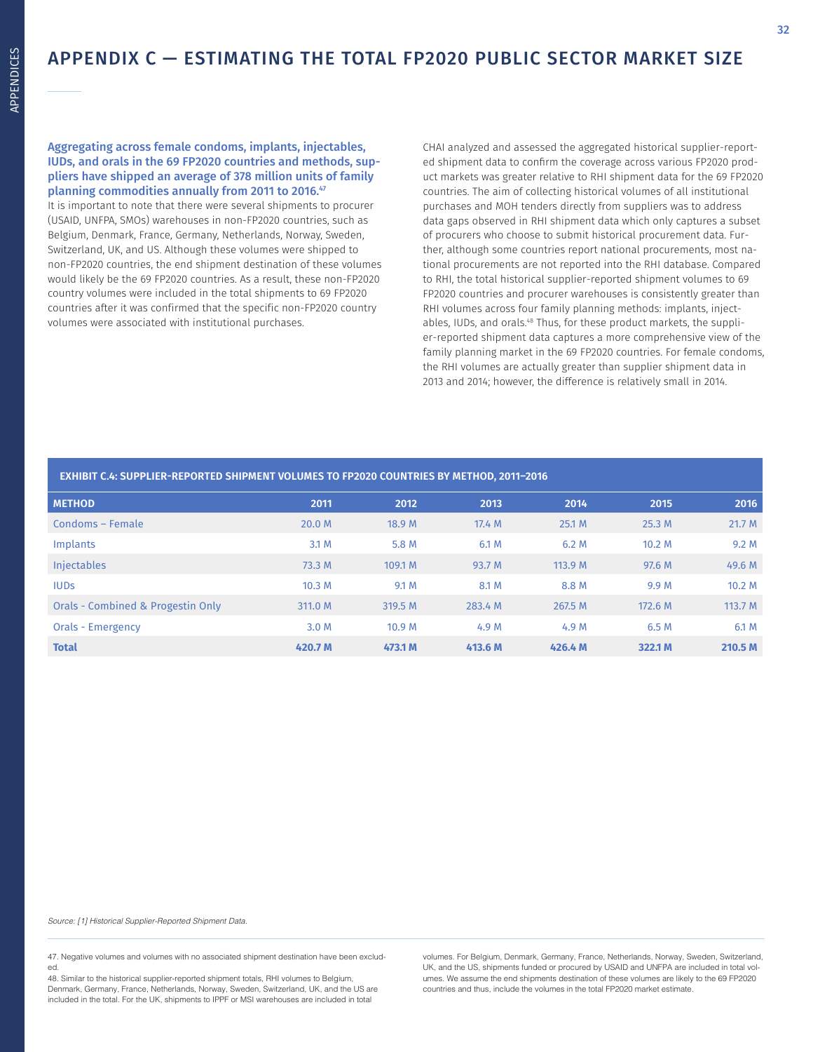# APPENDIX C — ESTIMATING THE TOTAL FP2020 PUBLIC SECTOR MARKET SIZE

**Aggregating across female condoms, implants, injectables, IUDs, and orals in the 69 FP2020 countries and methods, suppliers have shipped an average of 378 million units of family planning commodities annually from 2011 to 2016.**[47]

It is important to note that there were several shipments to procurer (USAID, UNFPA, SMOs) warehouses in non-FP2020 countries, such as Belgium, Denmark, France, Germany, Netherlands, Norway, Sweden, Switzerland, UK, and US. Although these volumes were shipped to non-FP2020 countries, the end shipment destination of these volumes would likely be the 69 FP2020 countries. As a result, these non-FP2020 country volumes were included in the total shipments to 69 FP2020 countries after it was confirmed that the specific non-FP2020 country volumes were associated with institutional purchases.

CHAI analyzed and assessed the aggregated historical supplier-reported shipment data to confirm the coverage across various FP2020 product markets was greater relative to RHI shipment data for the 69 FP2020 countries. The aim of collecting historical volumes of all institutional purchases and MOH tenders directly from suppliers was to address data gaps observed in RHI shipment data which only captures a subset of procurers who choose to submit historical procurement data. Further, although some countries report national procurements, most national procurements are not reported into the RHI database. Compared to RHI, the total historical supplier-reported shipment volumes to 69 FP2020 countries and procurer warehouses is consistently greater than RHI volumes across four family planning methods: implants, injectables, IUDs, and orals.[48] Thus, for these product markets, the supplier-reported shipment data captures a more comprehensive view of the family planning market in the 69 FP2020 countries. For female condoms, the RHI volumes are actually greater than supplier shipment data in 2013 and 2014; however, the difference is relatively small in 2014.

**EXHIBIT C.4: SUPPLIER-REPORTED SHIPMENT VOLUMES TO FP2020 COUNTRIES BY METHOD, 2011–2016**

| METHOD | 2011 | 2012 | 2013 | 2014 | 2015 | 2016 |
|---|---|---|---|---|---|---|
| Condoms – Female | 20.0 M | 18.9 M | 17.4 M | 25.1 M | 25.3 M | 21.7 M |
| Implants | 3.1 M | 5.8 M | 6.1 M | 6.2 M | 10.2 M | 9.2 M |
| Injectables | 73.3 M | 109.1 M | 93.7 M | 113.9 M | 97.6 M | 49.6 M |
| IUDs | 10.3 M | 9.1 M | 8.1 M | 8.8 M | 9.9 M | 10.2 M |
| Orals - Combined & Progestin Only | 311.0 M | 319.5 M | 283.4 M | 267.5 M | 172.6 M | 113.7 M |
| Orals - Emergency | 3.0 M | 10.9 M | 4.9 M | 4.9 M | 6.5 M | 6.1 M |
| **Total** | **420.7 M** | **473.1 M** | **413.6 M** | **426.4 M** | **322.1 M** | **210.5 M** |

*Source: [1] Historical Supplier-Reported Shipment Data.*

47. Negative volumes and volumes with no associated shipment destination have been excluded.

48. Similar to the historical supplier-reported shipment totals, RHI volumes to Belgium, Denmark, Germany, France, Netherlands, Norway, Sweden, Switzerland, UK, and the US are included in the total. For the UK, shipments to IPPF or MSI warehouses are included in total volumes. For Belgium, Denmark, Germany, France, Netherlands, Norway, Sweden, Switzerland, UK, and the US, shipments funded or procured by USAID and UNFPA are included in total volumes. We assume the end shipments destination of these volumes are likely to the 69 FP2020 countries and thus, include the volumes in the total FP2020 market estimate.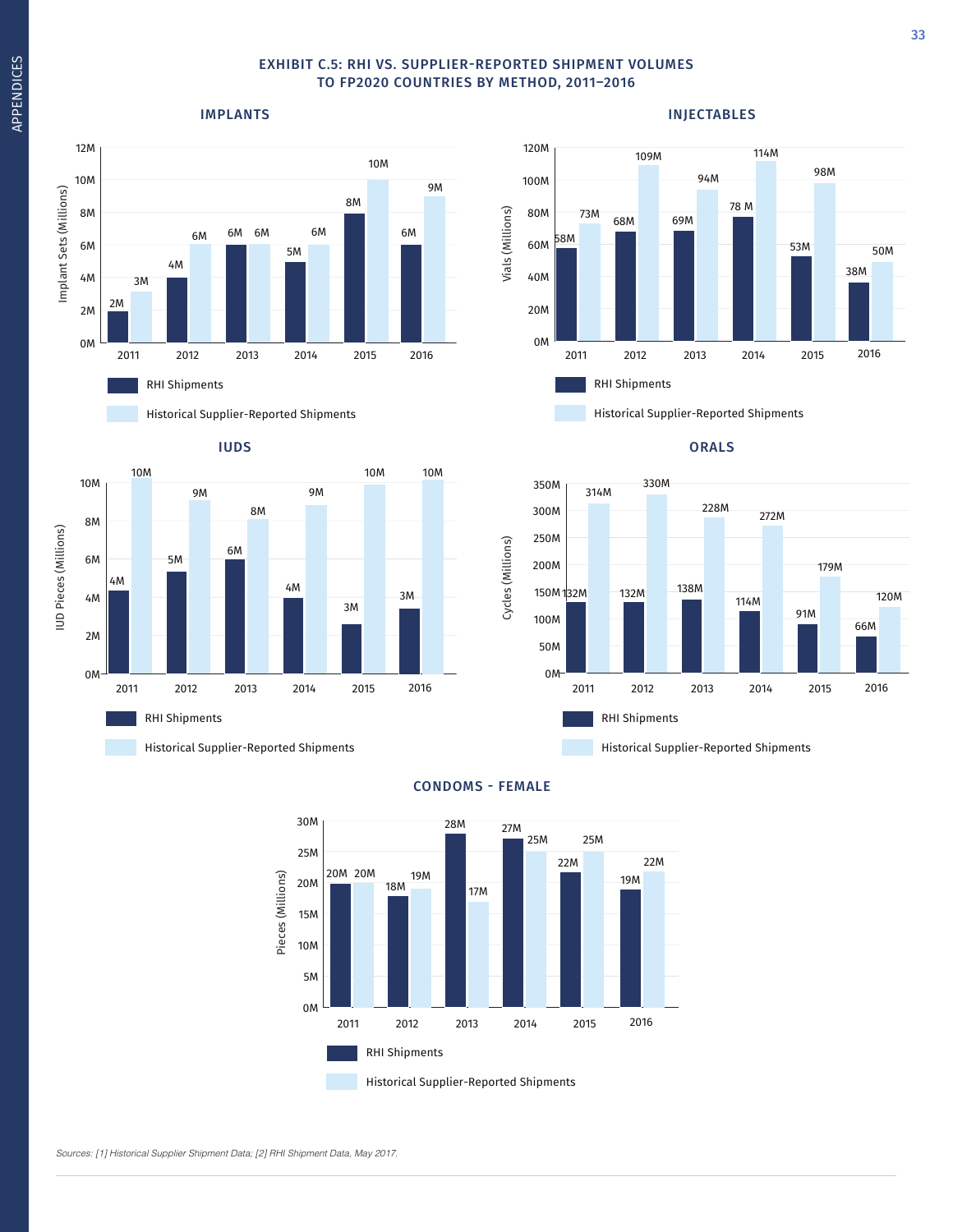## EXHIBIT C.5: RHI VS. SUPPLIER-REPORTED SHIPMENT VOLUMES TO FP2020 COUNTRIES BY METHOD, 2011–2016

### IMPLANTS

Implant Sets (Millions)

| Year | RHI Shipments | Historical Supplier-Reported Shipments |
|---|---|---|
| 2011 | 2M | 3M |
| 2012 | 4M | 6M |
| 2013 | 6M | 6M |
| 2014 | 5M | 6M |
| 2015 | 8M | 10M |
| 2016 | 6M | 9M |

### INJECTABLES

Vials (Millions)

| Year | RHI Shipments | Historical Supplier-Reported Shipments |
|---|---|---|
| 2011 | 58M | 73M |
| 2012 | 68M | 109M |
| 2013 | 69M | 94M |
| 2014 | 78 M | 114M |
| 2015 | 53M | 98M |
| 2016 | 38M | 50M |

### IUDS

IUD Pieces (Millions)

| Year | RHI Shipments | Historical Supplier-Reported Shipments |
|---|---|---|
| 2011 | 4M | 10M |
| 2012 | 5M | 9M |
| 2013 | 6M | 8M |
| 2014 | 4M | 9M |
| 2015 | 3M | 10M |
| 2016 | 3M | 10M |

### ORALS

Cycles (Millions)

| Year | RHI Shipments | Historical Supplier-Reported Shipments |
|---|---|---|
| 2011 | 132M | 314M |
| 2012 | 132M | 330M |
| 2013 | 138M | 228M |
| 2014 | 114M | 272M |
| 2015 | 91M | 179M |
| 2016 | 66M | 120M |

### CONDOMS - FEMALE

Pieces (Millions)

| Year | RHI Shipments | Historical Supplier-Reported Shipments |
|---|---|---|
| 2011 | 20M | 20M |
| 2012 | 18M | 19M |
| 2013 | 28M | 17M |
| 2014 | 27M | 25M |
| 2015 | 22M | 25M |
| 2016 | 19M | 22M |

*Sources: [1] Historical Supplier Shipment Data; [2] RHI Shipment Data, May 2017.*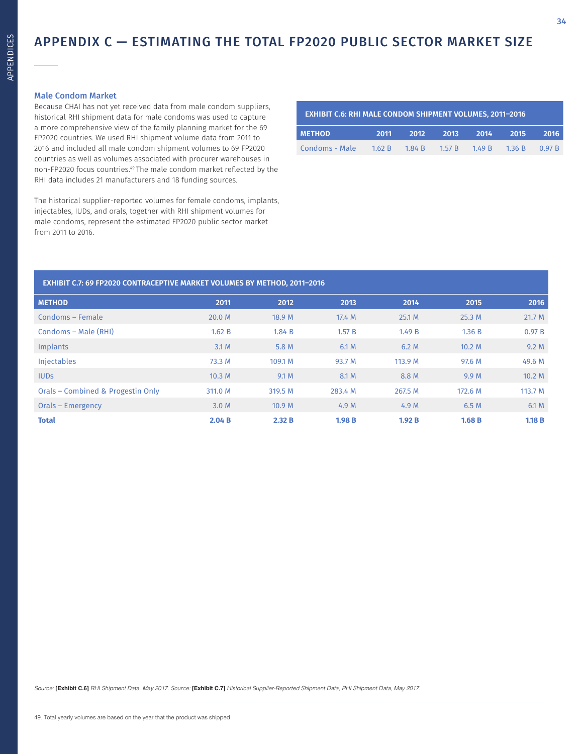# APPENDIX C — ESTIMATING THE TOTAL FP2020 PUBLIC SECTOR MARKET SIZE

### Male Condom Market

Because CHAI has not yet received data from male condom suppliers, historical RHI shipment data for male condoms was used to capture a more comprehensive view of the family planning market for the 69 FP2020 countries. We used RHI shipment volume data from 2011 to 2016 and included all male condom shipment volumes to 69 FP2020 countries as well as volumes associated with procurer warehouses in non-FP2020 focus countries.[49] The male condom market reflected by the RHI data includes 21 manufacturers and 18 funding sources.

The historical supplier-reported volumes for female condoms, implants, injectables, IUDs, and orals, together with RHI shipment volumes for male condoms, represent the estimated FP2020 public sector market from 2011 to 2016.

**EXHIBIT C.6: RHI MALE CONDOM SHIPMENT VOLUMES, 2011–2016**

| METHOD | 2011 | 2012 | 2013 | 2014 | 2015 | 2016 |
|---|---|---|---|---|---|---|
| Condoms - Male | 1.62 B | 1.84 B | 1.57 B | 1.49 B | 1.36 B | 0.97 B |

**EXHIBIT C.7: 69 FP2020 CONTRACEPTIVE MARKET VOLUMES BY METHOD, 2011–2016**

| METHOD | 2011 | 2012 | 2013 | 2014 | 2015 | 2016 |
|---|---|---|---|---|---|---|
| Condoms – Female | 20.0 M | 18.9 M | 17.4 M | 25.1 M | 25.3 M | 21.7 M |
| Condoms – Male (RHI) | 1.62 B | 1.84 B | 1.57 B | 1.49 B | 1.36 B | 0.97 B |
| Implants | 3.1 M | 5.8 M | 6.1 M | 6.2 M | 10.2 M | 9.2 M |
| Injectables | 73.3 M | 109.1 M | 93.7 M | 113.9 M | 97.6 M | 49.6 M |
| IUDs | 10.3 M | 9.1 M | 8.1 M | 8.8 M | 9.9 M | 10.2 M |
| Orals – Combined & Progestin Only | 311.0 M | 319.5 M | 283.4 M | 267.5 M | 172.6 M | 113.7 M |
| Orals – Emergency | 3.0 M | 10.9 M | 4.9 M | 4.9 M | 6.5 M | 6.1 M |
| **Total** | **2.04 B** | **2.32 B** | **1.98 B** | **1.92 B** | **1.68 B** | **1.18 B** |

*Source:* **[Exhibit C.6]** *RHI Shipment Data, May 2017. Source:* **[Exhibit C.7]** *Historical Supplier-Reported Shipment Data; RHI Shipment Data, May 2017.*

49. Total yearly volumes are based on the year that the product was shipped.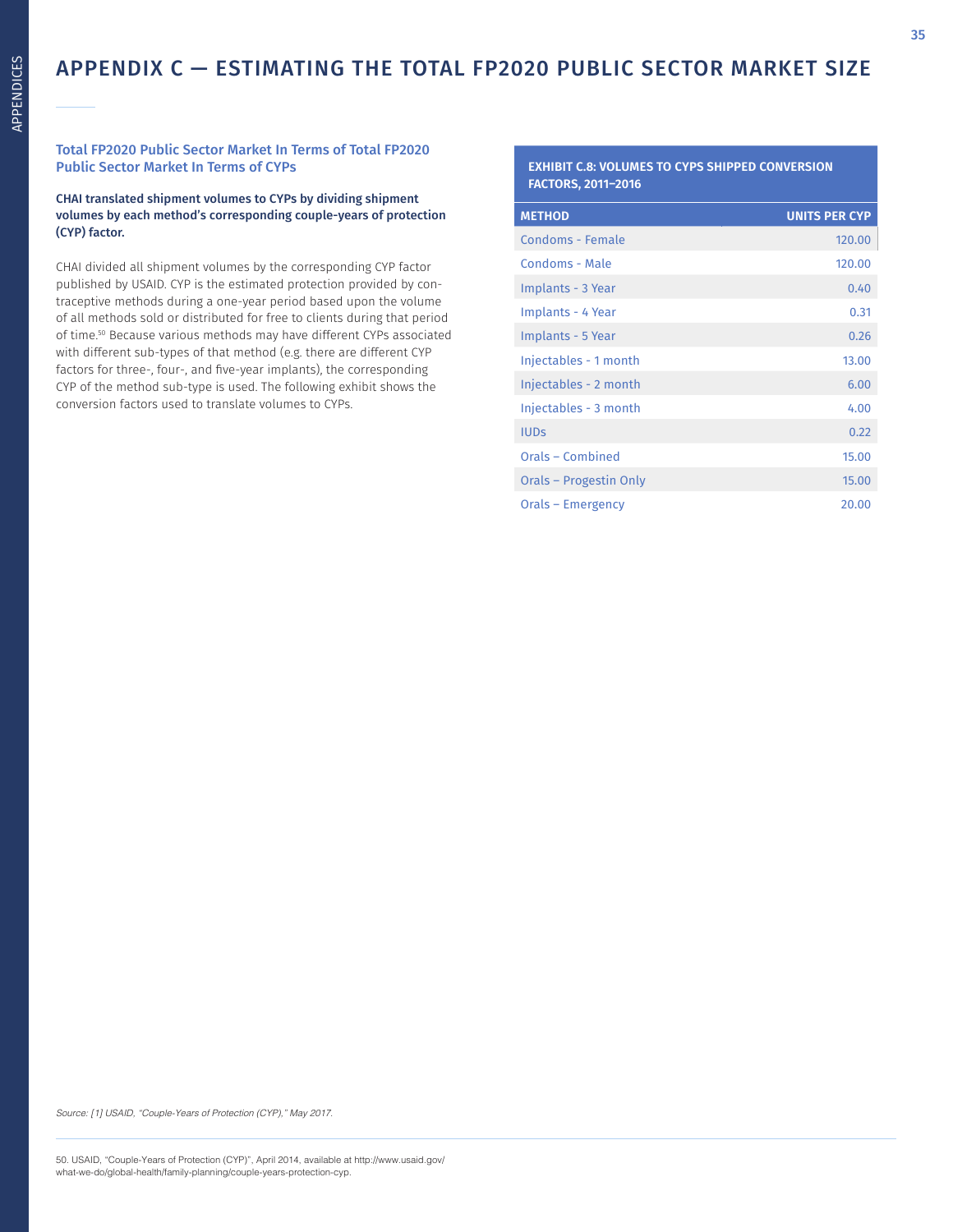# APPENDIX C — ESTIMATING THE TOTAL FP2020 PUBLIC SECTOR MARKET SIZE

### Total FP2020 Public Sector Market In Terms of Total FP2020 Public Sector Market In Terms of CYPs

**CHAI translated shipment volumes to CYPs by dividing shipment volumes by each method's corresponding couple-years of protection (CYP) factor.**

CHAI divided all shipment volumes by the corresponding CYP factor published by USAID. CYP is the estimated protection provided by contraceptive methods during a one-year period based upon the volume of all methods sold or distributed for free to clients during that period of time.[50] Because various methods may have different CYPs associated with different sub-types of that method (e.g. there are different CYP factors for three-, four-, and five-year implants), the corresponding CYP of the method sub-type is used. The following exhibit shows the conversion factors used to translate volumes to CYPs.

**EXHIBIT C.8: VOLUMES TO CYPS SHIPPED CONVERSION FACTORS, 2011–2016**

| METHOD | UNITS PER CYP |
|---|---|
| Condoms - Female | 120.00 |
| Condoms - Male | 120.00 |
| Implants - 3 Year | 0.40 |
| Implants - 4 Year | 0.31 |
| Implants - 5 Year | 0.26 |
| Injectables - 1 month | 13.00 |
| Injectables - 2 month | 6.00 |
| Injectables - 3 month | 4.00 |
| IUDs | 0.22 |
| Orals – Combined | 15.00 |
| Orals – Progestin Only | 15.00 |
| Orals – Emergency | 20.00 |

*Source: [1] USAID, "Couple-Years of Protection (CYP)," May 2017.*

50. USAID, "Couple-Years of Protection (CYP)", April 2014, available at http://www.usaid.gov/what-we-do/global-health/family-planning/couple-years-protection-cyp.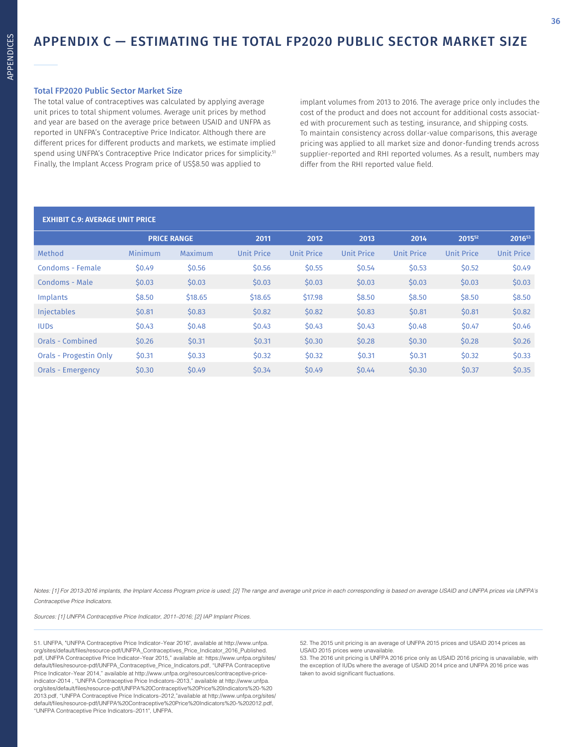# APPENDIX C — ESTIMATING THE TOTAL FP2020 PUBLIC SECTOR MARKET SIZE

### Total FP2020 Public Sector Market Size

The total value of contraceptives was calculated by applying average unit prices to total shipment volumes. Average unit prices by method and year are based on the average price between USAID and UNFPA as reported in UNFPA's Contraceptive Price Indicator. Although there are different prices for different products and markets, we estimate implied spend using UNFPA's Contraceptive Price Indicator prices for simplicity.[51] Finally, the Implant Access Program price of US$8.50 was applied to implant volumes from 2013 to 2016. The average price only includes the cost of the product and does not account for additional costs associated with procurement such as testing, insurance, and shipping costs. To maintain consistency across dollar-value comparisons, this average pricing was applied to all market size and donor-funding trends across supplier-reported and RHI reported volumes. As a result, numbers may differ from the RHI reported value field.

**EXHIBIT C.9: AVERAGE UNIT PRICE**

| | PRICE RANGE | | 2011 | 2012 | 2013 | 2014 | 2015[52] | 2016[53] |
|---|---|---|---|---|---|---|---|---|
| Method | Minimum | Maximum | Unit Price | Unit Price | Unit Price | Unit Price | Unit Price | Unit Price |
| Condoms - Female | $0.49 | $0.56 | $0.56 | $0.55 | $0.54 | $0.53 | $0.52 | $0.49 |
| Condoms - Male | $0.03 | $0.03 | $0.03 | $0.03 | $0.03 | $0.03 | $0.03 | $0.03 |
| Implants | $8.50 | $18.65 | $18.65 | $17.98 | $8.50 | $8.50 | $8.50 | $8.50 |
| Injectables | $0.81 | $0.83 | $0.82 | $0.82 | $0.83 | $0.81 | $0.81 | $0.82 |
| IUDs | $0.43 | $0.48 | $0.43 | $0.43 | $0.43 | $0.48 | $0.47 | $0.46 |
| Orals - Combined | $0.26 | $0.31 | $0.31 | $0.30 | $0.28 | $0.30 | $0.28 | $0.26 |
| Orals - Progestin Only | $0.31 | $0.33 | $0.32 | $0.32 | $0.31 | $0.31 | $0.32 | $0.33 |
| Orals - Emergency | $0.30 | $0.49 | $0.34 | $0.49 | $0.44 | $0.30 | $0.37 | $0.35 |

*Notes: [1] For 2013-2016 implants, the Implant Access Program price is used; [2] The range and average unit price in each corresponding is based on average USAID and UNFPA prices via UNFPA's Contraceptive Price Indicators.*

*Sources: [1] UNFPA Contraceptive Price Indicator, 2011–2016; [2] IAP Implant Prices.*

51. UNFPA, "UNFPA Contraceptive Price Indicator–Year 2016", available at http://www.unfpa.org/sites/default/files/resource-pdf/UNFPA_Contraceptives_Price_Indicator_2016_Published.pdf, UNFPA Contraceptive Price Indicator–Year 2015," available at: https://www.unfpa.org/sites/default/files/resource-pdf/UNFPA_Contraceptive_Price_Indicators.pdf, "UNFPA Contraceptive Price Indicator–Year 2014," available at http://www.unfpa.org/resources/contraceptive-price-indicator-2014 , "UNFPA Contraceptive Price Indicators–2013," available at http://www.unfpa.org/sites/default/files/resource-pdf/UNFPA%20Contraceptive%20Price%20Indicators%20-%202013.pdf, "UNFPA Contraceptive Price Indicators–2012,"available at http://www.unfpa.org/sites/default/files/resource-pdf/UNFPA%20Contraceptive%20Price%20Indicators%20-%202012.pdf, "UNFPA Contraceptive Price Indicators–2011", UNFPA.

52. The 2015 unit pricing is an average of UNFPA 2015 prices and USAID 2014 prices as USAID 2015 prices were unavailable.

53. The 2016 unit pricing is UNFPA 2016 price only as USAID 2016 pricing is unavailable, with the exception of IUDs where the average of USAID 2014 price and UNFPA 2016 price was taken to avoid significant fluctuations.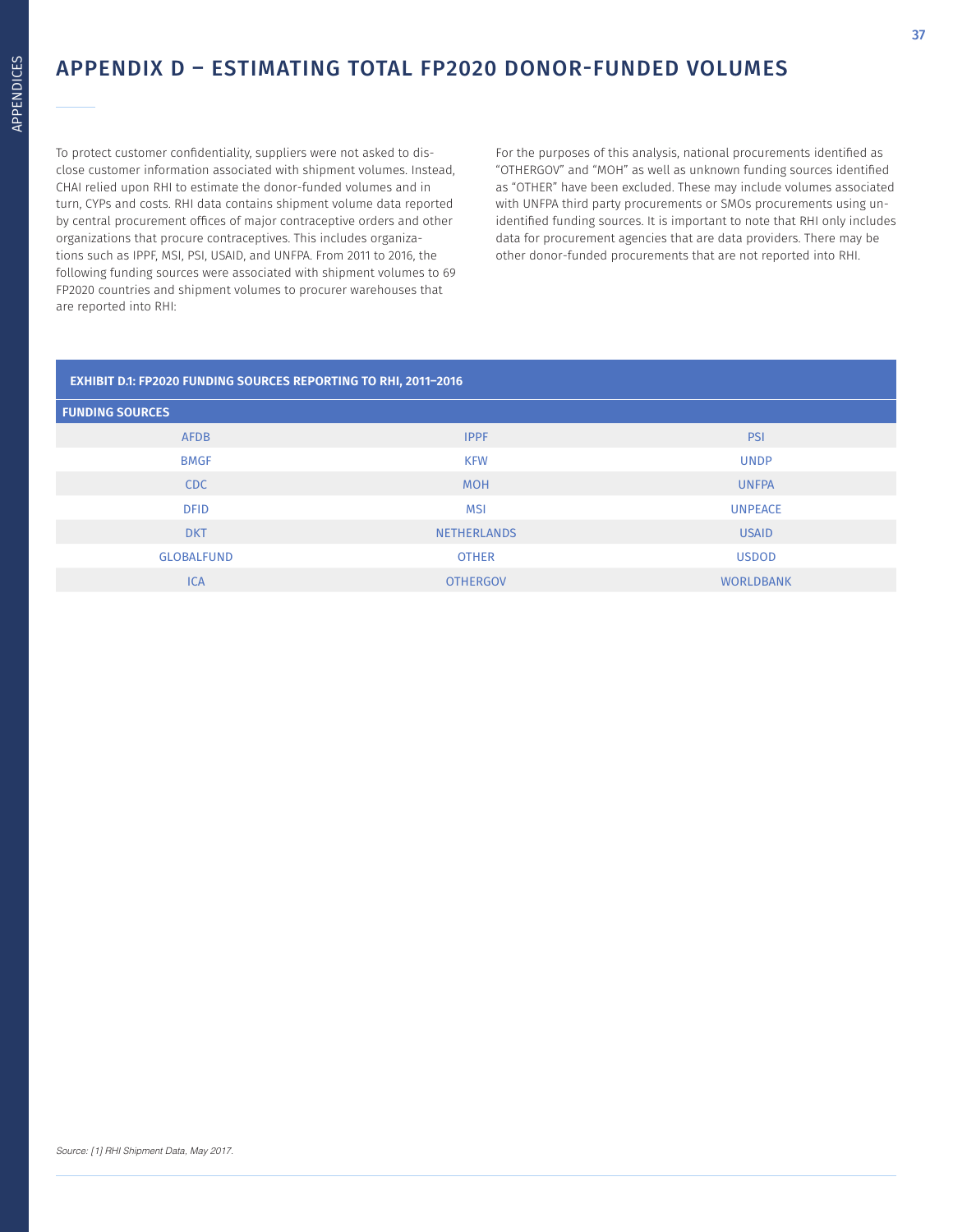# APPENDIX D – ESTIMATING TOTAL FP2020 DONOR-FUNDED VOLUMES

To protect customer confidentiality, suppliers were not asked to disclose customer information associated with shipment volumes. Instead, CHAI relied upon RHI to estimate the donor-funded volumes and in turn, CYPs and costs. RHI data contains shipment volume data reported by central procurement offices of major contraceptive orders and other organizations that procure contraceptives. This includes organizations such as IPPF, MSI, PSI, USAID, and UNFPA. From 2011 to 2016, the following funding sources were associated with shipment volumes to 69 FP2020 countries and shipment volumes to procurer warehouses that are reported into RHI:

For the purposes of this analysis, national procurements identified as "OTHERGOV" and "MOH" as well as unknown funding sources identified as "OTHER" have been excluded. These may include volumes associated with UNFPA third party procurements or SMOs procurements using unidentified funding sources. It is important to note that RHI only includes data for procurement agencies that are data providers. There may be other donor-funded procurements that are not reported into RHI.

**EXHIBIT D.1: FP2020 FUNDING SOURCES REPORTING TO RHI, 2011–2016**

| FUNDING SOURCES | | |
|---|---|---|
| AFDB | IPPF | PSI |
| BMGF | KFW | UNDP |
| CDC | MOH | UNFPA |
| DFID | MSI | UNPEACE |
| DKT | NETHERLANDS | USAID |
| GLOBALFUND | OTHER | USDOD |
| ICA | OTHERGOV | WORLDBANK |

*Source: [1] RHI Shipment Data, May 2017.*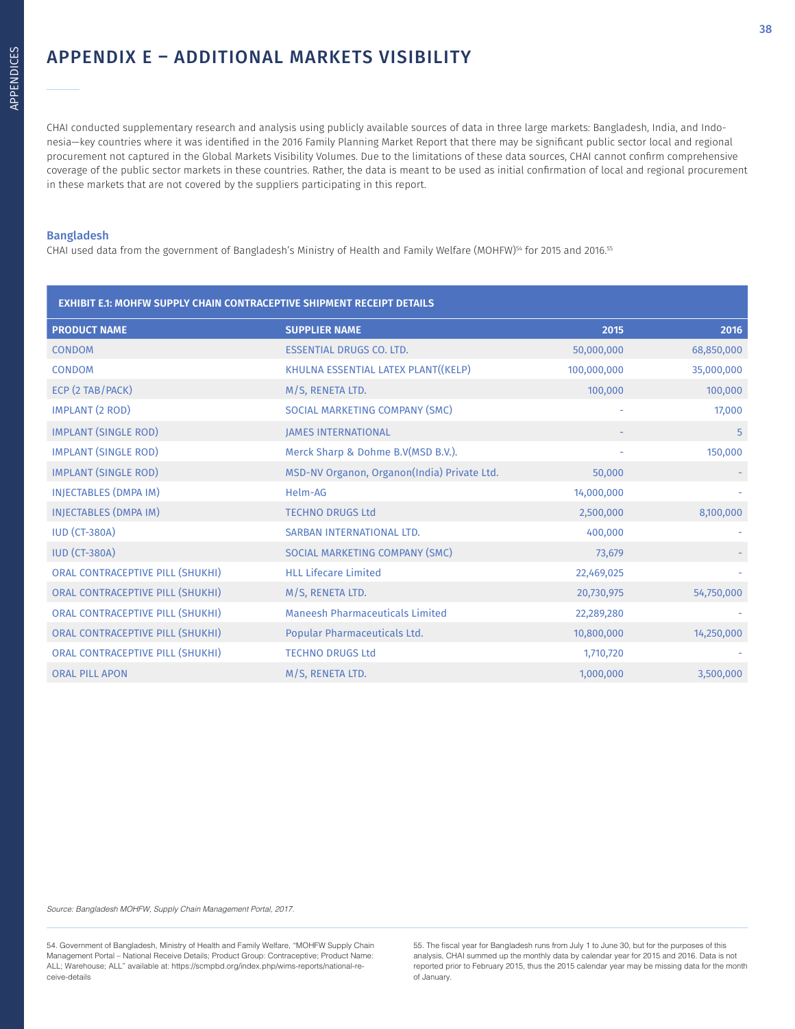# APPENDIX E – ADDITIONAL MARKETS VISIBILITY

CHAI conducted supplementary research and analysis using publicly available sources of data in three large markets: Bangladesh, India, and Indonesia—key countries where it was identified in the 2016 Family Planning Market Report that there may be significant public sector local and regional procurement not captured in the Global Markets Visibility Volumes. Due to the limitations of these data sources, CHAI cannot confirm comprehensive coverage of the public sector markets in these countries. Rather, the data is meant to be used as initial confirmation of local and regional procurement in these markets that are not covered by the suppliers participating in this report.

### Bangladesh

CHAI used data from the government of Bangladesh's Ministry of Health and Family Welfare (MOHFW)[54] for 2015 and 2016.[55]

**EXHIBIT E.1: MOHFW SUPPLY CHAIN CONTRACEPTIVE SHIPMENT RECEIPT DETAILS**

| PRODUCT NAME | SUPPLIER NAME | 2015 | 2016 |
|---|---|---|---|
| CONDOM | ESSENTIAL DRUGS CO. LTD. | 50,000,000 | 68,850,000 |
| CONDOM | KHULNA ESSENTIAL LATEX PLANT((KELP) | 100,000,000 | 35,000,000 |
| ECP (2 TAB/PACK) | M/S, RENETA LTD. | 100,000 | 100,000 |
| IMPLANT (2 ROD) | SOCIAL MARKETING COMPANY (SMC) | - | 17,000 |
| IMPLANT (SINGLE ROD) | JAMES INTERNATIONAL | - | 5 |
| IMPLANT (SINGLE ROD) | Merck Sharp & Dohme B.V(MSD B.V.). | - | 150,000 |
| IMPLANT (SINGLE ROD) | MSD-NV Organon, Organon(India) Private Ltd. | 50,000 | - |
| INJECTABLES (DMPA IM) | Helm-AG | 14,000,000 | - |
| INJECTABLES (DMPA IM) | TECHNO DRUGS Ltd | 2,500,000 | 8,100,000 |
| IUD (CT-380A) | SARBAN INTERNATIONAL LTD. | 400,000 | - |
| IUD (CT-380A) | SOCIAL MARKETING COMPANY (SMC) | 73,679 | - |
| ORAL CONTRACEPTIVE PILL (SHUKHI) | HLL Lifecare Limited | 22,469,025 | - |
| ORAL CONTRACEPTIVE PILL (SHUKHI) | M/S, RENETA LTD. | 20,730,975 | 54,750,000 |
| ORAL CONTRACEPTIVE PILL (SHUKHI) | Maneesh Pharmaceuticals Limited | 22,289,280 | - |
| ORAL CONTRACEPTIVE PILL (SHUKHI) | Popular Pharmaceuticals Ltd. | 10,800,000 | 14,250,000 |
| ORAL CONTRACEPTIVE PILL (SHUKHI) | TECHNO DRUGS Ltd | 1,710,720 | - |
| ORAL PILL APON | M/S, RENETA LTD. | 1,000,000 | 3,500,000 |

*Source: Bangladesh MOHFW, Supply Chain Management Portal, 2017.*

54. Government of Bangladesh, Ministry of Health and Family Welfare, "MOHFW Supply Chain Management Portal – National Receive Details; Product Group: Contraceptive; Product Name: ALL; Warehouse; ALL" available at: https://scmpbd.org/index.php/wims-reports/national-receive-details

55. The fiscal year for Bangladesh runs from July 1 to June 30, but for the purposes of this analysis, CHAI summed up the monthly data by calendar year for 2015 and 2016. Data is not reported prior to February 2015, thus the 2015 calendar year may be missing data for the month of January.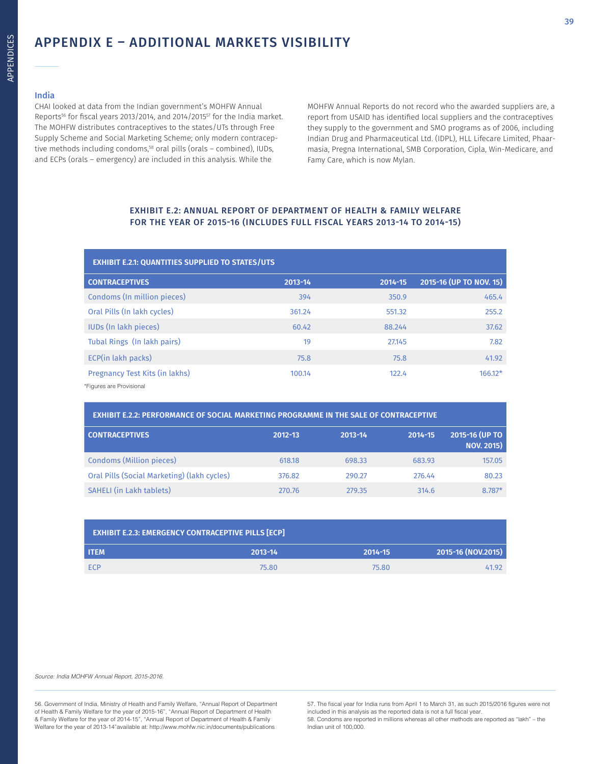# APPENDIX E – ADDITIONAL MARKETS VISIBILITY

## India

CHAI looked at data from the Indian government's MOHFW Annual Reports[56] for fiscal years 2013/2014, and 2014/2015[57] for the India market. The MOHFW distributes contraceptives to the states/UTs through Free Supply Scheme and Social Marketing Scheme; only modern contraceptive methods including condoms,[58] oral pills (orals – combined), IUDs, and ECPs (orals – emergency) are included in this analysis. While the MOHFW Annual Reports do not record who the awarded suppliers are, a report from USAID has identified local suppliers and the contraceptives they supply to the government and SMO programs as of 2006, including Indian Drug and Pharmaceutical Ltd. (IDPL), HLL Lifecare Limited, Phaarmasia, Pregna International, SMB Corporation, Cipla, Win-Medicare, and Famy Care, which is now Mylan.

### EXHIBIT E.2: ANNUAL REPORT OF DEPARTMENT OF HEALTH & FAMILY WELFARE FOR THE YEAR OF 2015-16 (INCLUDES FULL FISCAL YEARS 2013-14 TO 2014-15)

**EXHIBIT E.2.1: QUANTITIES SUPPLIED TO STATES/UTS**

| CONTRACEPTIVES | 2013-14 | 2014-15 | 2015-16 (UP TO NOV. 15) |
|---|---|---|---|
| Condoms (In million pieces) | 394 | 350.9 | 465.4 |
| Oral Pills (In lakh cycles) | 361.24 | 551.32 | 255.2 |
| IUDs (In lakh pieces) | 60.42 | 88.244 | 37.62 |
| Tubal Rings (In lakh pairs) | 19 | 27.145 | 7.82 |
| ECP(in lakh packs) | 75.8 | 75.8 | 41.92 |
| Pregnancy Test Kits (in lakhs) | 100.14 | 122.4 | 166.12* |

*Figures are Provisional

**EXHIBIT E.2.2: PERFORMANCE OF SOCIAL MARKETING PROGRAMME IN THE SALE OF CONTRACEPTIVE**

| CONTRACEPTIVES | 2012-13 | 2013-14 | 2014-15 | 2015-16 (UP TO NOV. 2015) |
|---|---|---|---|---|
| Condoms (Million pieces) | 618.18 | 698.33 | 683.93 | 157.05 |
| Oral Pills (Social Marketing) (lakh cycles) | 376.82 | 290.27 | 276.44 | 80.23 |
| SAHELI (in Lakh tablets) | 270.76 | 279.35 | 314.6 | 8.787* |

**EXHIBIT E.2.3: EMERGENCY CONTRACEPTIVE PILLS [ECP]**

| ITEM | 2013-14 | 2014-15 | 2015-16 (NOV.2015) |
|---|---|---|---|
| ECP | 75.80 | 75.80 | 41.92 |

*Source: India MOHFW Annual Report, 2015-2016.*

56. Government of India, Ministry of Health and Family Welfare, "Annual Report of Department of Health & Family Welfare for the year of 2015-16", "Annual Report of Department of Health & Family Welfare for the year of 2014-15", "Annual Report of Department of Health & Family Welfare for the year of 2013-14"available at: http://www.mohfw.nic.in/documents/publications

57. The fiscal year for India runs from April 1 to March 31, as such 2015/2016 figures were not included in this analysis as the reported data is not a full fiscal year.

58. Condoms are reported in millions whereas all other methods are reported as "lakh" – the Indian unit of 100,000.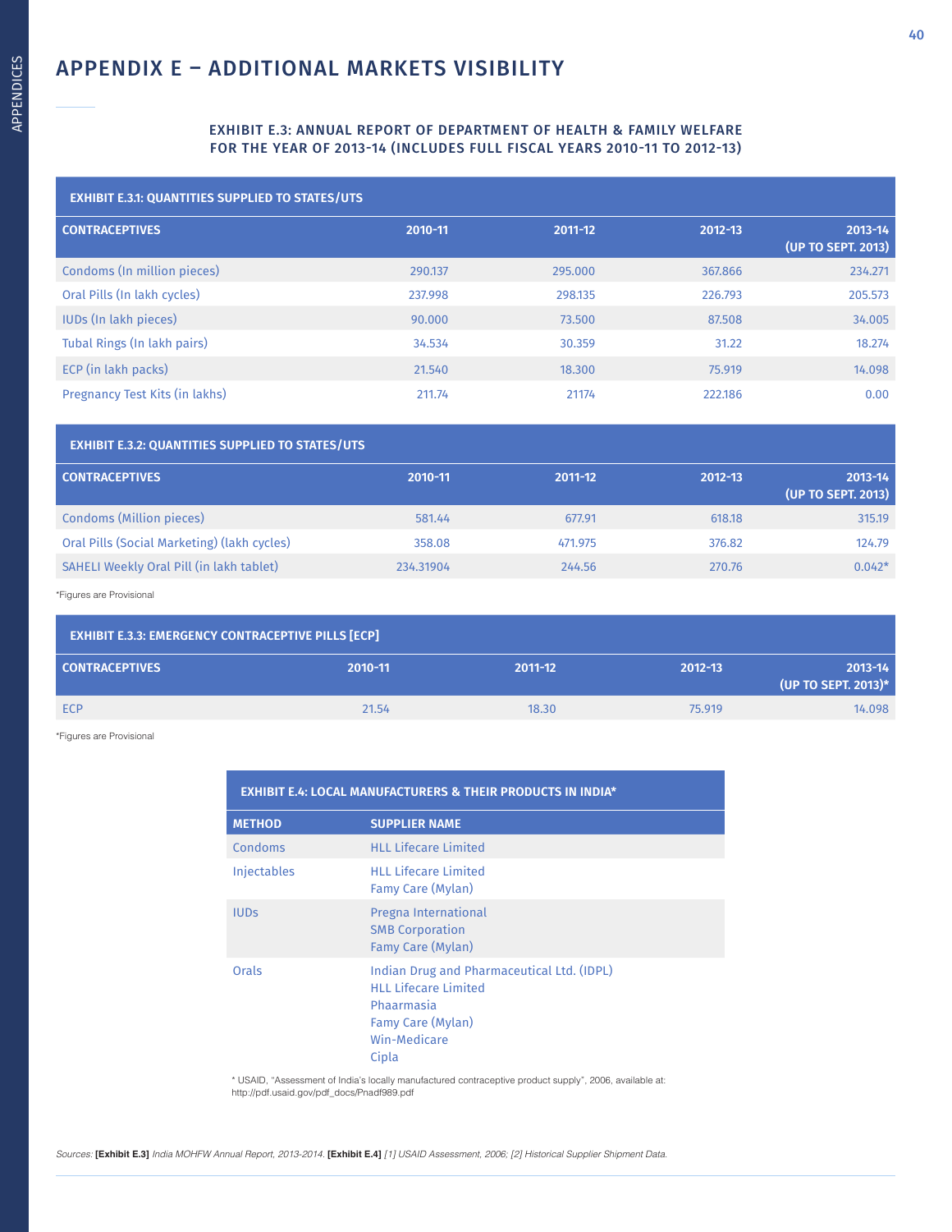# APPENDIX E – ADDITIONAL MARKETS VISIBILITY

### EXHIBIT E.3: ANNUAL REPORT OF DEPARTMENT OF HEALTH & FAMILY WELFARE FOR THE YEAR OF 2013-14 (INCLUDES FULL FISCAL YEARS 2010-11 TO 2012-13)

**EXHIBIT E.3.1: QUANTITIES SUPPLIED TO STATES/UTS**

| CONTRACEPTIVES | 2010-11 | 2011-12 | 2012-13 | 2013-14 (UP TO SEPT. 2013) |
|---|---|---|---|---|
| Condoms (In million pieces) | 290.137 | 295.000 | 367.866 | 234.271 |
| Oral Pills (In lakh cycles) | 237.998 | 298.135 | 226.793 | 205.573 |
| IUDs (In lakh pieces) | 90.000 | 73.500 | 87.508 | 34.005 |
| Tubal Rings (In lakh pairs) | 34.534 | 30.359 | 31.22 | 18.274 |
| ECP (in lakh packs) | 21.540 | 18.300 | 75.919 | 14.098 |
| Pregnancy Test Kits (in lakhs) | 211.74 | 21174 | 222.186 | 0.00 |

**EXHIBIT E.3.2: QUANTITIES SUPPLIED TO STATES/UTS**

| CONTRACEPTIVES | 2010-11 | 2011-12 | 2012-13 | 2013-14 (UP TO SEPT. 2013) |
|---|---|---|---|---|
| Condoms (Million pieces) | 581.44 | 677.91 | 618.18 | 315.19 |
| Oral Pills (Social Marketing) (lakh cycles) | 358.08 | 471.975 | 376.82 | 124.79 |
| SAHELI Weekly Oral Pill (in lakh tablet) | 234.31904 | 244.56 | 270.76 | 0.042* |

*Figures are Provisional

**EXHIBIT E.3.3: EMERGENCY CONTRACEPTIVE PILLS [ECP]**

| CONTRACEPTIVES | 2010-11 | 2011-12 | 2012-13 | 2013-14 (UP TO SEPT. 2013)* |
|---|---|---|---|---|
| ECP | 21.54 | 18.30 | 75.919 | 14.098 |

*Figures are Provisional

**EXHIBIT E.4: LOCAL MANUFACTURERS & THEIR PRODUCTS IN INDIA***

| METHOD | SUPPLIER NAME |
|---|---|
| Condoms | HLL Lifecare Limited |
| Injectables | HLL Lifecare Limited<br>Famy Care (Mylan) |
| IUDs | Pregna International<br>SMB Corporation<br>Famy Care (Mylan) |
| Orals | Indian Drug and Pharmaceutical Ltd. (IDPL)<br>HLL Lifecare Limited<br>Phaarmasia<br>Famy Care (Mylan)<br>Win-Medicare<br>Cipla |

* USAID, "Assessment of India's locally manufactured contraceptive product supply", 2006, available at: http://pdf.usaid.gov/pdf_docs/Pnadf989.pdf

*Sources:* **[Exhibit E.3]** *India MOHFW Annual Report, 2013-2014.* **[Exhibit E.4]** *[1] USAID Assessment, 2006; [2] Historical Supplier Shipment Data.*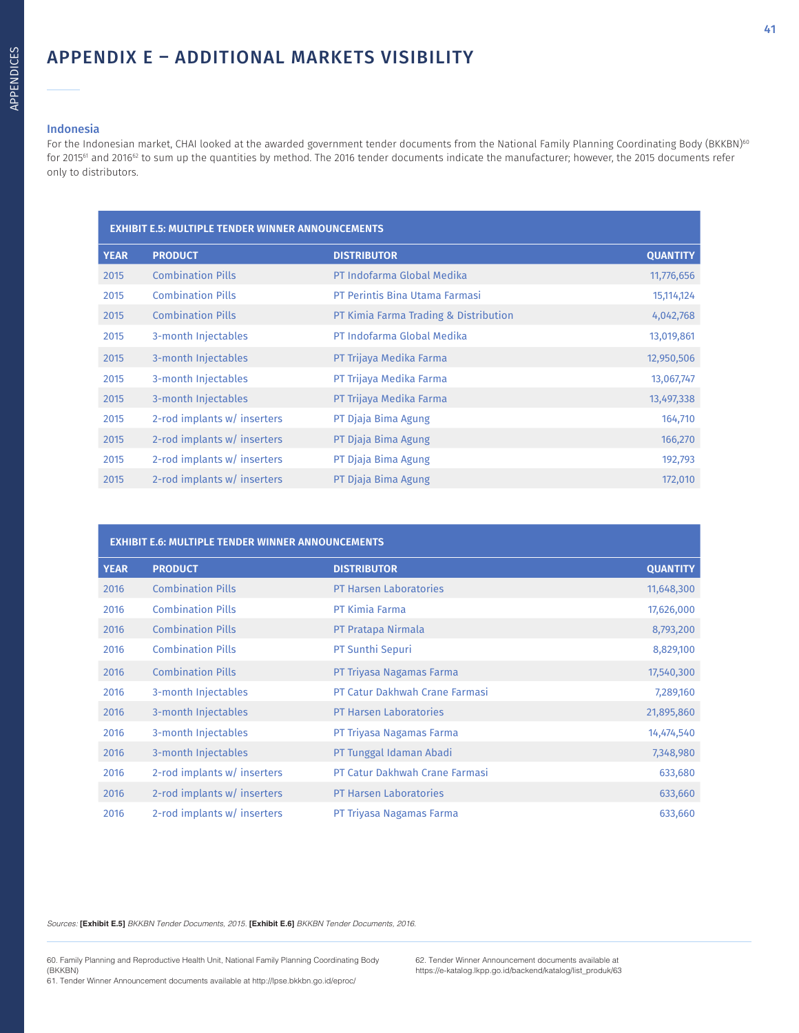# APPENDIX E – ADDITIONAL MARKETS VISIBILITY

## Indonesia

For the Indonesian market, CHAI looked at the awarded government tender documents from the National Family Planning Coordinating Body (BKKBN)[60] for 2015[61] and 2016[62] to sum up the quantities by method. The 2016 tender documents indicate the manufacturer; however, the 2015 documents refer only to distributors.

**EXHIBIT E.5: MULTIPLE TENDER WINNER ANNOUNCEMENTS**

| YEAR | PRODUCT | DISTRIBUTOR | QUANTITY |
|---|---|---|---|
| 2015 | Combination Pills | PT Indofarma Global Medika | 11,776,656 |
| 2015 | Combination Pills | PT Perintis Bina Utama Farmasi | 15,114,124 |
| 2015 | Combination Pills | PT Kimia Farma Trading & Distribution | 4,042,768 |
| 2015 | 3-month Injectables | PT Indofarma Global Medika | 13,019,861 |
| 2015 | 3-month Injectables | PT Trijaya Medika Farma | 12,950,506 |
| 2015 | 3-month Injectables | PT Trijaya Medika Farma | 13,067,747 |
| 2015 | 3-month Injectables | PT Trijaya Medika Farma | 13,497,338 |
| 2015 | 2-rod implants w/ inserters | PT Djaja Bima Agung | 164,710 |
| 2015 | 2-rod implants w/ inserters | PT Djaja Bima Agung | 166,270 |
| 2015 | 2-rod implants w/ inserters | PT Djaja Bima Agung | 192,793 |
| 2015 | 2-rod implants w/ inserters | PT Djaja Bima Agung | 172,010 |

**EXHIBIT E.6: MULTIPLE TENDER WINNER ANNOUNCEMENTS**

| YEAR | PRODUCT | DISTRIBUTOR | QUANTITY |
|---|---|---|---|
| 2016 | Combination Pills | PT Harsen Laboratories | 11,648,300 |
| 2016 | Combination Pills | PT Kimia Farma | 17,626,000 |
| 2016 | Combination Pills | PT Pratapa Nirmala | 8,793,200 |
| 2016 | Combination Pills | PT Sunthi Sepuri | 8,829,100 |
| 2016 | Combination Pills | PT Triyasa Nagamas Farma | 17,540,300 |
| 2016 | 3-month Injectables | PT Catur Dakhwah Crane Farmasi | 7,289,160 |
| 2016 | 3-month Injectables | PT Harsen Laboratories | 21,895,860 |
| 2016 | 3-month Injectables | PT Triyasa Nagamas Farma | 14,474,540 |
| 2016 | 3-month Injectables | PT Tunggal Idaman Abadi | 7,348,980 |
| 2016 | 2-rod implants w/ inserters | PT Catur Dakhwah Crane Farmasi | 633,680 |
| 2016 | 2-rod implants w/ inserters | PT Harsen Laboratories | 633,660 |
| 2016 | 2-rod implants w/ inserters | PT Triyasa Nagamas Farma | 633,660 |

*Sources:* **[Exhibit E.5]** *BKKBN Tender Documents, 2015.* **[Exhibit E.6]** *BKKBN Tender Documents, 2016.*

60. Family Planning and Reproductive Health Unit, National Family Planning Coordinating Body (BKKBN)
61. Tender Winner Announcement documents available at http://lpse.bkkbn.go.id/eproc/
62. Tender Winner Announcement documents available at https://e-katalog.lkpp.go.id/backend/katalog/list_produk/63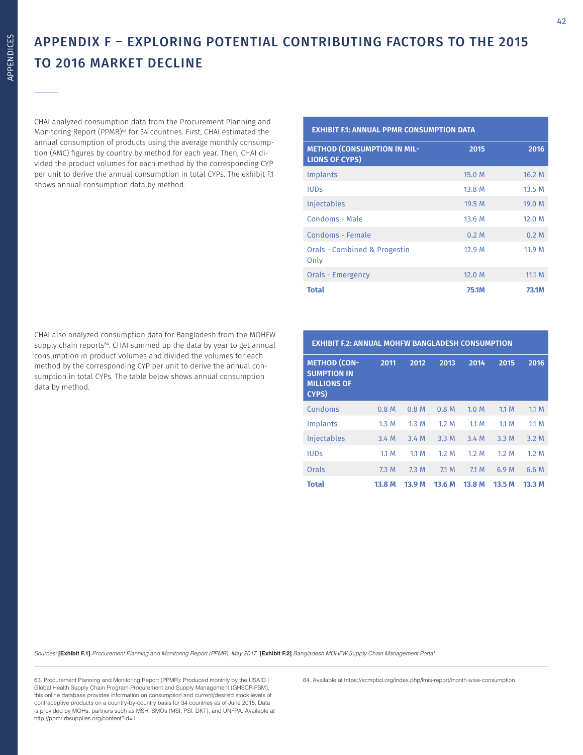# APPENDIX F – EXPLORING POTENTIAL CONTRIBUTING FACTORS TO THE 2015 TO 2016 MARKET DECLINE

CHAI analyzed consumption data from the Procurement Planning and Monitoring Report (PPMR)[63] for 34 countries. First, CHAI estimated the annual consumption of products using the average monthly consumption (AMC) figures by country by method for each year. Then, CHAI divided the product volumes for each method by the corresponding CYP per unit to derive the annual consumption in total CYPs. The exhibit F.1 shows annual consumption data by method.

**EXHIBIT F.1: ANNUAL PPMR CONSUMPTION DATA**

| METHOD (CONSUMPTION IN MILLIONS OF CYPS) | 2015 | 2016 |
|---|---|---|
| Implants | 15.0 M | 16.2 M |
| IUDs | 13.8 M | 13.5 M |
| Injectables | 19.5 M | 19.0 M |
| Condoms - Male | 13.6 M | 12.0 M |
| Condoms - Female | 0.2 M | 0.2 M |
| Orals - Combined & Progestin Only | 12.9 M | 11.9 M |
| Orals - Emergency | 12.0 M | 11.1 M |
| **Total** | **75.1M** | **73.1M** |

CHAI also analyzed consumption data for Bangladesh from the MOHFW supply chain reports[64]. CHAI summed up the data by year to get annual consumption in product volumes and divided the volumes for each method by the corresponding CYP per unit to derive the annual consumption in total CYPs. The table below shows annual consumption data by method.

**EXHIBIT F.2: ANNUAL MOHFW BANGLADESH CONSUMPTION**

| METHOD (CONSUMPTION IN MILLIONS OF CYPS) | 2011 | 2012 | 2013 | 2014 | 2015 | 2016 |
|---|---|---|---|---|---|---|
| Condoms | 0.8 M | 0.8 M | 0.8 M | 1.0 M | 1.1 M | 1.1 M |
| Implants | 1.3 M | 1.3 M | 1.2 M | 1.1 M | 1.1 M | 1.1 M |
| Injectables | 3.4 M | 3.4 M | 3.3 M | 3.4 M | 3.3 M | 3.2 M |
| IUDs | 1.1 M | 1.1 M | 1.2 M | 1.2 M | 1.2 M | 1.2 M |
| Orals | 7.3 M | 7.3 M | 7.1 M | 7.1 M | 6.9 M | 6.6 M |
| **Total** | **13.8 M** | **13.9 M** | **13.6 M** | **13.8 M** | **13.5 M** | **13.3 M** |

*Sources:* **[Exhibit F.1]** *Procurement Planning and Monitoring Report (PPMR), May 2017.* **[Exhibit F.2]** *Bangladesh MOHFW Supply Chain Management Portal*

63. Procurement Planning and Monitoring Report (PPMR): Produced monthly by the USAID | Global Health Supply Chain Program-Procurement and Supply Management (GHSCP-PSM), this online database provides information on consumption and current/desired stock levels of contraceptive products on a country-by-country basis for 34 countries as of June 2015. Data is provided by MOHs, partners such as MSH, SMOs (MSI, PSI, DKT), and UNFPA. Available at http://ppmr.rhsupplies.org/content?id=1

64. Available at https://scmpbd.org/index.php/lmis-report/month-wise-consumption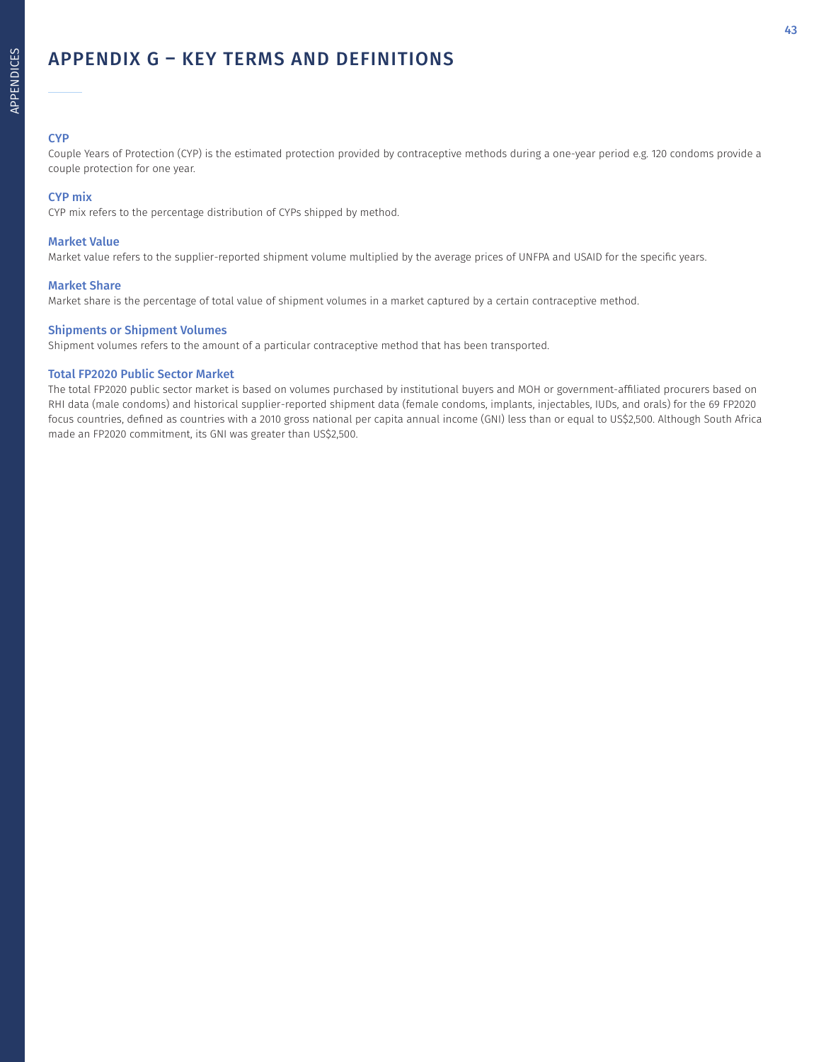# APPENDIX G – KEY TERMS AND DEFINITIONS

### CYP

Couple Years of Protection (CYP) is the estimated protection provided by contraceptive methods during a one-year period e.g. 120 condoms provide a couple protection for one year.

### CYP mix

CYP mix refers to the percentage distribution of CYPs shipped by method.

### Market Value

Market value refers to the supplier-reported shipment volume multiplied by the average prices of UNFPA and USAID for the specific years.

### Market Share

Market share is the percentage of total value of shipment volumes in a market captured by a certain contraceptive method.

### Shipments or Shipment Volumes

Shipment volumes refers to the amount of a particular contraceptive method that has been transported.

### Total FP2020 Public Sector Market

The total FP2020 public sector market is based on volumes purchased by institutional buyers and MOH or government-affiliated procurers based on RHI data (male condoms) and historical supplier-reported shipment data (female condoms, implants, injectables, IUDs, and orals) for the 69 FP2020 focus countries, defined as countries with a 2010 gross national per capita annual income (GNI) less than or equal to US$2,500. Although South Africa made an FP2020 commitment, its GNI was greater than US$2,500.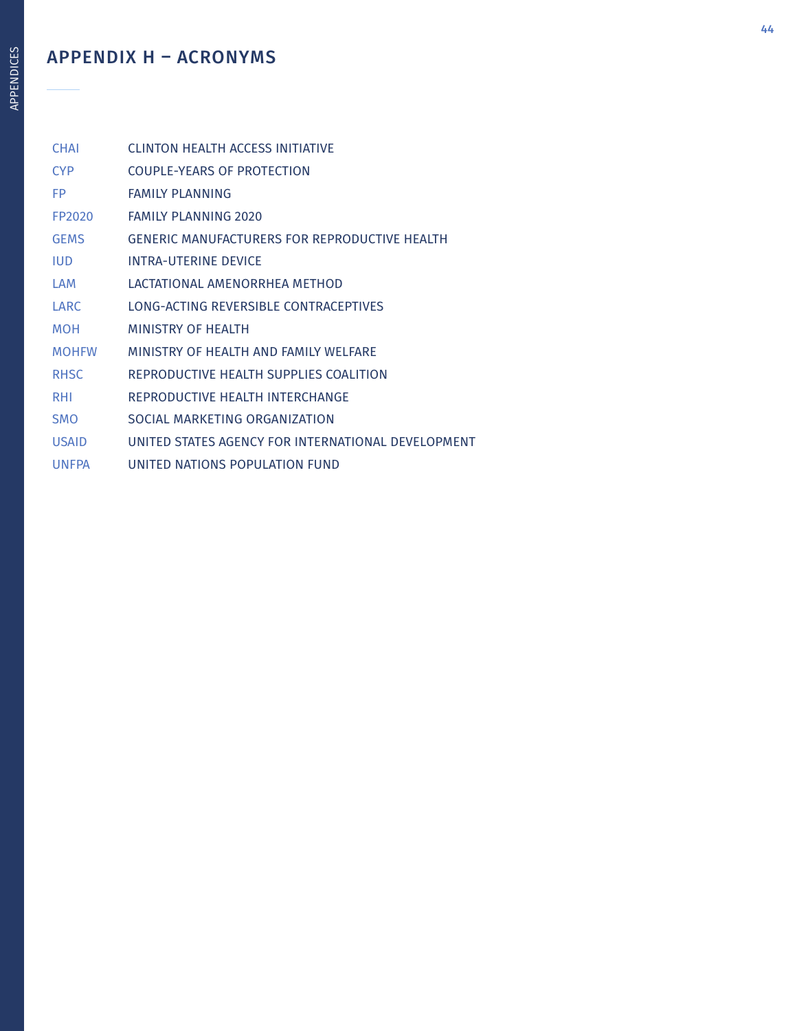# APPENDIX H – ACRONYMS

| | |
|---|---|
| CHAI | CLINTON HEALTH ACCESS INITIATIVE |
| CYP | COUPLE-YEARS OF PROTECTION |
| FP | FAMILY PLANNING |
| FP2020 | FAMILY PLANNING 2020 |
| GEMS | GENERIC MANUFACTURERS FOR REPRODUCTIVE HEALTH |
| IUD | INTRA-UTERINE DEVICE |
| LAM | LACTATIONAL AMENORRHEA METHOD |
| LARC | LONG-ACTING REVERSIBLE CONTRACEPTIVES |
| MOH | MINISTRY OF HEALTH |
| MOHFW | MINISTRY OF HEALTH AND FAMILY WELFARE |
| RHSC | REPRODUCTIVE HEALTH SUPPLIES COALITION |
| RHI | REPRODUCTIVE HEALTH INTERCHANGE |
| SMO | SOCIAL MARKETING ORGANIZATION |
| USAID | UNITED STATES AGENCY FOR INTERNATIONAL DEVELOPMENT |
| UNFPA | UNITED NATIONS POPULATION FUND |